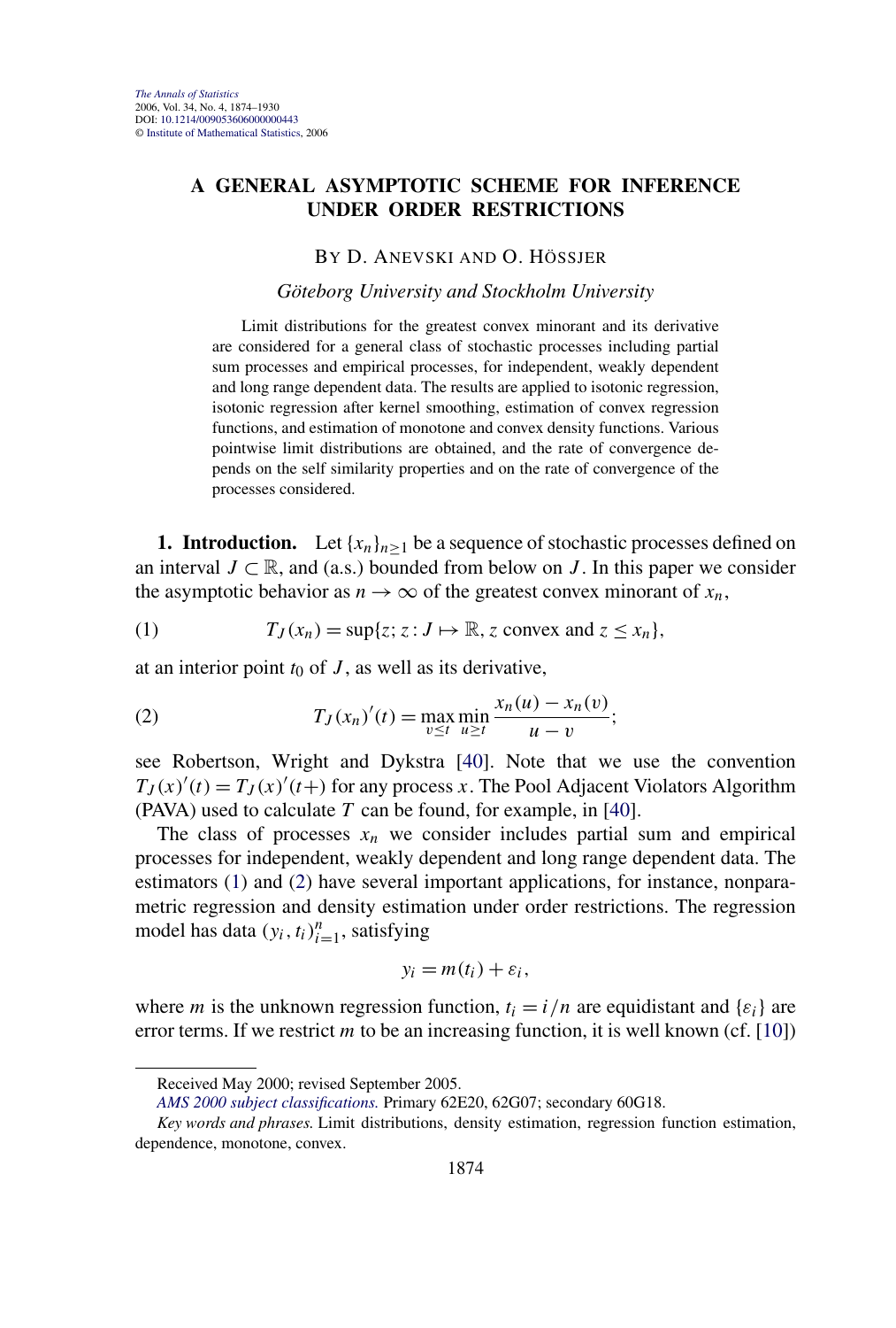# A GENERAL ASYMPTOTIC SCHEME FOR INFERENCE UNDER ORDER RESTRICTIONS

BY D. ANEVSKI AND O. HÖSSJER

*Göteborg University and Stockholm University*

Limit distributions for the greatest convex minorant and its derivative are considered for a general class of stochastic processes including partial sum processes and empirical processes, for independent, weakly dependent and long range dependent data. The results are applied to isotonic regression, isotonic regression after kernel smoothing, estimation of convex regression functions, and estimation of monotone and convex density functions. Various pointwise limit distributions are obtained, and the rate of convergence depends on the self similarity properties and on the rate of convergence of the processes considered.

**1. Introduction.** Let $\{x_n\}_{n\geq 1}$ be a sequence of stochastic processes defined on an interval $J \subset \mathbb{R}$, and (a.s.) bounded from below on $J$. In this paper we consider the asymptotic behavior as $n \to \infty$ of the greatest convex minorant of $x_n$,

$$T_J(x_n) = \sup\{z; z : J \mapsto \mathbb{R}, z \text{ convex and } z \leq x_n\}, \tag{1}$$

at an interior point $t_0$ of $J$, as well as its derivative,

$$T_J(x_n)'(t) = \max_{v\leq t} \min_{u\geq t} \frac{x_n(u) - x_n(v)}{u - v}; \tag{2}$$

see Robertson, Wright and Dykstra [40]. Note that we use the convention $T_J(x)'(t) = T_J(x)'(t+)$ for any process $x$. The Pool Adjacent Violators Algorithm (PAVA) used to calculate $T$ can be found, for example, in [40].

The class of processes $x_n$ we consider includes partial sum and empirical processes for independent, weakly dependent and long range dependent data. The estimators (1) and (2) have several important applications, for instance, nonparametric regression and density estimation under order restrictions. The regression model has data $(y_i, t_i)_{i=1}^n$, satisfying

$$y_i = m(t_i) + \varepsilon_i,$$

where $m$ is the unknown regression function, $t_i = i/n$ are equidistant and $\{\varepsilon_i\}$ are error terms. If we restrict $m$ to be an increasing function, it is well known (cf. [10])

Received May 2000; revised September 2005.

*AMS 2000 subject classifications.* Primary 62E20, 62G07; secondary 60G18.

*Key words and phrases.* Limit distributions, density estimation, regression function estimation, dependence, monotone, convex.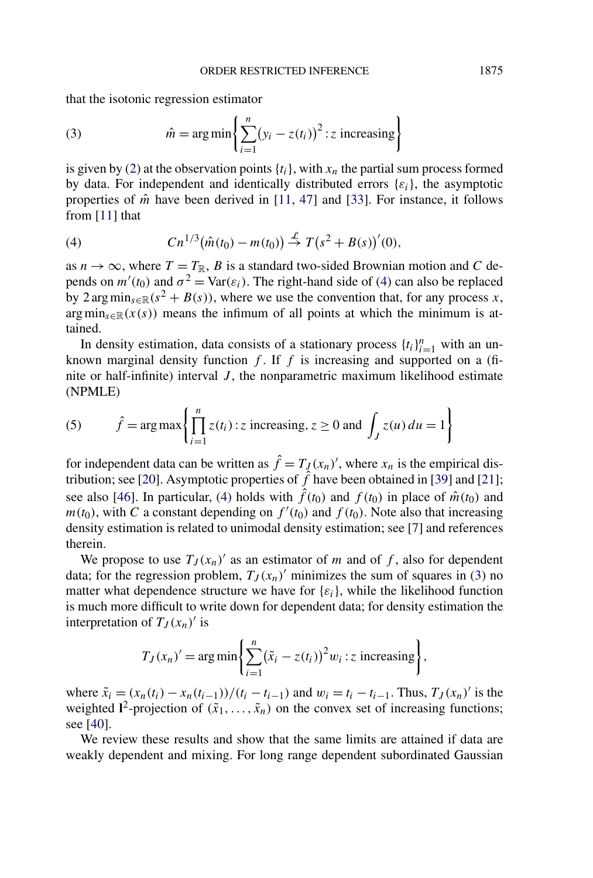that the isotonic regression estimator

$$\hat{m} = \arg\min\left\{\sum_{i=1}^{n}\big(y_i - z(t_i)\big)^2 : z \text{ increasing}\right\} \tag{3}$$

is given by (2) at the observation points $\{t_i\}$, with $x_n$ the partial sum process formed by data. For independent and identically distributed errors $\{\varepsilon_i\}$, the asymptotic properties of $\hat{m}$ have been derived in [11, 47] and [33]. For instance, it follows from [11] that

$$Cn^{1/3}\big(\hat{m}(t_0) - m(t_0)\big) \xrightarrow{\mathcal{L}} T\big(s^2 + B(s)\big)'(0), \tag{4}$$

as $n \to \infty$, where $T = T_{\mathbb{R}}$, $B$ is a standard two-sided Brownian motion and $C$ depends on $m'(t_0)$ and $\sigma^2 = \mathrm{Var}(\varepsilon_i)$. The right-hand side of (4) can also be replaced by $2\arg\min_{s\in\mathbb{R}}(s^2 + B(s))$, where we use the convention that, for any process $x$, $\arg\min_{s\in\mathbb{R}}(x(s))$ means the infimum of all points at which the minimum is attained.

In density estimation, data consists of a stationary process $\{t_i\}_{i=1}^n$ with an unknown marginal density function $f$. If $f$ is increasing and supported on a (finite or half-infinite) interval $J$, the nonparametric maximum likelihood estimate (NPMLE)

$$\hat{f} = \arg\max\left\{\prod_{i=1}^{n} z(t_i) : z \text{ increasing, } z \geq 0 \text{ and } \int_J z(u)\,du = 1\right\} \tag{5}$$

for independent data can be written as $\hat{f} = T_J(x_n)'$, where $x_n$ is the empirical distribution; see [20]. Asymptotic properties of $\hat{f}$ have been obtained in [39] and [21]; see also [46]. In particular, (4) holds with $\hat{f}(t_0)$ and $f(t_0)$ in place of $\hat{m}(t_0)$ and $m(t_0)$, with $C$ a constant depending on $f'(t_0)$ and $f(t_0)$. Note also that increasing density estimation is related to unimodal density estimation; see [7] and references therein.

We propose to use $T_J(x_n)'$ as an estimator of $m$ and of $f$, also for dependent data; for the regression problem, $T_J(x_n)'$ minimizes the sum of squares in (3) no matter what dependence structure we have for $\{\varepsilon_i\}$, while the likelihood function is much more difficult to write down for dependent data; for density estimation the interpretation of $T_J(x_n)'$ is

$$T_J(x_n)' = \arg\min\left\{\sum_{i=1}^{n}\big(\tilde{x}_i - z(t_i)\big)^2 w_i : z \text{ increasing}\right\},$$

where $\tilde{x}_i = (x_n(t_i) - x_n(t_{i-1}))/(t_i - t_{i-1})$ and $w_i = t_i - t_{i-1}$. Thus, $T_J(x_n)'$ is the weighted $\mathbf{l}^2$-projection of $(\tilde{x}_1, \ldots, \tilde{x}_n)$ on the convex set of increasing functions; see [40].

We review these results and show that the same limits are attained if data are weakly dependent and mixing. For long range dependent subordinated Gaussian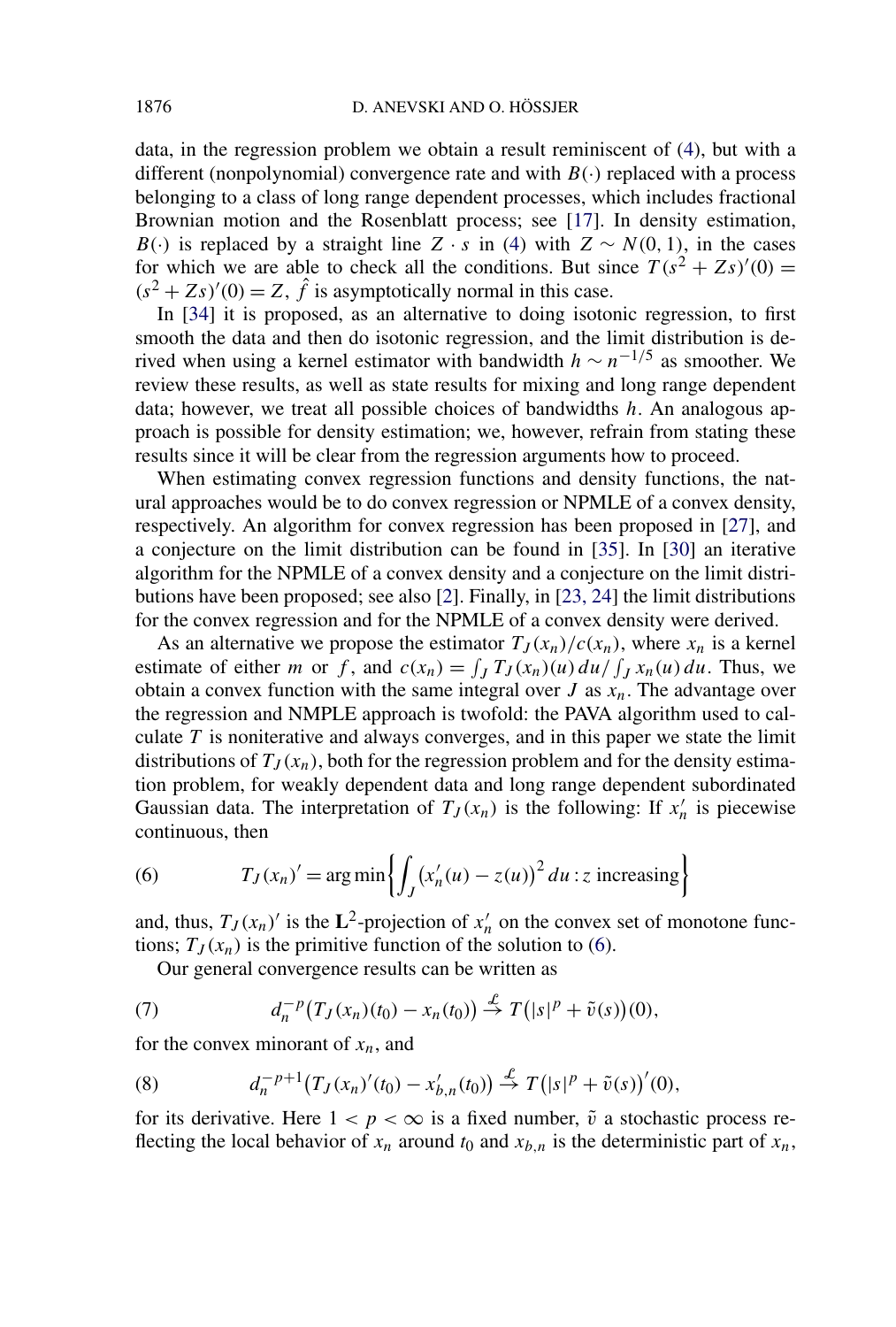data, in the regression problem we obtain a result reminiscent of (4), but with a different (nonpolynomial) convergence rate and with $B(\cdot)$ replaced with a process belonging to a class of long range dependent processes, which includes fractional Brownian motion and the Rosenblatt process; see [17]. In density estimation, $B(\cdot)$ is replaced by a straight line $Z \cdot s$ in (4) with $Z \sim N(0,1)$, in the cases for which we are able to check all the conditions. But since $T(s^2 + Zs)'(0) = (s^2 + Zs)'(0) = Z$, $\hat{f}$ is asymptotically normal in this case.

In [34] it is proposed, as an alternative to doing isotonic regression, to first smooth the data and then do isotonic regression, and the limit distribution is derived when using a kernel estimator with bandwidth $h \sim n^{-1/5}$ as smoother. We review these results, as well as state results for mixing and long range dependent data; however, we treat all possible choices of bandwidths $h$. An analogous approach is possible for density estimation; we, however, refrain from stating these results since it will be clear from the regression arguments how to proceed.

When estimating convex regression functions and density functions, the natural approaches would be to do convex regression or NPMLE of a convex density, respectively. An algorithm for convex regression has been proposed in [27], and a conjecture on the limit distribution can be found in [35]. In [30] an iterative algorithm for the NPMLE of a convex density and a conjecture on the limit distributions have been proposed; see also [2]. Finally, in [23, 24] the limit distributions for the convex regression and for the NPMLE of a convex density were derived.

As an alternative we propose the estimator $T_J(x_n)/c(x_n)$, where $x_n$ is a kernel estimate of either $m$ or $f$, and $c(x_n) = \int_J T_J(x_n)(u)\,du / \int_J x_n(u)\,du$. Thus, we obtain a convex function with the same integral over $J$ as $x_n$. The advantage over the regression and NMPLE approach is twofold: the PAVA algorithm used to calculate $T$ is noniterative and always converges, and in this paper we state the limit distributions of $T_J(x_n)$, both for the regression problem and for the density estimation problem, for weakly dependent data and long range dependent subordinated Gaussian data. The interpretation of $T_J(x_n)$ is the following: If $x_n'$ is piecewise continuous, then

$$T_J(x_n)' = \arg\min\left\{\int_J \bigl(x_n'(u) - z(u)\bigr)^2\,du : z \text{ increasing}\right\} \tag{6}$$

and, thus, $T_J(x_n)'$ is the $\mathbf{L}^2$-projection of $x_n'$ on the convex set of monotone functions; $T_J(x_n)$ is the primitive function of the solution to (6).

Our general convergence results can be written as

$$d_n^{-p}\bigl(T_J(x_n)(t_0) - x_n(t_0)\bigr) \stackrel{\mathcal{L}}{\to} T\bigl(|s|^p + \tilde{v}(s)\bigr)(0), \tag{7}$$

for the convex minorant of $x_n$, and

$$d_n^{-p+1}\bigl(T_J(x_n)'(t_0) - x_{b,n}'(t_0)\bigr) \stackrel{\mathcal{L}}{\to} T\bigl(|s|^p + \tilde{v}(s)\bigr)'(0), \tag{8}$$

for its derivative. Here $1 < p < \infty$ is a fixed number, $\tilde{v}$ a stochastic process reflecting the local behavior of $x_n$ around $t_0$ and $x_{b,n}$ is the deterministic part of $x_n$,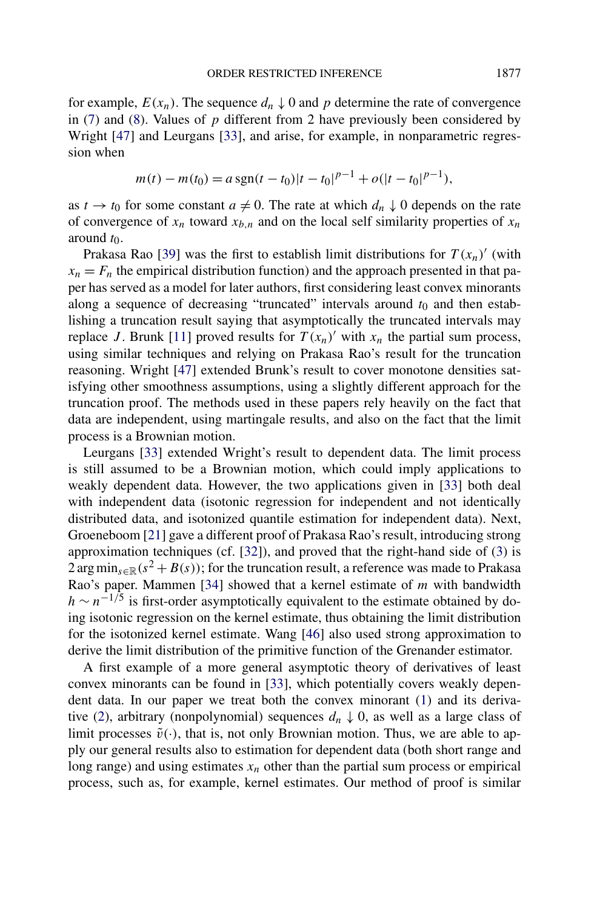for example, $E(x_n)$. The sequence $d_n \downarrow 0$ and $p$ determine the rate of convergence in (7) and (8). Values of $p$ different from 2 have previously been considered by Wright [47] and Leurgans [33], and arise, for example, in nonparametric regression when

$$m(t) - m(t_0) = a\,\mathrm{sgn}(t - t_0)|t - t_0|^{p-1} + o(|t - t_0|^{p-1}),$$

as $t \to t_0$ for some constant $a \neq 0$. The rate at which $d_n \downarrow 0$ depends on the rate of convergence of $x_n$ toward $x_{b,n}$ and on the local self similarity properties of $x_n$ around $t_0$.

Prakasa Rao [39] was the first to establish limit distributions for $T(x_n)'$ (with $x_n = F_n$ the empirical distribution function) and the approach presented in that paper has served as a model for later authors, first considering least convex minorants along a sequence of decreasing "truncated" intervals around $t_0$ and then establishing a truncation result saying that asymptotically the truncated intervals may replace $J$. Brunk [11] proved results for $T(x_n)'$ with $x_n$ the partial sum process, using similar techniques and relying on Prakasa Rao's result for the truncation reasoning. Wright [47] extended Brunk's result to cover monotone densities satisfying other smoothness assumptions, using a slightly different approach for the truncation proof. The methods used in these papers rely heavily on the fact that data are independent, using martingale results, and also on the fact that the limit process is a Brownian motion.

Leurgans [33] extended Wright's result to dependent data. The limit process is still assumed to be a Brownian motion, which could imply applications to weakly dependent data. However, the two applications given in [33] both deal with independent data (isotonic regression for independent and not identically distributed data, and isotonized quantile estimation for independent data). Next, Groeneboom [21] gave a different proof of Prakasa Rao's result, introducing strong approximation techniques (cf. [32]), and proved that the right-hand side of (3) is $2\arg\min_{s\in\mathbb{R}}(s^2 + B(s))$; for the truncation result, a reference was made to Prakasa Rao's paper. Mammen [34] showed that a kernel estimate of $m$ with bandwidth $h \sim n^{-1/5}$ is first-order asymptotically equivalent to the estimate obtained by doing isotonic regression on the kernel estimate, thus obtaining the limit distribution for the isotonized kernel estimate. Wang [46] also used strong approximation to derive the limit distribution of the primitive function of the Grenander estimator.

A first example of a more general asymptotic theory of derivatives of least convex minorants can be found in [33], which potentially covers weakly dependent data. In our paper we treat both the convex minorant (1) and its derivative (2), arbitrary (nonpolynomial) sequences $d_n \downarrow 0$, as well as a large class of limit processes $\tilde{v}(\cdot)$, that is, not only Brownian motion. Thus, we are able to apply our general results also to estimation for dependent data (both short range and long range) and using estimates $x_n$ other than the partial sum process or empirical process, such as, for example, kernel estimates. Our method of proof is similar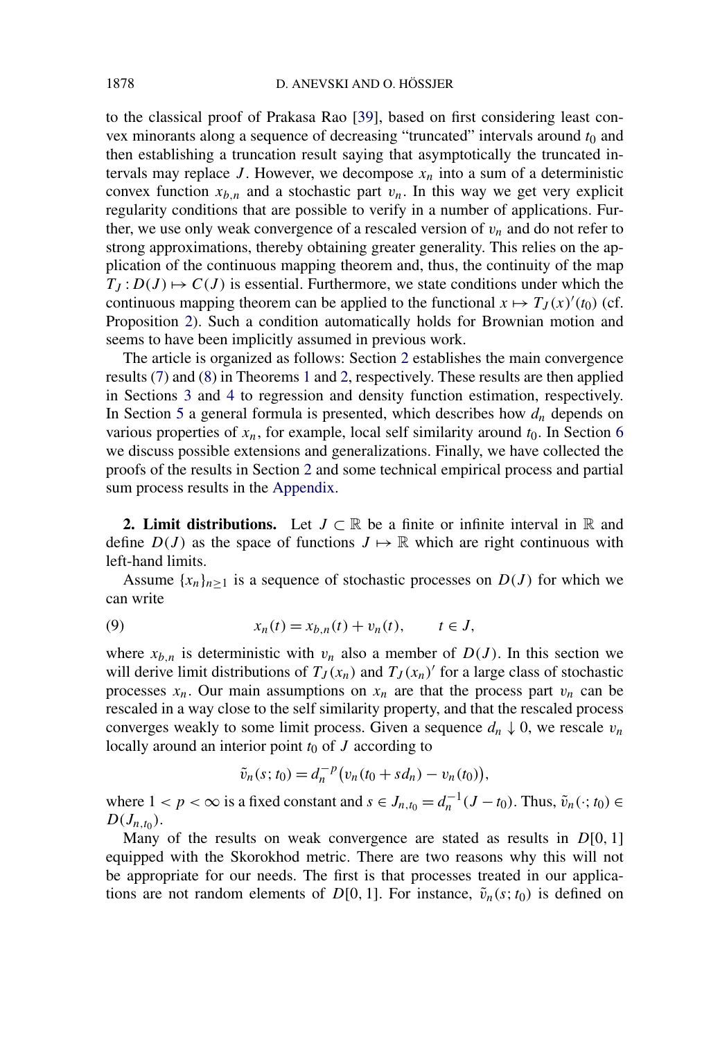to the classical proof of Prakasa Rao [39], based on first considering least convex minorants along a sequence of decreasing "truncated" intervals around $t_0$ and then establishing a truncation result saying that asymptotically the truncated intervals may replace $J$. However, we decompose $x_n$ into a sum of a deterministic convex function $x_{b,n}$ and a stochastic part $v_n$. In this way we get very explicit regularity conditions that are possible to verify in a number of applications. Further, we use only weak convergence of a rescaled version of $v_n$ and do not refer to strong approximations, thereby obtaining greater generality. This relies on the application of the continuous mapping theorem and, thus, the continuity of the map $T_J : D(J) \mapsto C(J)$ is essential. Furthermore, we state conditions under which the continuous mapping theorem can be applied to the functional $x \mapsto T_J(x)'(t_0)$ (cf. Proposition 2). Such a condition automatically holds for Brownian motion and seems to have been implicitly assumed in previous work.

The article is organized as follows: Section 2 establishes the main convergence results (7) and (8) in Theorems 1 and 2, respectively. These results are then applied in Sections 3 and 4 to regression and density function estimation, respectively. In Section 5 a general formula is presented, which describes how $d_n$ depends on various properties of $x_n$, for example, local self similarity around $t_0$. In Section 6 we discuss possible extensions and generalizations. Finally, we have collected the proofs of the results in Section 2 and some technical empirical process and partial sum process results in the Appendix.

## 2. Limit distributions.

Let $J \subset \mathbb{R}$ be a finite or infinite interval in $\mathbb{R}$ and define $D(J)$ as the space of functions $J \mapsto \mathbb{R}$ which are right continuous with left-hand limits.

Assume $\{x_n\}_{n \geq 1}$ is a sequence of stochastic processes on $D(J)$ for which we can write

$$x_n(t) = x_{b,n}(t) + v_n(t), \qquad t \in J, \tag{9}$$

where $x_{b,n}$ is deterministic with $v_n$ also a member of $D(J)$. In this section we will derive limit distributions of $T_J(x_n)$ and $T_J(x_n)'$ for a large class of stochastic processes $x_n$. Our main assumptions on $x_n$ are that the process part $v_n$ can be rescaled in a way close to the self similarity property, and that the rescaled process converges weakly to some limit process. Given a sequence $d_n \downarrow 0$, we rescale $v_n$ locally around an interior point $t_0$ of $J$ according to

$$\tilde{v}_n(s; t_0) = d_n^{-p}\big(v_n(t_0 + sd_n) - v_n(t_0)\big),$$

where $1 < p < \infty$ is a fixed constant and $s \in J_{n,t_0} = d_n^{-1}(J - t_0)$. Thus, $\tilde{v}_n(\cdot; t_0) \in D(J_{n,t_0})$.

Many of the results on weak convergence are stated as results in $D[0, 1]$ equipped with the Skorokhod metric. There are two reasons why this will not be appropriate for our needs. The first is that processes treated in our applications are not random elements of $D[0, 1]$. For instance, $\tilde{v}_n(s; t_0)$ is defined on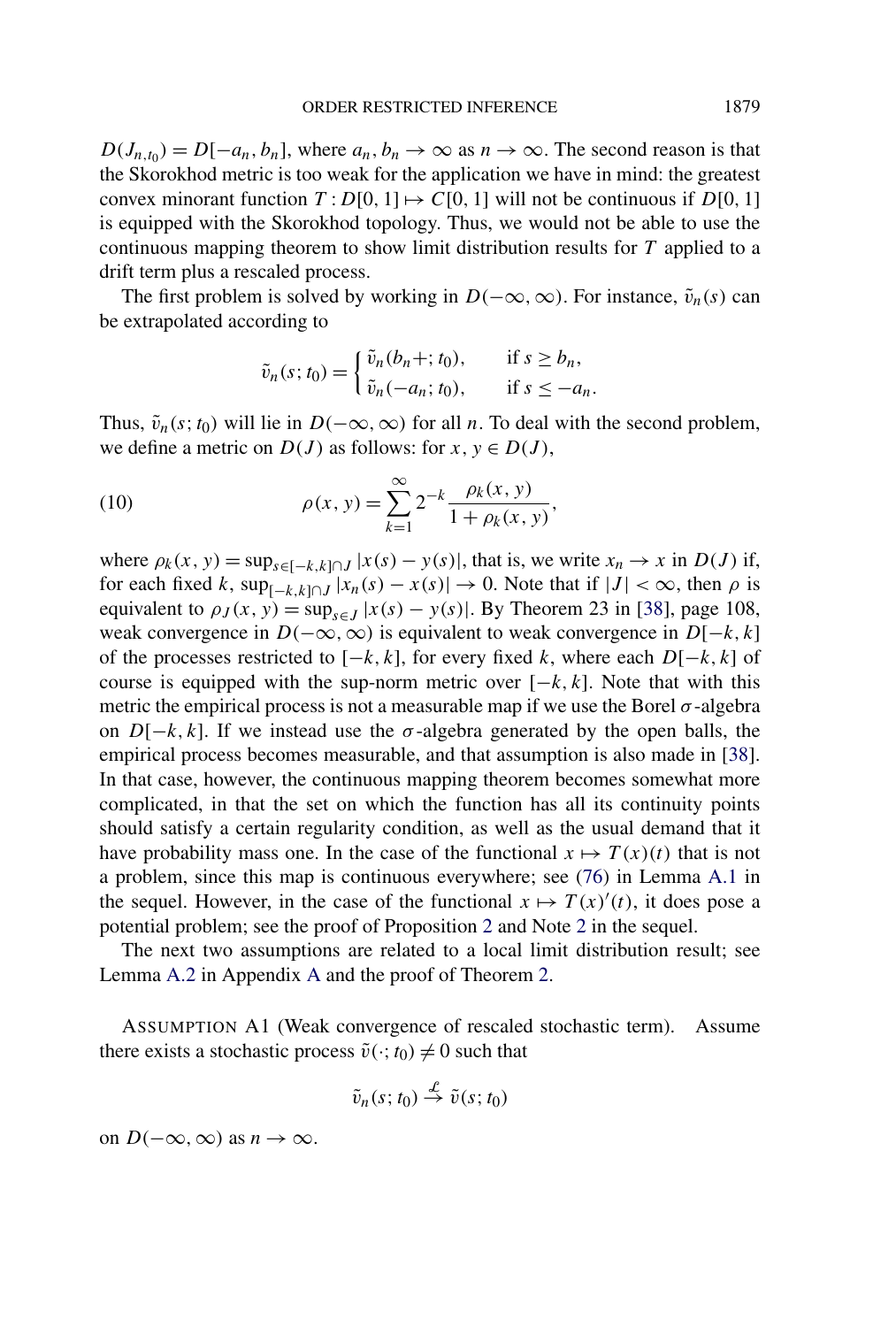$D(J_{n,t_0}) = D[-a_n, b_n]$, where $a_n, b_n \to \infty$ as $n \to \infty$. The second reason is that the Skorokhod metric is too weak for the application we have in mind: the greatest convex minorant function $T : D[0,1] \mapsto C[0,1]$ will not be continuous if $D[0,1]$ is equipped with the Skorokhod topology. Thus, we would not be able to use the continuous mapping theorem to show limit distribution results for $T$ applied to a drift term plus a rescaled process.

The first problem is solved by working in $D(-\infty, \infty)$. For instance, $\tilde{v}_n(s)$ can be extrapolated according to

$$\tilde{v}_n(s; t_0) = \begin{cases} \tilde{v}_n(b_n+; t_0), & \text{if } s \geq b_n, \\ \tilde{v}_n(-a_n; t_0), & \text{if } s \leq -a_n. \end{cases}$$

Thus, $\tilde{v}_n(s; t_0)$ will lie in $D(-\infty, \infty)$ for all $n$. To deal with the second problem, we define a metric on $D(J)$ as follows: for $x, y \in D(J)$,

$$\rho(x, y) = \sum_{k=1}^{\infty} 2^{-k} \frac{\rho_k(x, y)}{1 + \rho_k(x, y)}, \tag{10}$$

where $\rho_k(x, y) = \sup_{s \in [-k,k] \cap J} |x(s) - y(s)|$, that is, we write $x_n \to x$ in $D(J)$ if, for each fixed $k$, $\sup_{[-k,k] \cap J} |x_n(s) - x(s)| \to 0$. Note that if $|J| < \infty$, then $\rho$ is equivalent to $\rho_J(x, y) = \sup_{s \in J} |x(s) - y(s)|$. By Theorem 23 in [38], page 108, weak convergence in $D(-\infty, \infty)$ is equivalent to weak convergence in $D[-k, k]$ of the processes restricted to $[-k, k]$, for every fixed $k$, where each $D[-k, k]$ of course is equipped with the sup-norm metric over $[-k, k]$. Note that with this metric the empirical process is not a measurable map if we use the Borel $\sigma$-algebra on $D[-k, k]$. If we instead use the $\sigma$-algebra generated by the open balls, the empirical process becomes measurable, and that assumption is also made in [38]. In that case, however, the continuous mapping theorem becomes somewhat more complicated, in that the set on which the function has all its continuity points should satisfy a certain regularity condition, as well as the usual demand that it have probability mass one. In the case of the functional $x \mapsto T(x)(t)$ that is not a problem, since this map is continuous everywhere; see (76) in Lemma A.1 in the sequel. However, in the case of the functional $x \mapsto T(x)'(t)$, it does pose a potential problem; see the proof of Proposition 2 and Note 2 in the sequel.

The next two assumptions are related to a local limit distribution result; see Lemma A.2 in Appendix A and the proof of Theorem 2.

ASSUMPTION A1 (Weak convergence of rescaled stochastic term). Assume there exists a stochastic process $\tilde{v}(\cdot; t_0) \neq 0$ such that

$$\tilde{v}_n(s; t_0) \stackrel{\mathcal{L}}{\to} \tilde{v}(s; t_0)$$

on $D(-\infty, \infty)$ as $n \to \infty$.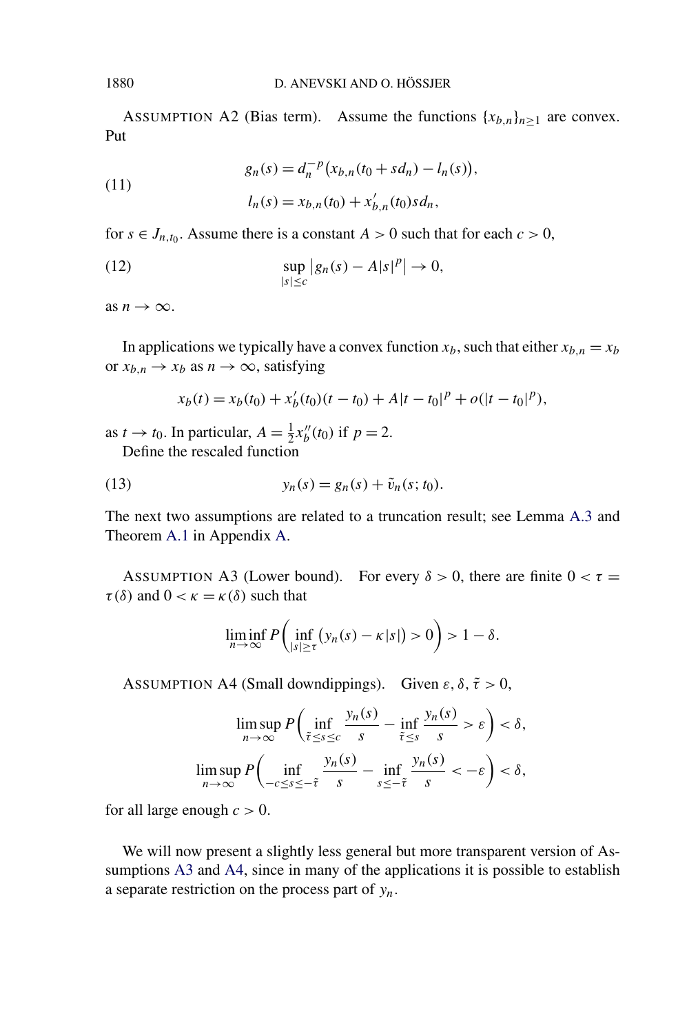ASSUMPTION A2 (Bias term). Assume the functions $\{x_{b,n}\}_{n\geq 1}$ are convex. Put

$$
\begin{aligned}
g_n(s) &= d_n^{-p}\big(x_{b,n}(t_0 + s d_n) - l_n(s)\big), \\
l_n(s) &= x_{b,n}(t_0) + x'_{b,n}(t_0) s d_n,
\end{aligned} \tag{11}
$$

for $s \in J_{n,t_0}$. Assume there is a constant $A > 0$ such that for each $c > 0$,

$$
\sup_{|s|\leq c} \big|g_n(s) - A|s|^p\big| \to 0, \tag{12}
$$

as $n \to \infty$.

In applications we typically have a convex function $x_b$, such that either $x_{b,n} = x_b$ or $x_{b,n} \to x_b$ as $n \to \infty$, satisfying

$$
x_b(t) = x_b(t_0) + x'_b(t_0)(t - t_0) + A|t - t_0|^p + o(|t - t_0|^p),
$$

as $t \to t_0$. In particular, $A = \frac{1}{2} x''_b(t_0)$ if $p = 2$.

Define the rescaled function

$$
y_n(s) = g_n(s) + \tilde{v}_n(s; t_0). \tag{13}
$$

The next two assumptions are related to a truncation result; see Lemma A.3 and Theorem A.1 in Appendix A.

ASSUMPTION A3 (Lower bound). For every $\delta > 0$, there are finite $0 < \tau = \tau(\delta)$ and $0 < \kappa = \kappa(\delta)$ such that

$$
\liminf_{n\to\infty} P\Big(\inf_{|s|\geq \tau} \big(y_n(s) - \kappa|s|\big) > 0\Big) > 1 - \delta.
$$

ASSUMPTION A4 (Small downdippings). Given $\varepsilon, \delta, \tilde{\tau} > 0$,

$$
\limsup_{n\to\infty} P\bigg(\inf_{\tilde{\tau}\leq s\leq c} \frac{y_n(s)}{s} - \inf_{\tilde{\tau}\leq s} \frac{y_n(s)}{s} > \varepsilon\bigg) < \delta,
$$

$$
\limsup_{n\to\infty} P\bigg(\inf_{-c\leq s\leq -\tilde{\tau}} \frac{y_n(s)}{s} - \inf_{s\leq -\tilde{\tau}} \frac{y_n(s)}{s} < -\varepsilon\bigg) < \delta,
$$

for all large enough $c > 0$.

We will now present a slightly less general but more transparent version of Assumptions A3 and A4, since in many of the applications it is possible to establish a separate restriction on the process part of $y_n$.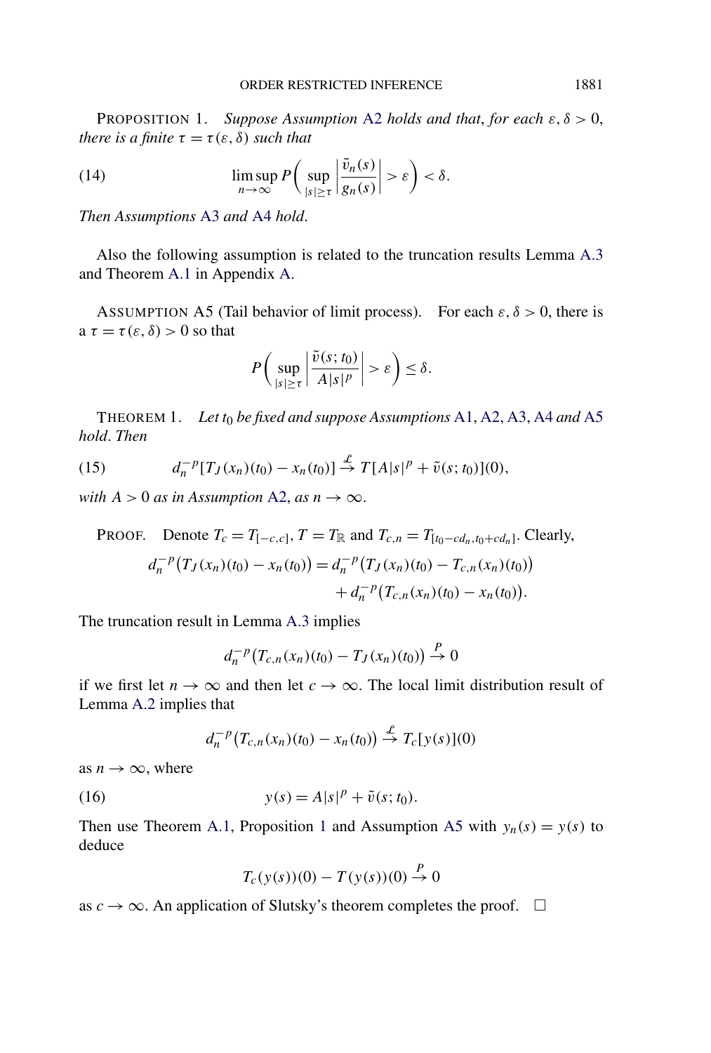PROPOSITION 1. *Suppose Assumption A2 holds and that, for each $\varepsilon, \delta > 0$, there is a finite $\tau = \tau(\varepsilon, \delta)$ such that*

$$\limsup_{n\to\infty} P\left( \sup_{|s|\geq\tau} \left| \frac{\tilde{v}_n(s)}{g_n(s)} \right| > \varepsilon \right) < \delta. \tag{14}$$

*Then Assumptions A3 and A4 hold.*

Also the following assumption is related to the truncation results Lemma A.3 and Theorem A.1 in Appendix A.

ASSUMPTION A5 (Tail behavior of limit process). For each $\varepsilon, \delta > 0$, there is a $\tau = \tau(\varepsilon, \delta) > 0$ so that

$$P\left( \sup_{|s|\geq\tau} \left| \frac{\tilde{v}(s; t_0)}{A|s|^p} \right| > \varepsilon \right) \leq \delta.$$

THEOREM 1. *Let $t_0$ be fixed and suppose Assumptions A1, A2, A3, A4 and A5 hold. Then*

$$d_n^{-p}[T_J(x_n)(t_0) - x_n(t_0)] \stackrel{\mathcal{L}}{\to} T[A|s|^p + \tilde{v}(s; t_0)](0), \tag{15}$$

*with $A > 0$ as in Assumption A2, as $n \to \infty$.*

PROOF. Denote $T_c = T_{[-c,c]}$, $T = T_{\mathbb{R}}$ and $T_{c,n} = T_{[t_0 - cd_n, t_0 + cd_n]}$. Clearly,

$$\begin{aligned} d_n^{-p}\big(T_J(x_n)(t_0) - x_n(t_0)\big) &= d_n^{-p}\big(T_J(x_n)(t_0) - T_{c,n}(x_n)(t_0)\big) \\ &\quad + d_n^{-p}\big(T_{c,n}(x_n)(t_0) - x_n(t_0)\big). \end{aligned}$$

The truncation result in Lemma A.3 implies

$$d_n^{-p}\big(T_{c,n}(x_n)(t_0) - T_J(x_n)(t_0)\big) \stackrel{P}{\to} 0$$

if we first let $n \to \infty$ and then let $c \to \infty$. The local limit distribution result of Lemma A.2 implies that

$$d_n^{-p}\big(T_{c,n}(x_n)(t_0) - x_n(t_0)\big) \stackrel{\mathcal{L}}{\to} T_c[y(s)](0)$$

as $n \to \infty$, where

$$y(s) = A|s|^p + \tilde{v}(s; t_0). \tag{16}$$

Then use Theorem A.1, Proposition 1 and Assumption A5 with $y_n(s) = y(s)$ to deduce

$$T_c(y(s))(0) - T(y(s))(0) \stackrel{P}{\to} 0$$

as $c \to \infty$. An application of Slutsky's theorem completes the proof. $\square$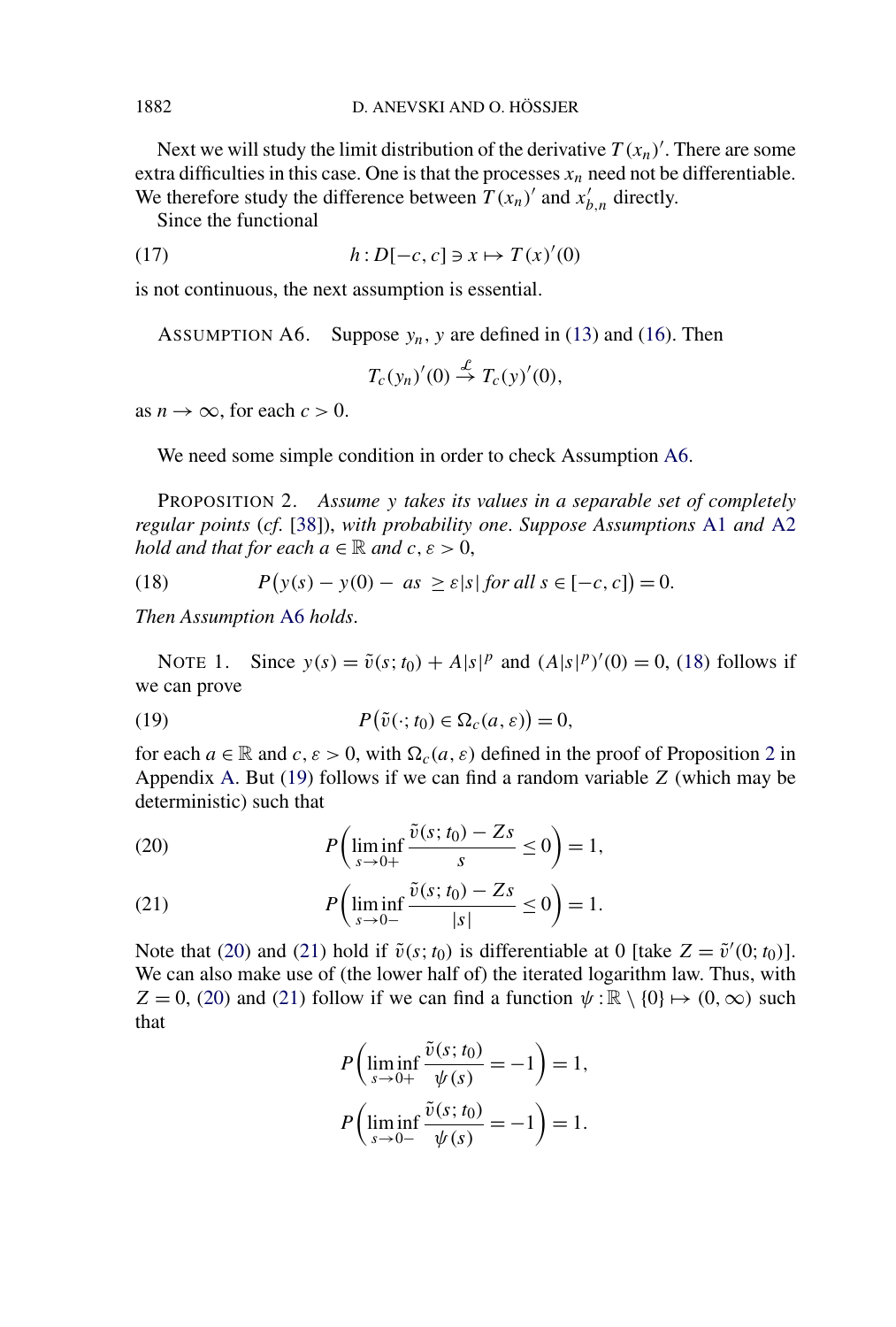Next we will study the limit distribution of the derivative $T(x_n)'$. There are some extra difficulties in this case. One is that the processes $x_n$ need not be differentiable. We therefore study the difference between $T(x_n)'$ and $x'_{b,n}$ directly.

Since the functional

$$h : D[-c, c] \ni x \mapsto T(x)'(0) \tag{17}$$

is not continuous, the next assumption is essential.

ASSUMPTION A6. Suppose $y_n$, $y$ are defined in (13) and (16). Then

$$T_c(y_n)'(0) \stackrel{\mathcal{L}}{\to} T_c(y)'(0),$$

as $n \to \infty$, for each $c > 0$.

We need some simple condition in order to check Assumption A6.

PROPOSITION 2. *Assume $y$ takes its values in a separable set of completely regular points* (*cf.* [38]), *with probability one. Suppose Assumptions* A1 *and* A2 *hold and that for each $a \in \mathbb{R}$ and $c, \varepsilon > 0$,*

$$P\big(y(s) - y(0) - \ as \ \geq \varepsilon |s| \text{ for all } s \in [-c, c]\big) = 0. \tag{18}$$

*Then Assumption* A6 *holds.*

NOTE 1. Since $y(s) = \tilde{v}(s; t_0) + A|s|^p$ and $(A|s|^p)'(0) = 0$, (18) follows if we can prove

$$P\big(\tilde{v}(\cdot; t_0) \in \Omega_c(a, \varepsilon)\big) = 0, \tag{19}$$

for each $a \in \mathbb{R}$ and $c, \varepsilon > 0$, with $\Omega_c(a, \varepsilon)$ defined in the proof of Proposition 2 in Appendix A. But (19) follows if we can find a random variable $Z$ (which may be deterministic) such that

$$P\left(\liminf_{s \to 0+} \frac{\tilde{v}(s; t_0) - Zs}{s} \leq 0\right) = 1, \tag{20}$$

$$P\left(\liminf_{s \to 0-} \frac{\tilde{v}(s; t_0) - Zs}{|s|} \leq 0\right) = 1. \tag{21}$$

Note that (20) and (21) hold if $\tilde{v}(s; t_0)$ is differentiable at 0 [take $Z = \tilde{v}'(0; t_0)$]. We can also make use of (the lower half of) the iterated logarithm law. Thus, with $Z = 0$, (20) and (21) follow if we can find a function $\psi : \mathbb{R} \setminus \{0\} \mapsto (0, \infty)$ such that

$$P\left(\liminf_{s \to 0+} \frac{\tilde{v}(s; t_0)}{\psi(s)} = -1\right) = 1,$$

$$P\left(\liminf_{s \to 0-} \frac{\tilde{v}(s; t_0)}{\psi(s)} = -1\right) = 1.$$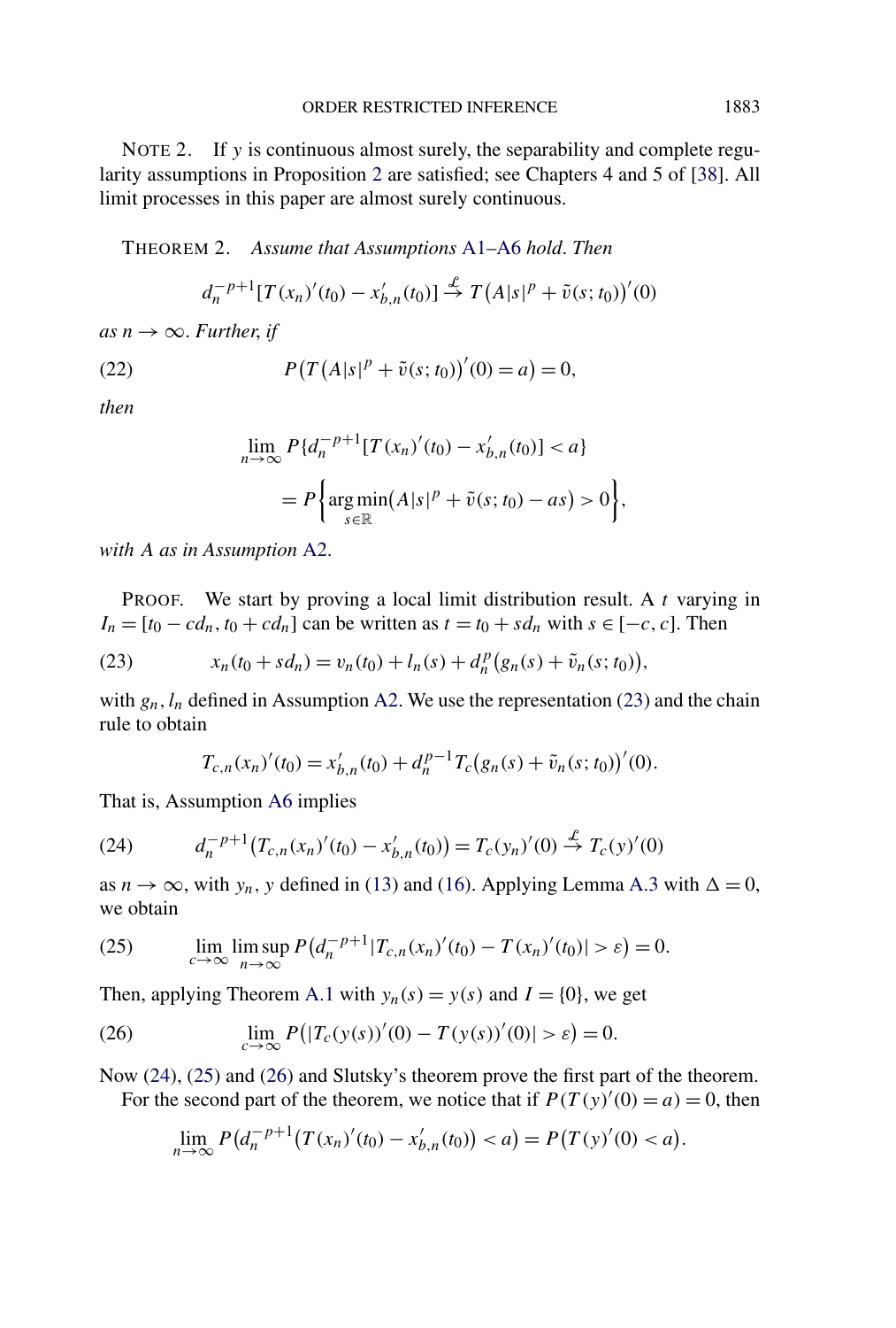NOTE 2. If $y$ is continuous almost surely, the separability and complete regularity assumptions in Proposition 2 are satisfied; see Chapters 4 and 5 of [38]. All limit processes in this paper are almost surely continuous.

THEOREM 2. *Assume that Assumptions A1–A6 hold. Then*

$$d_n^{-p+1}[T(x_n)'(t_0) - x'_{b,n}(t_0)] \overset{\mathcal{L}}{\to} T\big(A|s|^p + \tilde{v}(s;t_0)\big)'(0)$$

*as* $n \to \infty$. *Further, if*

$$P\big(T\big(A|s|^p + \tilde{v}(s;t_0)\big)'(0) = a\big) = 0, \tag{22}$$

*then*

$$\lim_{n\to\infty} P\{d_n^{-p+1}[T(x_n)'(t_0) - x'_{b,n}(t_0)] < a\}$$
$$= P\Big\{\arg\min_{s\in\mathbb{R}}\big(A|s|^p + \tilde{v}(s;t_0) - as\big) > 0\Big\},$$

*with* $A$ *as in Assumption* A2.

PROOF. We start by proving a local limit distribution result. A $t$ varying in $I_n = [t_0 - cd_n, t_0 + cd_n]$ can be written as $t = t_0 + sd_n$ with $s \in [-c, c]$. Then

$$x_n(t_0 + sd_n) = v_n(t_0) + l_n(s) + d_n^p\big(g_n(s) + \tilde{v}_n(s;t_0)\big), \tag{23}$$

with $g_n, l_n$ defined in Assumption A2. We use the representation (23) and the chain rule to obtain

$$T_{c,n}(x_n)'(t_0) = x'_{b,n}(t_0) + d_n^{p-1} T_c\big(g_n(s) + \tilde{v}_n(s;t_0)\big)'(0).$$

That is, Assumption A6 implies

$$d_n^{-p+1}\big(T_{c,n}(x_n)'(t_0) - x'_{b,n}(t_0)\big) = T_c(y_n)'(0) \overset{\mathcal{L}}{\to} T_c(y)'(0) \tag{24}$$

as $n \to \infty$, with $y_n, y$ defined in (13) and (16). Applying Lemma A.3 with $\Delta = 0$, we obtain

$$\lim_{c\to\infty}\limsup_{n\to\infty} P\big(d_n^{-p+1}|T_{c,n}(x_n)'(t_0) - T(x_n)'(t_0)| > \varepsilon\big) = 0. \tag{25}$$

Then, applying Theorem A.1 with $y_n(s) = y(s)$ and $I = \{0\}$, we get

$$\lim_{c\to\infty} P\big(|T_c(y(s))'(0) - T(y(s))'(0)| > \varepsilon\big) = 0. \tag{26}$$

Now (24), (25) and (26) and Slutsky's theorem prove the first part of the theorem.

For the second part of the theorem, we notice that if $P(T(y)'(0) = a) = 0$, then

$$\lim_{n\to\infty} P\big(d_n^{-p+1}\big(T(x_n)'(t_0) - x'_{b,n}(t_0)\big) < a\big) = P\big(T(y)'(0) < a\big).$$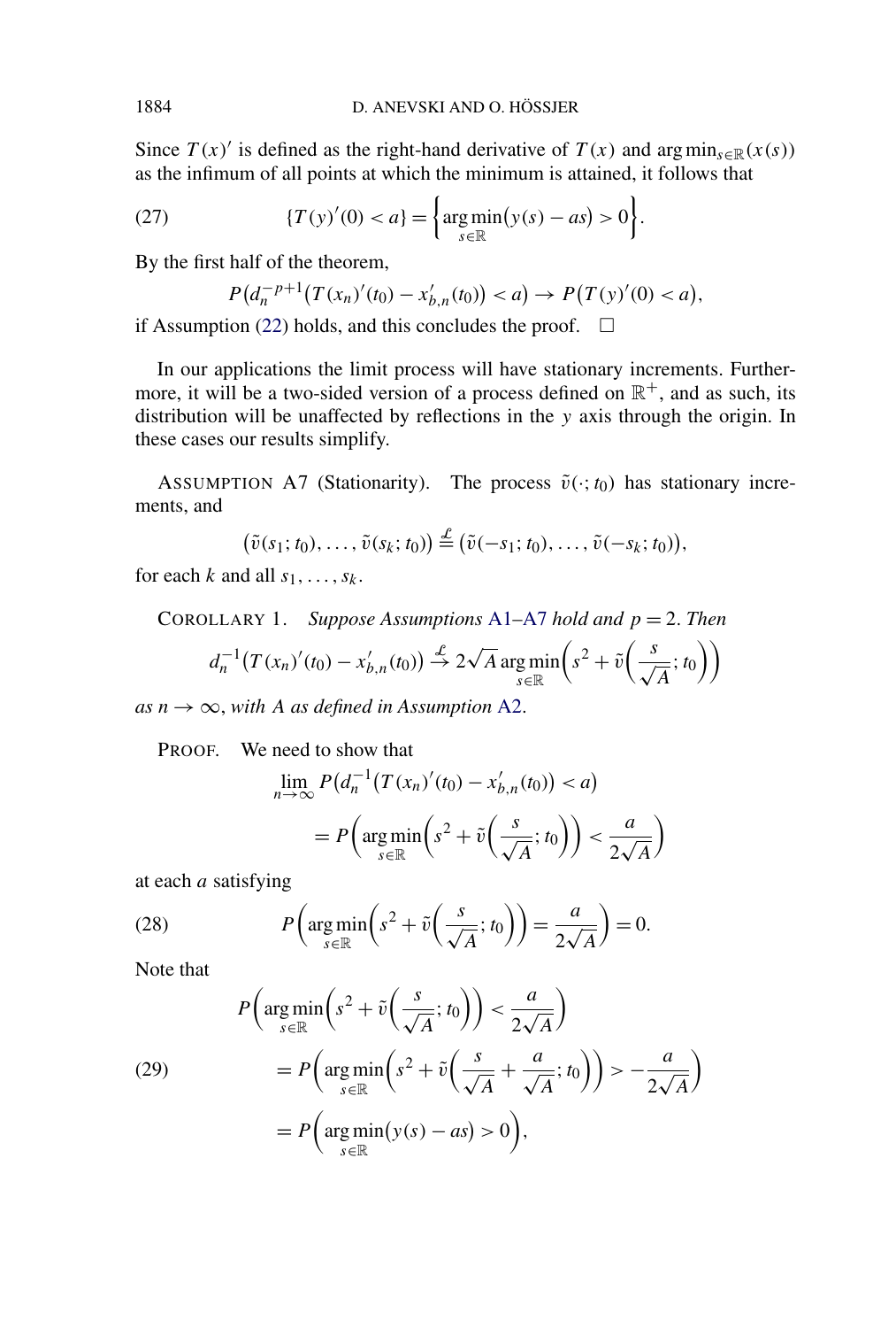Since $T(x)'$ is defined as the right-hand derivative of $T(x)$ and $\arg\min_{s\in\mathbb{R}}(x(s))$ as the infimum of all points at which the minimum is attained, it follows that

$$\{T(y)'(0) < a\} = \left\{\arg\min_{s\in\mathbb{R}}\big(y(s) - as\big) > 0\right\}. \tag{27}$$

By the first half of the theorem,

$$P\big(d_n^{-p+1}\big(T(x_n)'(t_0) - x'_{b,n}(t_0)\big) < a\big) \to P\big(T(y)'(0) < a\big),$$

if Assumption (22) holds, and this concludes the proof. $\square$

In our applications the limit process will have stationary increments. Furthermore, it will be a two-sided version of a process defined on $\mathbb{R}^+$, and as such, its distribution will be unaffected by reflections in the $y$ axis through the origin. In these cases our results simplify.

ASSUMPTION A7 (Stationarity). The process $\tilde{v}(\cdot; t_0)$ has stationary increments, and

$$\big(\tilde{v}(s_1; t_0), \dots, \tilde{v}(s_k; t_0)\big) \stackrel{\mathcal{L}}{=} \big(\tilde{v}(-s_1; t_0), \dots, \tilde{v}(-s_k; t_0)\big),$$

for each $k$ and all $s_1, \dots, s_k$.

COROLLARY 1. *Suppose Assumptions A1–A7 hold and $p = 2$. Then*

$$d_n^{-1}\big(T(x_n)'(t_0) - x'_{b,n}(t_0)\big) \stackrel{\mathcal{L}}{\to} 2\sqrt{A}\arg\min_{s\in\mathbb{R}}\left(s^2 + \tilde{v}\left(\frac{s}{\sqrt{A}}; t_0\right)\right)$$

*as $n \to \infty$, with $A$ as defined in Assumption A2.*

PROOF. We need to show that

$$\begin{aligned}
&\lim_{n\to\infty} P\big(d_n^{-1}\big(T(x_n)'(t_0) - x'_{b,n}(t_0)\big) < a\big) \\
&\qquad = P\left(\arg\min_{s\in\mathbb{R}}\left(s^2 + \tilde{v}\left(\frac{s}{\sqrt{A}}; t_0\right)\right) < \frac{a}{2\sqrt{A}}\right)
\end{aligned}$$

at each $a$ satisfying

$$P\left(\arg\min_{s\in\mathbb{R}}\left(s^2 + \tilde{v}\left(\frac{s}{\sqrt{A}}; t_0\right)\right) = \frac{a}{2\sqrt{A}}\right) = 0. \tag{28}$$

Note that

$$\begin{aligned}
&P\left(\arg\min_{s\in\mathbb{R}}\left(s^2 + \tilde{v}\left(\frac{s}{\sqrt{A}}; t_0\right)\right) < \frac{a}{2\sqrt{A}}\right) \\
&\qquad = P\left(\arg\min_{s\in\mathbb{R}}\left(s^2 + \tilde{v}\left(\frac{s}{\sqrt{A}} + \frac{a}{\sqrt{A}}; t_0\right)\right) > -\frac{a}{2\sqrt{A}}\right) \qquad (29) \\
&\qquad = P\left(\arg\min_{s\in\mathbb{R}}\big(y(s) - as\big) > 0\right),
\end{aligned}$$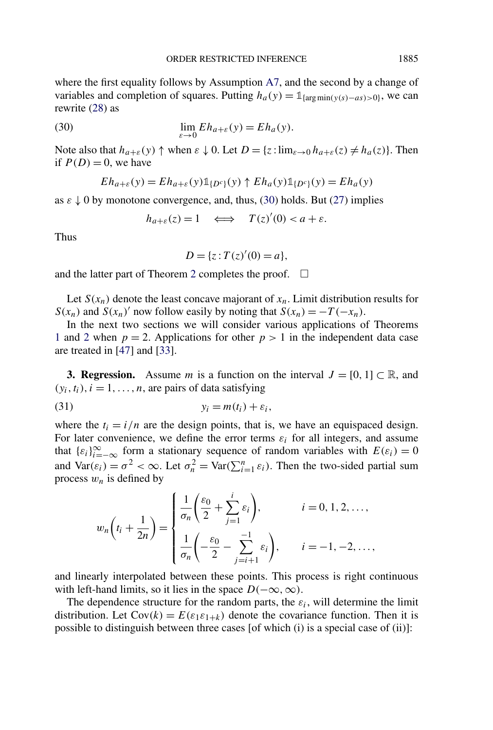where the first equality follows by Assumption A7, and the second by a change of variables and completion of squares. Putting $h_a(y) = \mathbb{1}_{\{\arg\min(y(s)-as)>0\}}$, we can rewrite (28) as

$$\lim_{\varepsilon \to 0} Eh_{a+\varepsilon}(y) = Eh_a(y). \tag{30}$$

Note also that $h_{a+\varepsilon}(y) \uparrow$ when $\varepsilon \downarrow 0$. Let $D = \{z : \lim_{\varepsilon\to 0} h_{a+\varepsilon}(z) \neq h_a(z)\}$. Then if $P(D) = 0$, we have

$$Eh_{a+\varepsilon}(y) = Eh_{a+\varepsilon}(y)\mathbb{1}_{\{D^c\}}(y) \uparrow Eh_a(y)\mathbb{1}_{\{D^c\}}(y) = Eh_a(y)$$

as $\varepsilon \downarrow 0$ by monotone convergence, and, thus, (30) holds. But (27) implies

$$h_{a+\varepsilon}(z) = 1 \quad \Longleftrightarrow \quad T(z)'(0) < a + \varepsilon.$$

Thus

$$D = \{z : T(z)'(0) = a\},$$

and the latter part of Theorem 2 completes the proof. $\square$

Let $S(x_n)$ denote the least concave majorant of $x_n$. Limit distribution results for $S(x_n)$ and $S(x_n)'$ now follow easily by noting that $S(x_n) = -T(-x_n)$.

In the next two sections we will consider various applications of Theorems 1 and 2 when $p = 2$. Applications for other $p > 1$ in the independent data case are treated in [47] and [33].

## 3. Regression.

Assume $m$ is a function on the interval $J = [0, 1] \subset \mathbb{R}$, and $(y_i, t_i)$, $i = 1, \ldots, n$, are pairs of data satisfying

$$y_i = m(t_i) + \varepsilon_i, \tag{31}$$

where the $t_i = i/n$ are the design points, that is, we have an equispaced design. For later convenience, we define the error terms $\varepsilon_i$ for all integers, and assume that $\{\varepsilon_i\}_{i=-\infty}^{\infty}$ form a stationary sequence of random variables with $E(\varepsilon_i) = 0$ and $\operatorname{Var}(\varepsilon_i) = \sigma^2 < \infty$. Let $\sigma_n^2 = \operatorname{Var}(\sum_{i=1}^n \varepsilon_i)$. Then the two-sided partial sum process $w_n$ is defined by

$$w_n\left(t_i + \frac{1}{2n}\right) = \begin{cases} \dfrac{1}{\sigma_n}\left(\dfrac{\varepsilon_0}{2} + \displaystyle\sum_{j=1}^{i} \varepsilon_i\right), & i = 0, 1, 2, \ldots, \\[2ex] \dfrac{1}{\sigma_n}\left(-\dfrac{\varepsilon_0}{2} - \displaystyle\sum_{j=i+1}^{-1} \varepsilon_i\right), & i = -1, -2, \ldots, \end{cases}$$

and linearly interpolated between these points. This process is right continuous with left-hand limits, so it lies in the space $D(-\infty, \infty)$.

The dependence structure for the random parts, the $\varepsilon_i$, will determine the limit distribution. Let $\operatorname{Cov}(k) = E(\varepsilon_1 \varepsilon_{1+k})$ denote the covariance function. Then it is possible to distinguish between three cases [of which (i) is a special case of (ii)]: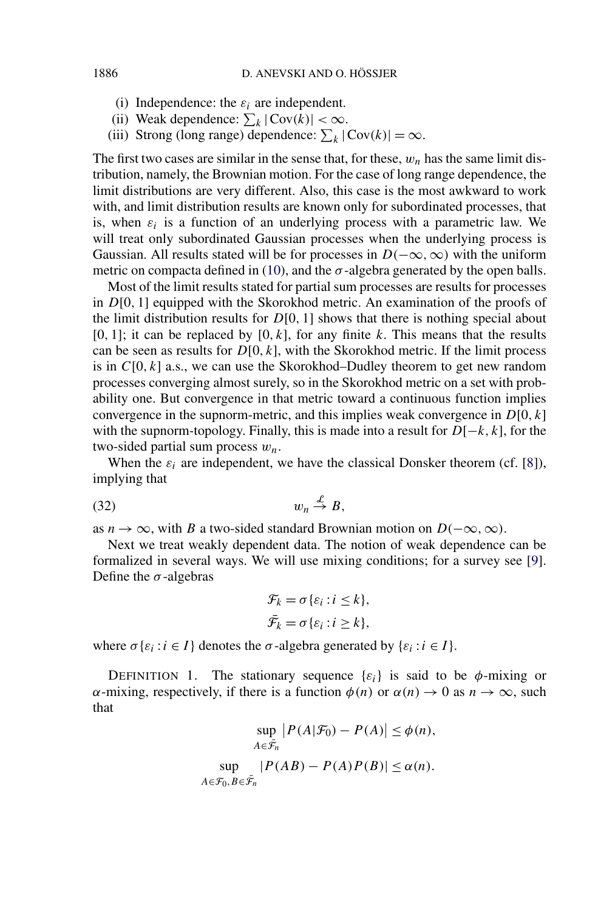(i) Independence: the $\varepsilon_i$ are independent.

(ii) Weak dependence: $\sum_k |\mathrm{Cov}(k)| < \infty$.

(iii) Strong (long range) dependence: $\sum_k |\mathrm{Cov}(k)| = \infty$.

The first two cases are similar in the sense that, for these, $w_n$ has the same limit distribution, namely, the Brownian motion. For the case of long range dependence, the limit distributions are very different. Also, this case is the most awkward to work with, and limit distribution results are known only for subordinated processes, that is, when $\varepsilon_i$ is a function of an underlying process with a parametric law. We will treat only subordinated Gaussian processes when the underlying process is Gaussian. All results stated will be for processes in $D(-\infty, \infty)$ with the uniform metric on compacta defined in (10), and the $\sigma$-algebra generated by the open balls.

Most of the limit results stated for partial sum processes are results for processes in $D[0, 1]$ equipped with the Skorokhod metric. An examination of the proofs of the limit distribution results for $D[0, 1]$ shows that there is nothing special about $[0, 1]$; it can be replaced by $[0, k]$, for any finite $k$. This means that the results can be seen as results for $D[0, k]$, with the Skorokhod metric. If the limit process is in $C[0, k]$ a.s., we can use the Skorokhod–Dudley theorem to get new random processes converging almost surely, so in the Skorokhod metric on a set with probability one. But convergence in that metric toward a continuous function implies convergence in the supnorm-metric, and this implies weak convergence in $D[0, k]$ with the supnorm-topology. Finally, this is made into a result for $D[-k, k]$, for the two-sided partial sum process $w_n$.

When the $\varepsilon_i$ are independent, we have the classical Donsker theorem (cf. [8]), implying that

$$w_n \stackrel{\mathcal{L}}{\to} B, \tag{32}$$

as $n \to \infty$, with $B$ a two-sided standard Brownian motion on $D(-\infty, \infty)$.

Next we treat weakly dependent data. The notion of weak dependence can be formalized in several ways. We will use mixing conditions; for a survey see [9]. Define the $\sigma$-algebras

$$\mathcal{F}_k = \sigma\{\varepsilon_i : i \leq k\},$$
$$\bar{\mathcal{F}}_k = \sigma\{\varepsilon_i : i \geq k\},$$

where $\sigma\{\varepsilon_i : i \in I\}$ denotes the $\sigma$-algebra generated by $\{\varepsilon_i : i \in I\}$.

DEFINITION 1. The stationary sequence $\{\varepsilon_i\}$ is said to be $\phi$-mixing or $\alpha$-mixing, respectively, if there is a function $\phi(n)$ or $\alpha(n) \to 0$ as $n \to \infty$, such that

$$\sup_{A \in \bar{\mathcal{F}}_n} |P(A|\mathcal{F}_0) - P(A)| \leq \phi(n),$$

$$\sup_{A \in \mathcal{F}_0, B \in \bar{\mathcal{F}}_n} |P(AB) - P(A)P(B)| \leq \alpha(n).$$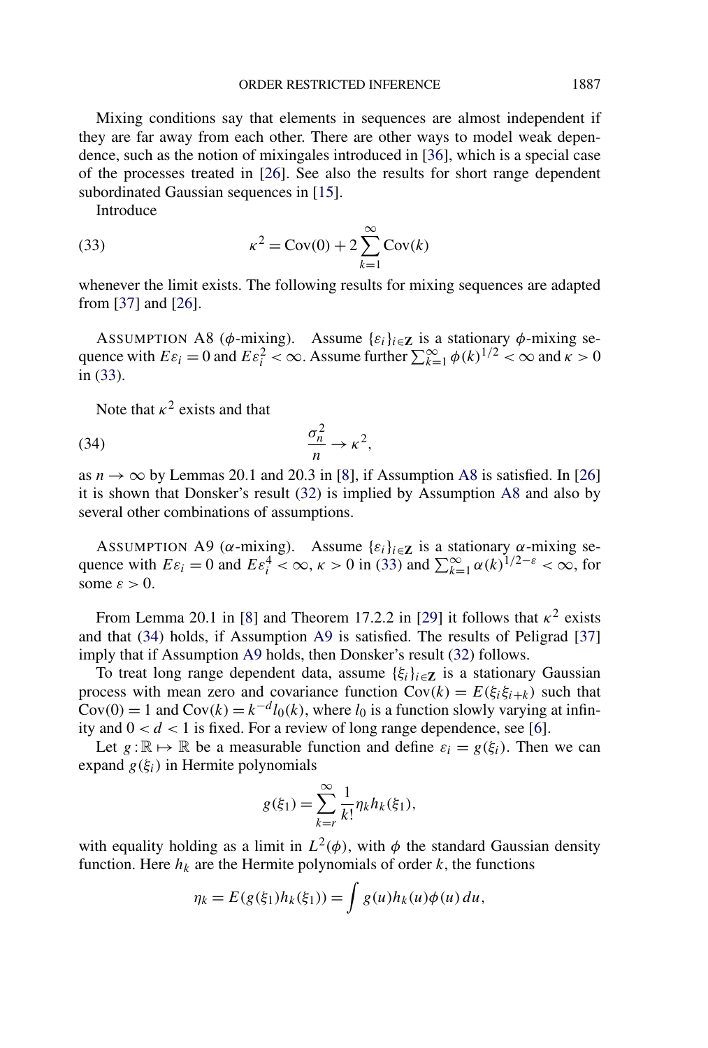Mixing conditions say that elements in sequences are almost independent if they are far away from each other. There are other ways to model weak dependence, such as the notion of mixingales introduced in [36], which is a special case of the processes treated in [26]. See also the results for short range dependent subordinated Gaussian sequences in [15].

Introduce

$$\kappa^2 = \mathrm{Cov}(0) + 2\sum_{k=1}^{\infty} \mathrm{Cov}(k) \tag{33}$$

whenever the limit exists. The following results for mixing sequences are adapted from [37] and [26].

Assumption A8 ($\phi$-mixing). Assume $\{\varepsilon_i\}_{i\in\mathbf{Z}}$ is a stationary $\phi$-mixing sequence with $E\varepsilon_i = 0$ and $E\varepsilon_i^2 < \infty$. Assume further $\sum_{k=1}^{\infty} \phi(k)^{1/2} < \infty$ and $\kappa > 0$ in (33).

Note that $\kappa^2$ exists and that

$$\frac{\sigma_n^2}{n} \to \kappa^2, \tag{34}$$

as $n \to \infty$ by Lemmas 20.1 and 20.3 in [8], if Assumption A8 is satisfied. In [26] it is shown that Donsker's result (32) is implied by Assumption A8 and also by several other combinations of assumptions.

Assumption A9 ($\alpha$-mixing). Assume $\{\varepsilon_i\}_{i\in\mathbf{Z}}$ is a stationary $\alpha$-mixing sequence with $E\varepsilon_i = 0$ and $E\varepsilon_i^4 < \infty$, $\kappa > 0$ in (33) and $\sum_{k=1}^{\infty} \alpha(k)^{1/2-\varepsilon} < \infty$, for some $\varepsilon > 0$.

From Lemma 20.1 in [8] and Theorem 17.2.2 in [29] it follows that $\kappa^2$ exists and that (34) holds, if Assumption A9 is satisfied. The results of Peligrad [37] imply that if Assumption A9 holds, then Donsker's result (32) follows.

To treat long range dependent data, assume $\{\xi_i\}_{i\in\mathbf{Z}}$ is a stationary Gaussian process with mean zero and covariance function $\mathrm{Cov}(k) = E(\xi_i\xi_{i+k})$ such that $\mathrm{Cov}(0) = 1$ and $\mathrm{Cov}(k) = k^{-d} l_0(k)$, where $l_0$ is a function slowly varying at infinity and $0 < d < 1$ is fixed. For a review of long range dependence, see [6].

Let $g : \mathbb{R} \mapsto \mathbb{R}$ be a measurable function and define $\varepsilon_i = g(\xi_i)$. Then we can expand $g(\xi_i)$ in Hermite polynomials

$$g(\xi_1) = \sum_{k=r}^{\infty} \frac{1}{k!} \eta_k h_k(\xi_1),$$

with equality holding as a limit in $L^2(\phi)$, with $\phi$ the standard Gaussian density function. Here $h_k$ are the Hermite polynomials of order $k$, the functions

$$\eta_k = E(g(\xi_1)h_k(\xi_1)) = \int g(u)h_k(u)\phi(u)\,du,$$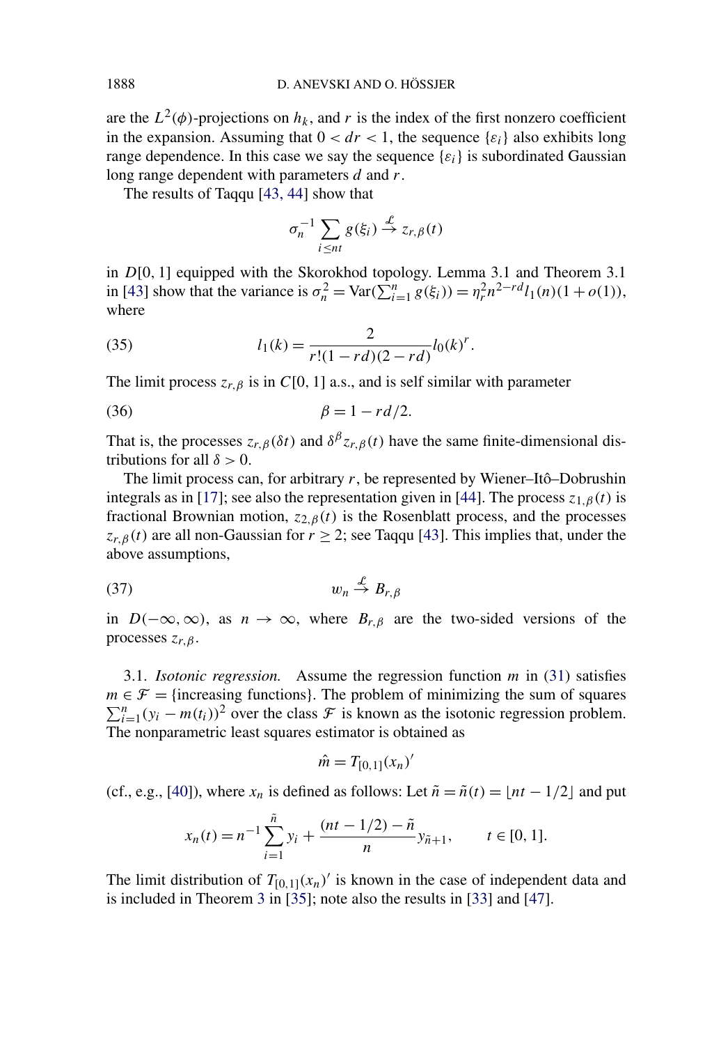are the $L^2(\phi)$-projections on $h_k$, and $r$ is the index of the first nonzero coefficient in the expansion. Assuming that $0 < dr < 1$, the sequence $\{\varepsilon_i\}$ also exhibits long range dependence. In this case we say the sequence $\{\varepsilon_i\}$ is subordinated Gaussian long range dependent with parameters $d$ and $r$.

The results of Taqqu [43, 44] show that

$$\sigma_n^{-1} \sum_{i \le nt} g(\xi_i) \xrightarrow{\mathcal{L}} z_{r,\beta}(t)$$

in $D[0, 1]$ equipped with the Skorokhod topology. Lemma 3.1 and Theorem 3.1 in [43] show that the variance is $\sigma_n^2 = \operatorname{Var}(\sum_{i=1}^n g(\xi_i)) = \eta_r^2 n^{2-rd} l_1(n)(1 + o(1))$, where

$$l_1(k) = \frac{2}{r!(1 - rd)(2 - rd)} l_0(k)^r. \tag{35}$$

The limit process $z_{r,\beta}$ is in $C[0, 1]$ a.s., and is self similar with parameter

$$\beta = 1 - rd/2. \tag{36}$$

That is, the processes $z_{r,\beta}(\delta t)$ and $\delta^\beta z_{r,\beta}(t)$ have the same finite-dimensional distributions for all $\delta > 0$.

The limit process can, for arbitrary $r$, be represented by Wiener–Itô–Dobrushin integrals as in [17]; see also the representation given in [44]. The process $z_{1,\beta}(t)$ is fractional Brownian motion, $z_{2,\beta}(t)$ is the Rosenblatt process, and the processes $z_{r,\beta}(t)$ are all non-Gaussian for $r \ge 2$; see Taqqu [43]. This implies that, under the above assumptions,

$$w_n \xrightarrow{\mathcal{L}} B_{r,\beta} \tag{37}$$

in $D(-\infty, \infty)$, as $n \to \infty$, where $B_{r,\beta}$ are the two-sided versions of the processes $z_{r,\beta}$.

3.1. *Isotonic regression.* Assume the regression function $m$ in (31) satisfies $m \in \mathcal{F} = \{\text{increasing functions}\}$. The problem of minimizing the sum of squares $\sum_{i=1}^n (y_i - m(t_i))^2$ over the class $\mathcal{F}$ is known as the isotonic regression problem. The nonparametric least squares estimator is obtained as

$$\hat{m} = T_{[0,1]}(x_n)'$$

(cf., e.g., [40]), where $x_n$ is defined as follows: Let $\tilde{n} = \tilde{n}(t) = \lfloor nt - 1/2 \rfloor$ and put

$$x_n(t) = n^{-1} \sum_{i=1}^{\tilde{n}} y_i + \frac{(nt - 1/2) - \tilde{n}}{n} y_{\tilde{n}+1}, \qquad t \in [0, 1].$$

The limit distribution of $T_{[0,1]}(x_n)'$ is known in the case of independent data and is included in Theorem 3 in [35]; note also the results in [33] and [47].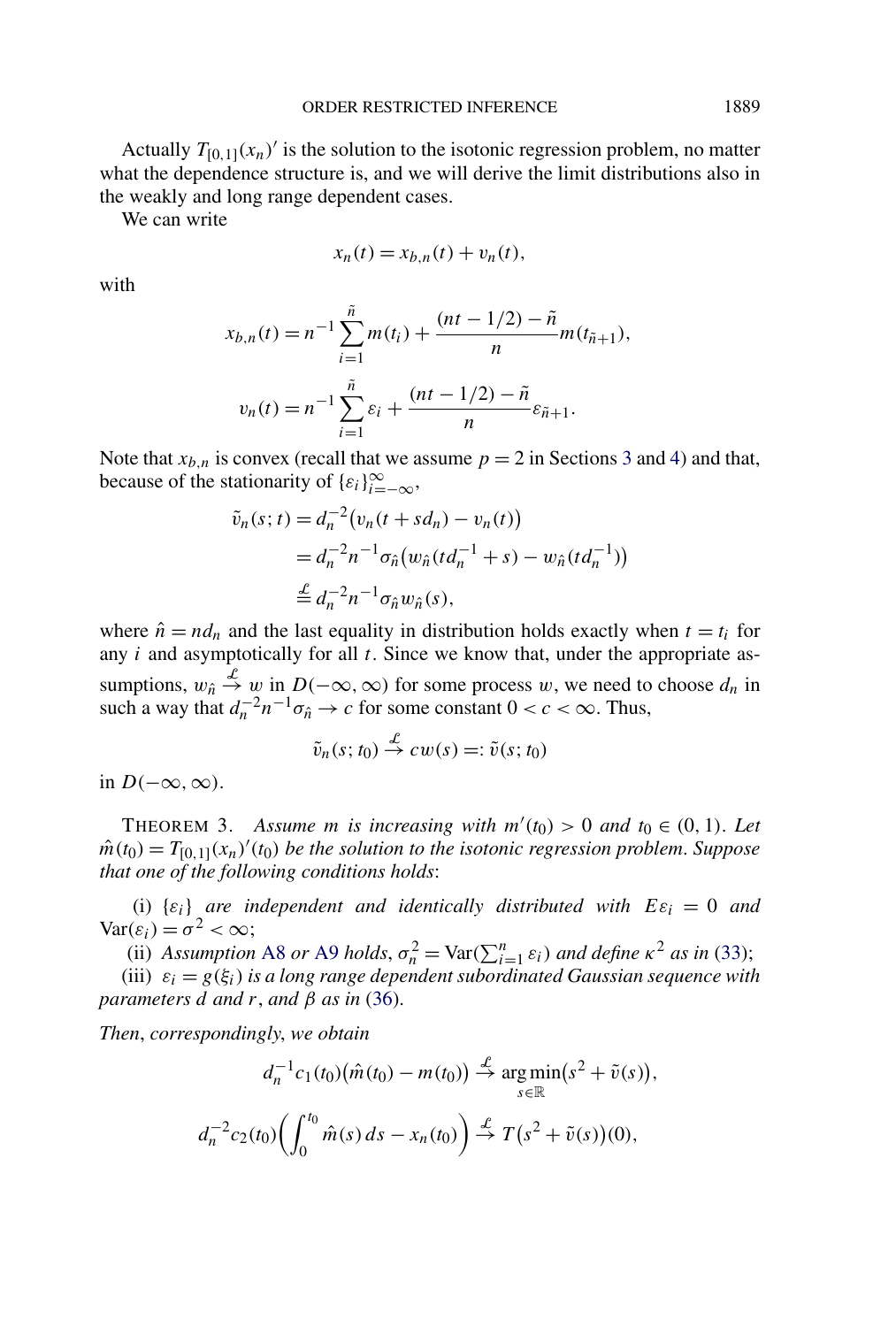Actually $T_{[0,1]}(x_n)'$ is the solution to the isotonic regression problem, no matter what the dependence structure is, and we will derive the limit distributions also in the weakly and long range dependent cases.

We can write

$$x_n(t) = x_{b,n}(t) + v_n(t),$$

with

$$x_{b,n}(t) = n^{-1}\sum_{i=1}^{\tilde{n}} m(t_i) + \frac{(nt - 1/2) - \tilde{n}}{n} m(t_{\tilde{n}+1}),$$

$$v_n(t) = n^{-1}\sum_{i=1}^{\tilde{n}} \varepsilon_i + \frac{(nt - 1/2) - \tilde{n}}{n} \varepsilon_{\tilde{n}+1}.$$

Note that $x_{b,n}$ is convex (recall that we assume $p = 2$ in Sections 3 and 4) and that, because of the stationarity of $\{\varepsilon_i\}_{i=-\infty}^{\infty}$,

$$\begin{aligned}
\tilde{v}_n(s;t) &= d_n^{-2}\bigl(v_n(t + sd_n) - v_n(t)\bigr) \\
&= d_n^{-2} n^{-1} \sigma_{\hat{n}} \bigl(w_{\hat{n}}(td_n^{-1} + s) - w_{\hat{n}}(td_n^{-1})\bigr) \\
&\stackrel{\mathcal{L}}{=} d_n^{-2} n^{-1} \sigma_{\hat{n}} w_{\hat{n}}(s),
\end{aligned}$$

where $\hat{n} = nd_n$ and the last equality in distribution holds exactly when $t = t_i$ for any $i$ and asymptotically for all $t$. Since we know that, under the appropriate assumptions, $w_{\hat{n}} \stackrel{\mathcal{L}}{\to} w$ in $D(-\infty, \infty)$ for some process $w$, we need to choose $d_n$ in such a way that $d_n^{-2} n^{-1} \sigma_{\hat{n}} \to c$ for some constant $0 < c < \infty$. Thus,

$$\tilde{v}_n(s; t_0) \stackrel{\mathcal{L}}{\to} cw(s) =: \tilde{v}(s; t_0)$$

in $D(-\infty, \infty)$.

THEOREM 3. *Assume $m$ is increasing with $m'(t_0) > 0$ and $t_0 \in (0, 1)$. Let $\hat{m}(t_0) = T_{[0,1]}(x_n)'(t_0)$ be the solution to the isotonic regression problem. Suppose that one of the following conditions holds*:

(i) *$\{\varepsilon_i\}$ are independent and identically distributed with $E\varepsilon_i = 0$ and $\operatorname{Var}(\varepsilon_i) = \sigma^2 < \infty$*;

(ii) *Assumption A8 or A9 holds, $\sigma_n^2 = \operatorname{Var}(\sum_{i=1}^n \varepsilon_i)$ and define $\kappa^2$ as in (33)*;

(iii) *$\varepsilon_i = g(\xi_i)$ is a long range dependent subordinated Gaussian sequence with parameters $d$ and $r$, and $\beta$ as in (36).*

*Then, correspondingly, we obtain*

$$d_n^{-1} c_1(t_0)\bigl(\hat{m}(t_0) - m(t_0)\bigr) \stackrel{\mathcal{L}}{\to} \operatorname*{arg\,min}_{s\in\mathbb{R}}\bigl(s^2 + \tilde{v}(s)\bigr),$$

$$d_n^{-2} c_2(t_0)\biggl(\int_0^{t_0} \hat{m}(s)\,ds - x_n(t_0)\biggr) \stackrel{\mathcal{L}}{\to} T\bigl(s^2 + \tilde{v}(s)\bigr)(0),$$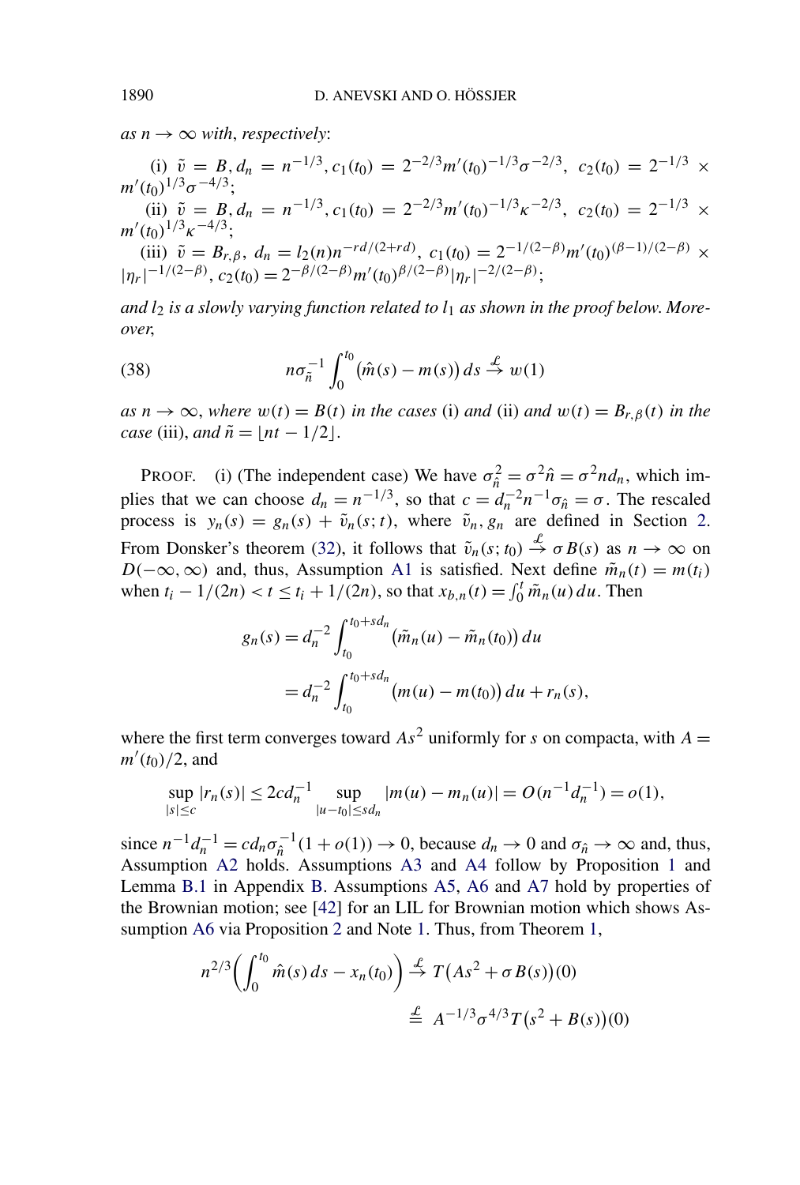*as* $n \to \infty$ *with*, *respectively*:

(i) $\tilde{v} = B, d_n = n^{-1/3}, c_1(t_0) = 2^{-2/3} m'(t_0)^{-1/3} \sigma^{-2/3}, \; c_2(t_0) = 2^{-1/3} \times m'(t_0)^{1/3} \sigma^{-4/3}$;

(ii) $\tilde{v} = B, d_n = n^{-1/3}, c_1(t_0) = 2^{-2/3} m'(t_0)^{-1/3} \kappa^{-2/3}, \; c_2(t_0) = 2^{-1/3} \times m'(t_0)^{1/3} \kappa^{-4/3}$;

(iii) $\tilde{v} = B_{r,\beta}, \; d_n = l_2(n) n^{-rd/(2+rd)}, \; c_1(t_0) = 2^{-1/(2-\beta)} m'(t_0)^{(\beta-1)/(2-\beta)} \times |\eta_r|^{-1/(2-\beta)}, \; c_2(t_0) = 2^{-\beta/(2-\beta)} m'(t_0)^{\beta/(2-\beta)} |\eta_r|^{-2/(2-\beta)}$;

*and* $l_2$ *is a slowly varying function related to* $l_1$ *as shown in the proof below. Moreover*,

$$n \sigma_{\tilde{n}}^{-1} \int_0^{t_0} \big(\hat{m}(s) - m(s)\big)\, ds \xrightarrow{\mathcal{L}} w(1) \tag{38}$$

*as* $n \to \infty$, *where* $w(t) = B(t)$ *in the cases* (i) *and* (ii) *and* $w(t) = B_{r,\beta}(t)$ *in the case* (iii), *and* $\tilde{n} = \lfloor nt - 1/2 \rfloor$.

PROOF. (i) (The independent case) We have $\sigma_{\hat{n}}^2 = \sigma^2 \hat{n} = \sigma^2 n d_n$, which implies that we can choose $d_n = n^{-1/3}$, so that $c = d_n^{-2} n^{-1} \sigma_{\hat{n}} = \sigma$. The rescaled process is $y_n(s) = g_n(s) + \tilde{v}_n(s;t)$, where $\tilde{v}_n, g_n$ are defined in Section 2. From Donsker's theorem (32), it follows that $\tilde{v}_n(s;t_0) \xrightarrow{\mathcal{L}} \sigma B(s)$ as $n \to \infty$ on $D(-\infty,\infty)$ and, thus, Assumption A1 is satisfied. Next define $\tilde{m}_n(t) = m(t_i)$ when $t_i - 1/(2n) < t \le t_i + 1/(2n)$, so that $x_{b,n}(t) = \int_0^t \tilde{m}_n(u)\, du$. Then

$$\begin{aligned} g_n(s) &= d_n^{-2} \int_{t_0}^{t_0 + s d_n} \big(\tilde{m}_n(u) - \tilde{m}_n(t_0)\big)\, du \\ &= d_n^{-2} \int_{t_0}^{t_0 + s d_n} \big(m(u) - m(t_0)\big)\, du + r_n(s), \end{aligned}$$

where the first term converges toward $As^2$ uniformly for $s$ on compacta, with $A = m'(t_0)/2$, and

$$\sup_{|s| \le c} |r_n(s)| \le 2 c d_n^{-1} \sup_{|u - t_0| \le s d_n} |m(u) - m_n(u)| = O(n^{-1} d_n^{-1}) = o(1),$$

since $n^{-1} d_n^{-1} = c d_n \sigma_{\hat{n}}^{-1}(1 + o(1)) \to 0$, because $d_n \to 0$ and $\sigma_{\hat{n}} \to \infty$ and, thus, Assumption A2 holds. Assumptions A3 and A4 follow by Proposition 1 and Lemma B.1 in Appendix B. Assumptions A5, A6 and A7 hold by properties of the Brownian motion; see [42] for an LIL for Brownian motion which shows Assumption A6 via Proposition 2 and Note 1. Thus, from Theorem 1,

$$\begin{aligned} n^{2/3} \bigg( \int_0^{t_0} \hat{m}(s)\, ds - x_n(t_0) \bigg) &\xrightarrow{\mathcal{L}} T\big(As^2 + \sigma B(s)\big)(0) \\ &\overset{\mathcal{L}}{=} A^{-1/3} \sigma^{4/3} T\big(s^2 + B(s)\big)(0) \end{aligned}$$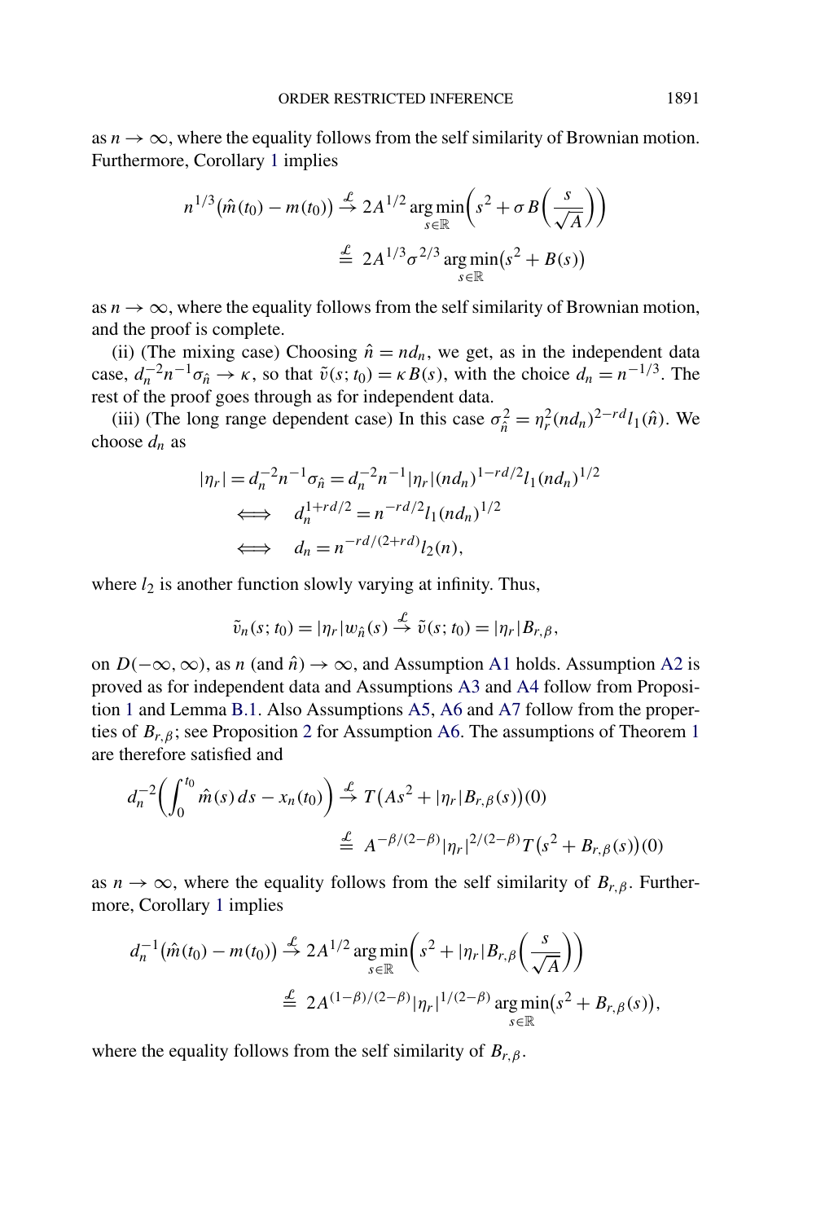as $n \to \infty$, where the equality follows from the self similarity of Brownian motion. Furthermore, Corollary 1 implies

$$
\begin{aligned}
n^{1/3}\big(\hat{m}(t_0) - m(t_0)\big) &\stackrel{\mathcal{L}}{\to} 2A^{1/2} \operatorname*{arg\,min}_{s\in\mathbb{R}}\left(s^2 + \sigma B\left(\frac{s}{\sqrt{A}}\right)\right) \\
&\stackrel{\mathcal{L}}{=} 2A^{1/3}\sigma^{2/3} \operatorname*{arg\,min}_{s\in\mathbb{R}}\big(s^2 + B(s)\big)
\end{aligned}
$$

as $n \to \infty$, where the equality follows from the self similarity of Brownian motion, and the proof is complete.

(ii) (The mixing case) Choosing $\hat{n} = nd_n$, we get, as in the independent data case, $d_n^{-2}n^{-1}\sigma_{\hat{n}} \to \kappa$, so that $\tilde{v}(s;t_0) = \kappa B(s)$, with the choice $d_n = n^{-1/3}$. The rest of the proof goes through as for independent data.

(iii) (The long range dependent case) In this case $\sigma_{\hat{n}}^2 = \eta_r^2 (nd_n)^{2-rd} l_1(\hat{n})$. We choose $d_n$ as

$$
\begin{aligned}
|\eta_r| = d_n^{-2}n^{-1}\sigma_{\hat{n}} &= d_n^{-2}n^{-1}|\eta_r|(nd_n)^{1-rd/2} l_1(nd_n)^{1/2} \\
\iff \quad d_n^{1+rd/2} &= n^{-rd/2} l_1(nd_n)^{1/2} \\
\iff \quad d_n &= n^{-rd/(2+rd)} l_2(n),
\end{aligned}
$$

where $l_2$ is another function slowly varying at infinity. Thus,

$$
\tilde{v}_n(s;t_0) = |\eta_r| w_{\hat{n}}(s) \stackrel{\mathcal{L}}{\to} \tilde{v}(s;t_0) = |\eta_r| B_{r,\beta},
$$

on $D(-\infty,\infty)$, as $n$ (and $\hat{n}$) $\to \infty$, and Assumption A1 holds. Assumption A2 is proved as for independent data and Assumptions A3 and A4 follow from Proposition 1 and Lemma B.1. Also Assumptions A5, A6 and A7 follow from the properties of $B_{r,\beta}$; see Proposition 2 for Assumption A6. The assumptions of Theorem 1 are therefore satisfied and

$$
\begin{aligned}
d_n^{-2}\left(\int_0^{t_0} \hat{m}(s)\,ds - x_n(t_0)\right) &\stackrel{\mathcal{L}}{\to} T\big(As^2 + |\eta_r| B_{r,\beta}(s)\big)(0) \\
&\stackrel{\mathcal{L}}{=} A^{-\beta/(2-\beta)} |\eta_r|^{2/(2-\beta)} T\big(s^2 + B_{r,\beta}(s)\big)(0)
\end{aligned}
$$

as $n \to \infty$, where the equality follows from the self similarity of $B_{r,\beta}$. Furthermore, Corollary 1 implies

$$
\begin{aligned}
d_n^{-1}\big(\hat{m}(t_0) - m(t_0)\big) &\stackrel{\mathcal{L}}{\to} 2A^{1/2} \operatorname*{arg\,min}_{s\in\mathbb{R}}\left(s^2 + |\eta_r| B_{r,\beta}\left(\frac{s}{\sqrt{A}}\right)\right) \\
&\stackrel{\mathcal{L}}{=} 2A^{(1-\beta)/(2-\beta)} |\eta_r|^{1/(2-\beta)} \operatorname*{arg\,min}_{s\in\mathbb{R}}\big(s^2 + B_{r,\beta}(s)\big),
\end{aligned}
$$

where the equality follows from the self similarity of $B_{r,\beta}$.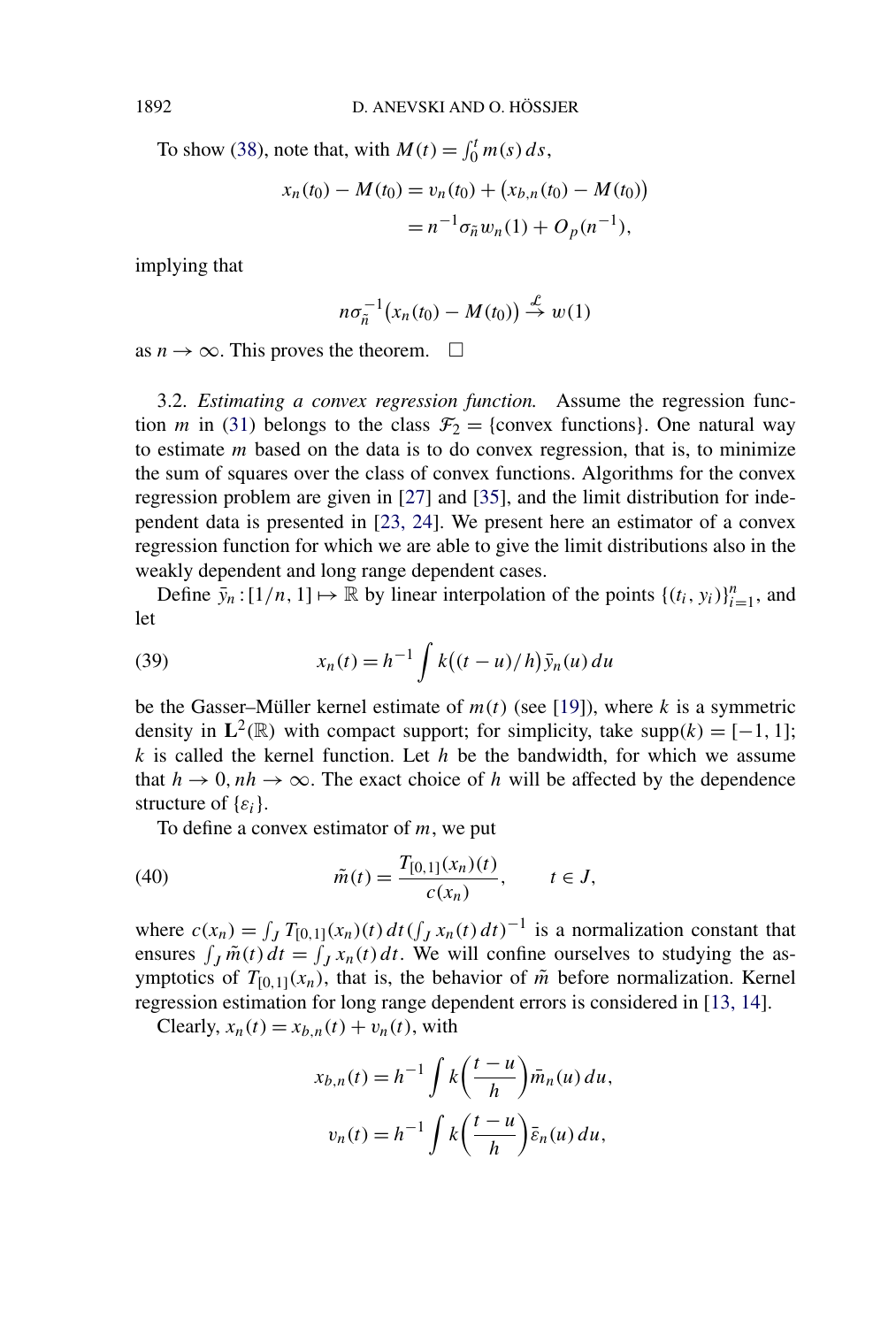To show (38), note that, with $M(t) = \int_0^t m(s)\,ds$,

$$
\begin{aligned}
x_n(t_0) - M(t_0) &= v_n(t_0) + \big(x_{b,n}(t_0) - M(t_0)\big) \\
&= n^{-1}\sigma_{\tilde{n}} w_n(1) + O_p(n^{-1}),
\end{aligned}
$$

implying that

$$
n\sigma_{\tilde{n}}^{-1}\big(x_n(t_0) - M(t_0)\big) \stackrel{\mathcal{L}}{\to} w(1)
$$

as $n \to \infty$. This proves the theorem. □

3.2. *Estimating a convex regression function.* Assume the regression function $m$ in (31) belongs to the class $\mathcal{F}_2 = \{\text{convex functions}\}$. One natural way to estimate $m$ based on the data is to do convex regression, that is, to minimize the sum of squares over the class of convex functions. Algorithms for the convex regression problem are given in [27] and [35], and the limit distribution for independent data is presented in [23, 24]. We present here an estimator of a convex regression function for which we are able to give the limit distributions also in the weakly dependent and long range dependent cases.

Define $\bar{y}_n : [1/n, 1] \mapsto \mathbb{R}$ by linear interpolation of the points $\{(t_i, y_i)\}_{i=1}^n$, and let

$$
x_n(t) = h^{-1} \int k\big((t-u)/h\big)\bar{y}_n(u)\,du \tag{39}
$$

be the Gasser–Müller kernel estimate of $m(t)$ (see [19]), where $k$ is a symmetric density in $\mathbf{L}^2(\mathbb{R})$ with compact support; for simplicity, take $\mathrm{supp}(k) = [-1, 1]$; $k$ is called the kernel function. Let $h$ be the bandwidth, for which we assume that $h \to 0$, $nh \to \infty$. The exact choice of $h$ will be affected by the dependence structure of $\{\varepsilon_i\}$.

To define a convex estimator of $m$, we put

$$
\tilde{m}(t) = \frac{T_{[0,1]}(x_n)(t)}{c(x_n)}, \qquad t \in J, \tag{40}
$$

where $c(x_n) = \int_J T_{[0,1]}(x_n)(t)\,dt \big(\int_J x_n(t)\,dt\big)^{-1}$ is a normalization constant that ensures $\int_J \tilde{m}(t)\,dt = \int_J x_n(t)\,dt$. We will confine ourselves to studying the asymptotics of $T_{[0,1]}(x_n)$, that is, the behavior of $\tilde{m}$ before normalization. Kernel regression estimation for long range dependent errors is considered in [13, 14].

Clearly, $x_n(t) = x_{b,n}(t) + v_n(t)$, with

$$
\begin{aligned}
x_{b,n}(t) &= h^{-1} \int k\left(\frac{t-u}{h}\right)\bar{m}_n(u)\,du, \\
v_n(t) &= h^{-1} \int k\left(\frac{t-u}{h}\right)\bar{\varepsilon}_n(u)\,du,
\end{aligned}
$$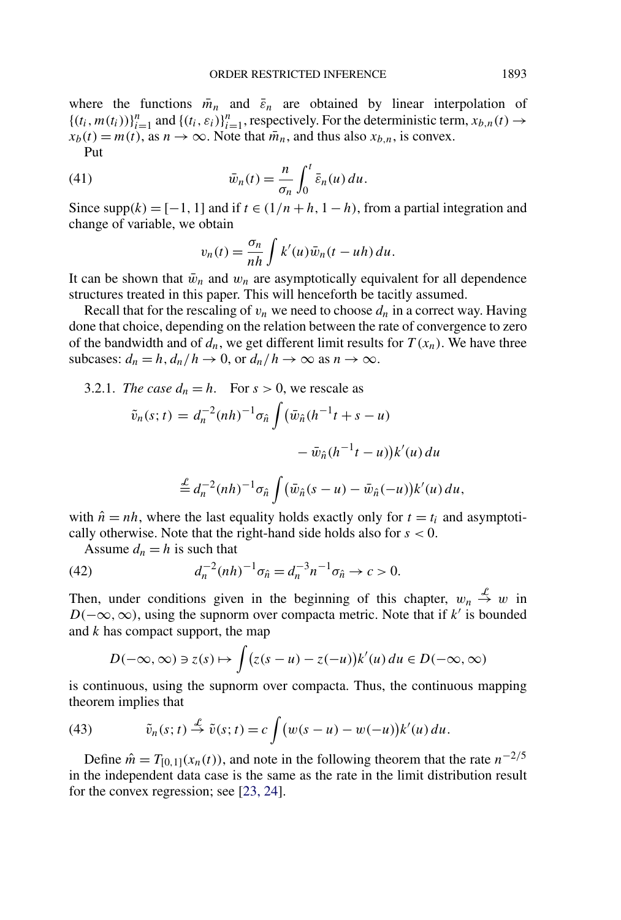where the functions $\bar{m}_n$ and $\bar{\varepsilon}_n$ are obtained by linear interpolation of $\{(t_i, m(t_i))\}_{i=1}^n$ and $\{(t_i, \varepsilon_i)\}_{i=1}^n$, respectively. For the deterministic term, $x_{b,n}(t) \to x_b(t) = m(t)$, as $n \to \infty$. Note that $\bar{m}_n$, and thus also $x_{b,n}$, is convex.

Put

$$\bar{w}_n(t) = \frac{n}{\sigma_n} \int_0^t \bar{\varepsilon}_n(u)\, du. \tag{41}$$

Since $\operatorname{supp}(k) = [-1, 1]$ and if $t \in (1/n + h, 1 - h)$, from a partial integration and change of variable, we obtain

$$v_n(t) = \frac{\sigma_n}{nh} \int k'(u) \bar{w}_n(t - uh)\, du.$$

It can be shown that $\bar{w}_n$ and $w_n$ are asymptotically equivalent for all dependence structures treated in this paper. This will henceforth be tacitly assumed.

Recall that for the rescaling of $v_n$ we need to choose $d_n$ in a correct way. Having done that choice, depending on the relation between the rate of convergence to zero of the bandwidth and of $d_n$, we get different limit results for $T(x_n)$. We have three subcases: $d_n = h$, $d_n/h \to 0$, or $d_n/h \to \infty$ as $n \to \infty$.

3.2.1. *The case $d_n = h$.* For $s > 0$, we rescale as

$$\begin{aligned}
\tilde{v}_n(s; t) &= d_n^{-2}(nh)^{-1}\sigma_{\hat{n}} \int \big(\bar{w}_{\hat{n}}(h^{-1}t + s - u) \\
&\qquad\qquad - \bar{w}_{\hat{n}}(h^{-1}t - u)\big)k'(u)\, du \\
&\stackrel{\mathcal{L}}{=} d_n^{-2}(nh)^{-1}\sigma_{\hat{n}} \int \big(\bar{w}_{\hat{n}}(s - u) - \bar{w}_{\hat{n}}(-u)\big)k'(u)\, du,
\end{aligned}$$

with $\hat{n} = nh$, where the last equality holds exactly only for $t = t_i$ and asymptotically otherwise. Note that the right-hand side holds also for $s < 0$.

Assume $d_n = h$ is such that

$$d_n^{-2}(nh)^{-1}\sigma_{\hat{n}} = d_n^{-3}n^{-1}\sigma_{\hat{n}} \to c > 0. \tag{42}$$

Then, under conditions given in the beginning of this chapter, $w_n \stackrel{\mathcal{L}}{\to} w$ in $D(-\infty, \infty)$, using the supnorm over compacta metric. Note that if $k'$ is bounded and $k$ has compact support, the map

$$D(-\infty, \infty) \ni z(s) \mapsto \int \big(z(s - u) - z(-u)\big)k'(u)\, du \in D(-\infty, \infty)$$

is continuous, using the supnorm over compacta. Thus, the continuous mapping theorem implies that

$$\tilde{v}_n(s; t) \stackrel{\mathcal{L}}{\to} \tilde{v}(s; t) = c \int \big(w(s - u) - w(-u)\big)k'(u)\, du. \tag{43}$$

Define $\hat{m} = T_{[0,1]}(x_n(t))$, and note in the following theorem that the rate $n^{-2/5}$ in the independent data case is the same as the rate in the limit distribution result for the convex regression; see [23, 24].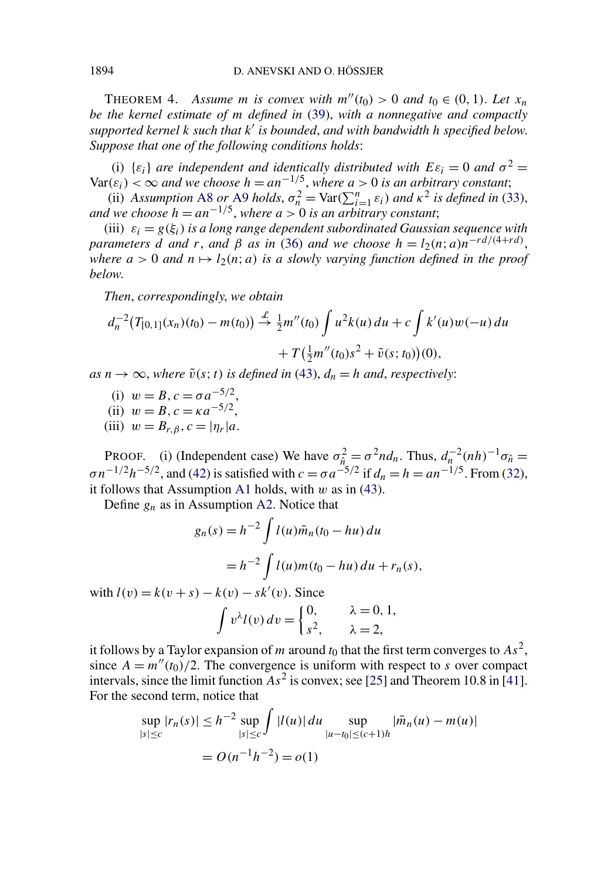THEOREM 4. *Assume $m$ is convex with $m''(t_0) > 0$ and $t_0 \in (0, 1)$. Let $x_n$ be the kernel estimate of $m$ defined in (39), with a nonnegative and compactly supported kernel $k$ such that $k'$ is bounded, and with bandwidth $h$ specified below. Suppose that one of the following conditions holds*:

(i) *$\{\varepsilon_i\}$ are independent and identically distributed with $E\varepsilon_i = 0$ and $\sigma^2 = \mathrm{Var}(\varepsilon_i) < \infty$ and we choose $h = an^{-1/5}$, where $a > 0$ is an arbitrary constant*;

(ii) *Assumption A8 or A9 holds, $\sigma_n^2 = \mathrm{Var}(\sum_{i=1}^n \varepsilon_i)$ and $\kappa^2$ is defined in (33), and we choose $h = an^{-1/5}$, where $a > 0$ is an arbitrary constant*;

(iii) *$\varepsilon_i = g(\xi_i)$ is a long range dependent subordinated Gaussian sequence with parameters $d$ and $r$, and $\beta$ as in (36) and we choose $h = l_2(n; a)n^{-rd/(4+rd)}$, where $a > 0$ and $n \mapsto l_2(n; a)$ is a slowly varying function defined in the proof below.*

*Then, correspondingly, we obtain*

$$d_n^{-2}\big(T_{[0,1]}(x_n)(t_0) - m(t_0)\big) \stackrel{\mathcal{L}}{\to} \tfrac{1}{2}m''(t_0)\int u^2 k(u)\,du + c\int k'(u)w(-u)\,du$$
$$+ T\big(\tfrac{1}{2}m''(t_0)s^2 + \tilde{v}(s; t_0)\big)(0),$$

*as $n \to \infty$, where $\tilde{v}(s; t)$ is defined in (43), $d_n = h$ and, respectively*:

(i) *$w = B$, $c = \sigma a^{-5/2}$,*

(ii) *$w = B$, $c = \kappa a^{-5/2}$,*

(iii) *$w = B_{r,\beta}$, $c = |\eta_r|a$.*

PROOF. (i) (Independent case) We have $\sigma_{\hat{n}}^2 = \sigma^2 n d_n$. Thus, $d_n^{-2}(nh)^{-1}\sigma_{\hat{n}} = \sigma n^{-1/2}h^{-5/2}$, and (42) is satisfied with $c = \sigma a^{-5/2}$ if $d_n = h = an^{-1/5}$. From (32), it follows that Assumption A1 holds, with $w$ as in (43).

Define $g_n$ as in Assumption A2. Notice that

$$g_n(s) = h^{-2}\int l(u)\bar{m}_n(t_0 - hu)\,du$$
$$= h^{-2}\int l(u)m(t_0 - hu)\,du + r_n(s),$$

with $l(v) = k(v + s) - k(v) - sk'(v)$. Since

$$\int v^\lambda l(v)\,dv = \begin{cases} 0, & \lambda = 0, 1, \\ s^2, & \lambda = 2, \end{cases}$$

it follows by a Taylor expansion of $m$ around $t_0$ that the first term converges to $As^2$, since $A = m''(t_0)/2$. The convergence is uniform with respect to $s$ over compact intervals, since the limit function $As^2$ is convex; see [25] and Theorem 10.8 in [41]. For the second term, notice that

$$\sup_{|s|\le c}|r_n(s)| \le h^{-2}\sup_{|s|\le c}\int |l(u)|\,du \sup_{|u-t_0|\le(c+1)h}|\bar{m}_n(u) - m(u)|$$
$$= O(n^{-1}h^{-2}) = o(1)$$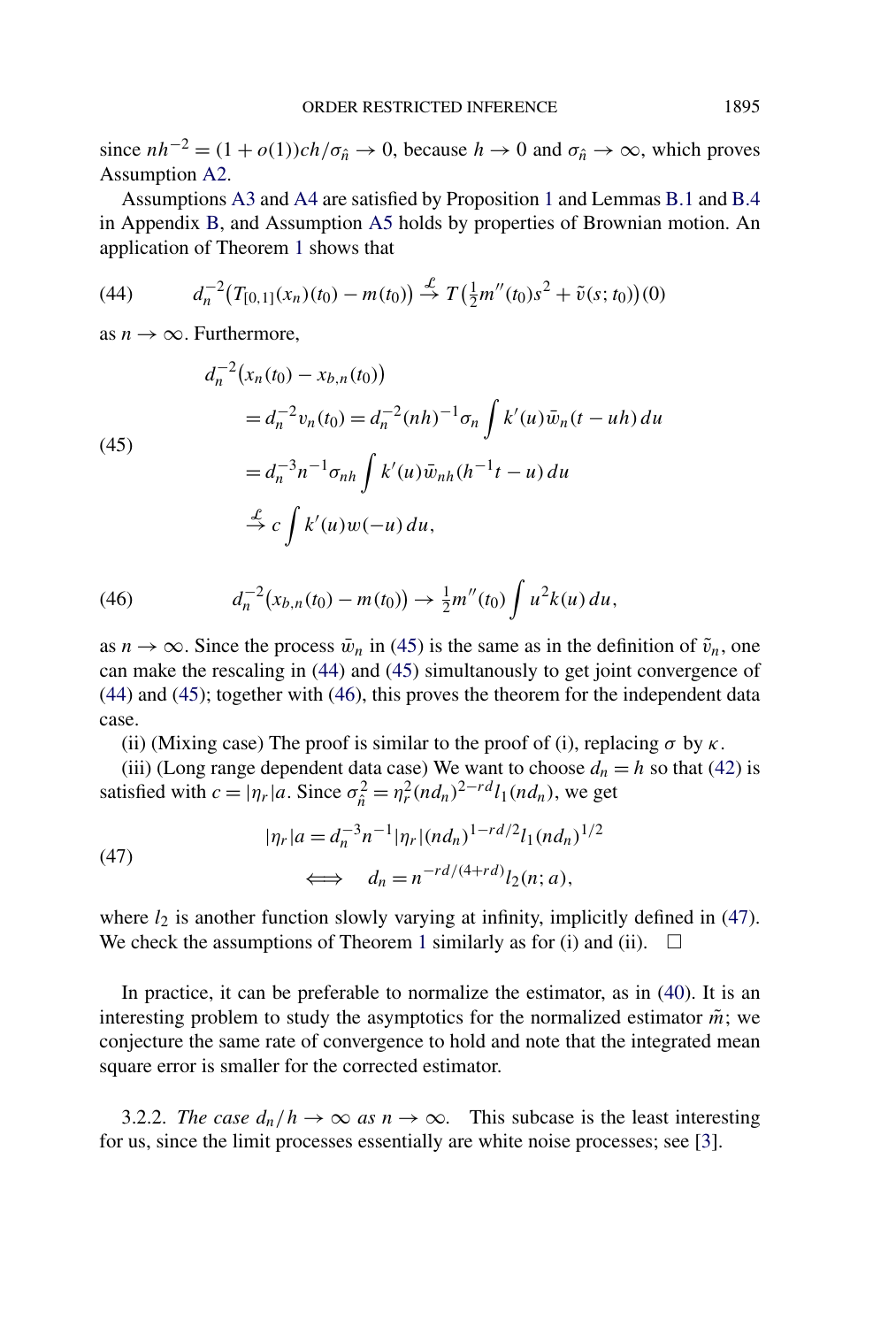since $nh^{-2} = (1 + o(1))ch/\sigma_{\hat{n}} \to 0$, because $h \to 0$ and $\sigma_{\hat{n}} \to \infty$, which proves Assumption A2.

Assumptions A3 and A4 are satisfied by Proposition 1 and Lemmas B.1 and B.4 in Appendix B, and Assumption A5 holds by properties of Brownian motion. An application of Theorem 1 shows that

$$d_n^{-2}\big(T_{[0,1]}(x_n)(t_0) - m(t_0)\big) \xrightarrow{\mathcal{L}} T\big(\tfrac{1}{2}m''(t_0)s^2 + \tilde{v}(s;t_0)\big)(0) \tag{44}$$

as $n \to \infty$. Furthermore,

$$\begin{aligned}
d_n^{-2}&\big(x_n(t_0) - x_{b,n}(t_0)\big) \\
&= d_n^{-2}v_n(t_0) = d_n^{-2}(nh)^{-1}\sigma_n \int k'(u)\bar{w}_n(t - uh)\,du \\
&= d_n^{-3}n^{-1}\sigma_{nh}\int k'(u)\bar{w}_{nh}(h^{-1}t - u)\,du \\
&\xrightarrow{\mathcal{L}} c\int k'(u)w(-u)\,du,
\end{aligned} \tag{45}$$

$$d_n^{-2}\big(x_{b,n}(t_0) - m(t_0)\big) \to \tfrac{1}{2}m''(t_0)\int u^2 k(u)\,du, \tag{46}$$

as $n \to \infty$. Since the process $\bar{w}_n$ in (45) is the same as in the definition of $\tilde{v}_n$, one can make the rescaling in (44) and (45) simultanously to get joint convergence of (44) and (45); together with (46), this proves the theorem for the independent data case.

(ii) (Mixing case) The proof is similar to the proof of (i), replacing $\sigma$ by $\kappa$.

(iii) (Long range dependent data case) We want to choose $d_n = h$ so that (42) is satisfied with $c = |\eta_r|a$. Since $\sigma_{\hat{n}}^2 = \eta_r^2(nd_n)^{2-rd}l_1(nd_n)$, we get

$$\begin{aligned}
|\eta_r|a &= d_n^{-3}n^{-1}|\eta_r|(nd_n)^{1-rd/2}l_1(nd_n)^{1/2} \\
&\iff \quad d_n = n^{-rd/(4+rd)}l_2(n;a),
\end{aligned} \tag{47}$$

where $l_2$ is another function slowly varying at infinity, implicitly defined in (47). We check the assumptions of Theorem 1 similarly as for (i) and (ii). $\square$

In practice, it can be preferable to normalize the estimator, as in (40). It is an interesting problem to study the asymptotics for the normalized estimator $\tilde{m}$; we conjecture the same rate of convergence to hold and note that the integrated mean square error is smaller for the corrected estimator.

3.2.2. *The case $d_n/h \to \infty$ as $n \to \infty$.* This subcase is the least interesting for us, since the limit processes essentially are white noise processes; see [3].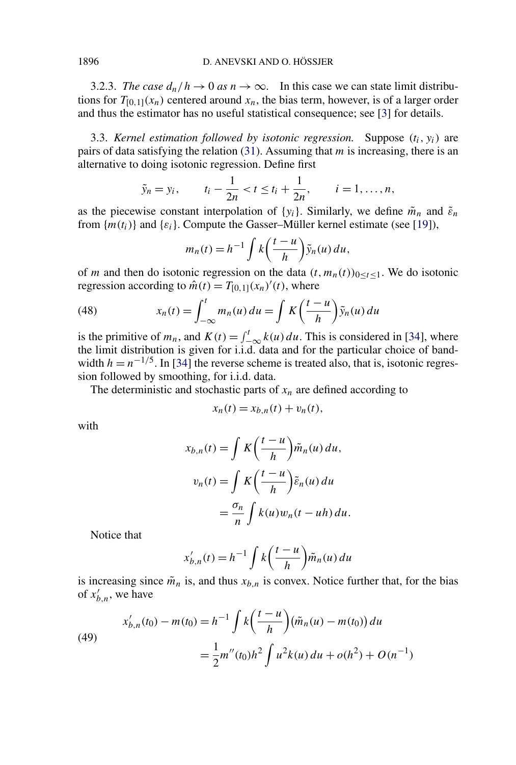3.2.3. *The case $d_n/h \to 0$ as $n \to \infty$.* In this case we can state limit distributions for $T_{[0,1]}(x_n)$ centered around $x_n$, the bias term, however, is of a larger order and thus the estimator has no useful statistical consequence; see [3] for details.

3.3. *Kernel estimation followed by isotonic regression.* Suppose $(t_i, y_i)$ are pairs of data satisfying the relation (31). Assuming that $m$ is increasing, there is an alternative to doing isotonic regression. Define first

$$\tilde{y}_n = y_i, \qquad t_i - \frac{1}{2n} < t \leq t_i + \frac{1}{2n}, \qquad i = 1, \dots, n,$$

as the piecewise constant interpolation of $\{y_i\}$. Similarly, we define $\tilde{m}_n$ and $\tilde{\varepsilon}_n$ from $\{m(t_i)\}$ and $\{\varepsilon_i\}$. Compute the Gasser–Müller kernel estimate (see [19]),

$$m_n(t) = h^{-1} \int k\left(\frac{t-u}{h}\right) \tilde{y}_n(u)\, du,$$

of $m$ and then do isotonic regression on the data $(t, m_n(t))_{0 \leq t \leq 1}$. We do isotonic regression according to $\hat{m}(t) = T_{[0,1]}(x_n)'(t)$, where

$$x_n(t) = \int_{-\infty}^{t} m_n(u)\, du = \int K\left(\frac{t-u}{h}\right) \tilde{y}_n(u)\, du \tag{48}$$

is the primitive of $m_n$, and $K(t) = \int_{-\infty}^{t} k(u)\, du$. This is considered in [34], where the limit distribution is given for i.i.d. data and for the particular choice of bandwidth $h = n^{-1/5}$. In [34] the reverse scheme is treated also, that is, isotonic regression followed by smoothing, for i.i.d. data.

The deterministic and stochastic parts of $x_n$ are defined according to

$$x_n(t) = x_{b,n}(t) + v_n(t),$$

with

$$\begin{aligned}
x_{b,n}(t) &= \int K\left(\frac{t-u}{h}\right) \tilde{m}_n(u)\, du, \\
v_n(t) &= \int K\left(\frac{t-u}{h}\right) \tilde{\varepsilon}_n(u)\, du \\
&= \frac{\sigma_n}{n} \int k(u) w_n(t - uh)\, du.
\end{aligned}$$

Notice that

$$x'_{b,n}(t) = h^{-1} \int k\left(\frac{t-u}{h}\right) \tilde{m}_n(u)\, du$$

is increasing since $\tilde{m}_n$ is, and thus $x_{b,n}$ is convex. Notice further that, for the bias of $x'_{b,n}$, we have

$$\begin{aligned}
x'_{b,n}(t_0) - m(t_0) &= h^{-1} \int k\left(\frac{t-u}{h}\right) \big(\tilde{m}_n(u) - m(t_0)\big)\, du \\
&= \frac{1}{2} m''(t_0) h^2 \int u^2 k(u)\, du + o(h^2) + O(n^{-1})
\end{aligned} \tag{49}$$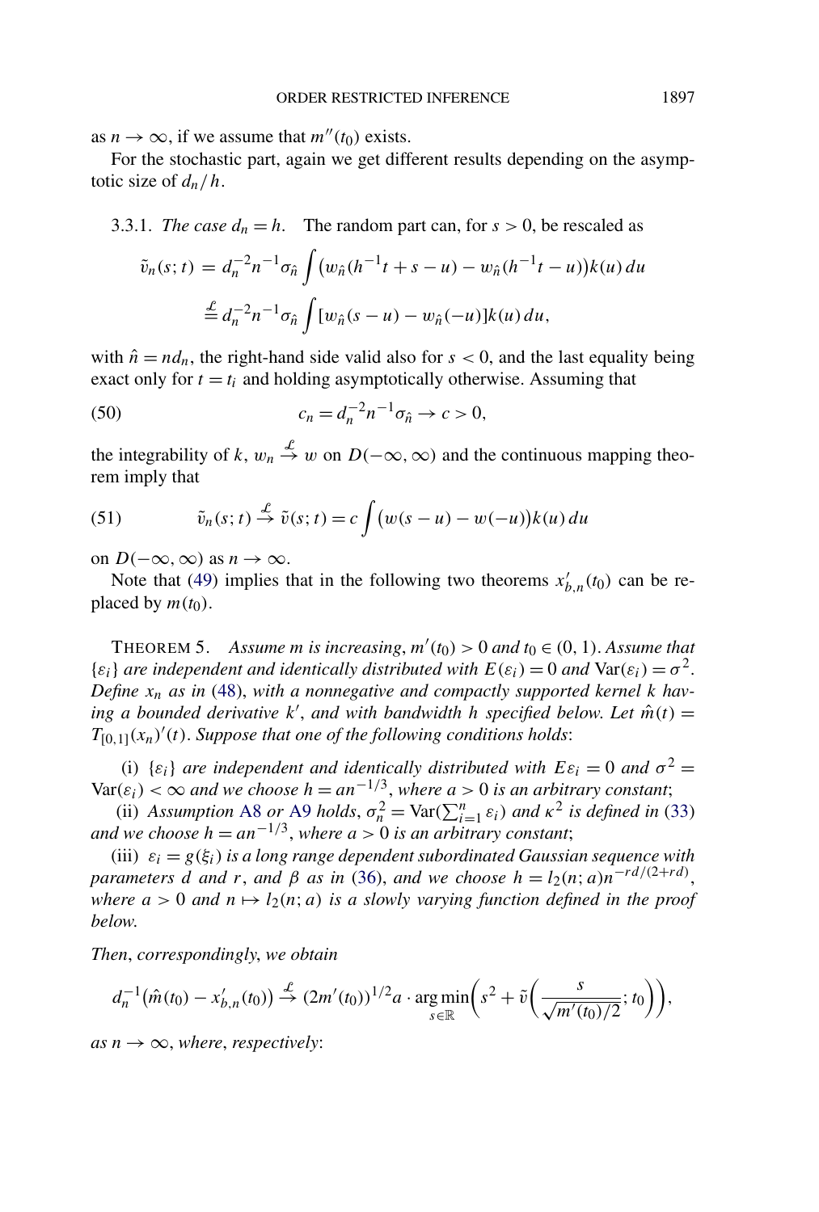as $n \to \infty$, if we assume that $m''(t_0)$ exists.

For the stochastic part, again we get different results depending on the asymptotic size of $d_n/h$.

3.3.1. *The case $d_n = h$.* The random part can, for $s > 0$, be rescaled as

$$\tilde{v}_n(s;t) = d_n^{-2} n^{-1} \sigma_{\hat{n}} \int \big(w_{\hat{n}}(h^{-1}t + s - u) - w_{\hat{n}}(h^{-1}t - u)\big) k(u)\, du$$

$$\stackrel{\mathcal{L}}{=} d_n^{-2} n^{-1} \sigma_{\hat{n}} \int [w_{\hat{n}}(s-u) - w_{\hat{n}}(-u)] k(u)\, du,$$

with $\hat{n} = n d_n$, the right-hand side valid also for $s < 0$, and the last equality being exact only for $t = t_i$ and holding asymptotically otherwise. Assuming that

$$c_n = d_n^{-2} n^{-1} \sigma_{\hat{n}} \to c > 0, \tag{50}$$

the integrability of $k$, $w_n \stackrel{\mathcal{L}}{\to} w$ on $D(-\infty, \infty)$ and the continuous mapping theorem imply that

$$\tilde{v}_n(s;t) \stackrel{\mathcal{L}}{\to} \tilde{v}(s;t) = c \int \big(w(s-u) - w(-u)\big) k(u)\, du \tag{51}$$

on $D(-\infty, \infty)$ as $n \to \infty$.

Note that (49) implies that in the following two theorems $x'_{b,n}(t_0)$ can be replaced by $m(t_0)$.

THEOREM 5. *Assume $m$ is increasing, $m'(t_0) > 0$ and $t_0 \in (0, 1)$. Assume that $\{\varepsilon_i\}$ are independent and identically distributed with $E(\varepsilon_i) = 0$ and $\mathrm{Var}(\varepsilon_i) = \sigma^2$. Define $x_n$ as in (48), with a nonnegative and compactly supported kernel $k$ having a bounded derivative $k'$, and with bandwidth $h$ specified below. Let $\hat{m}(t) = T_{[0,1]}(x_n)'(t)$. Suppose that one of the following conditions holds*:

(i) *$\{\varepsilon_i\}$ are independent and identically distributed with $E\varepsilon_i = 0$ and $\sigma^2 = \mathrm{Var}(\varepsilon_i) < \infty$ and we choose $h = an^{-1/3}$, where $a > 0$ is an arbitrary constant*;

(ii) *Assumption A8 or A9 holds, $\sigma_n^2 = \mathrm{Var}(\sum_{i=1}^n \varepsilon_i)$ and $\kappa^2$ is defined in (33) and we choose $h = an^{-1/3}$, where $a > 0$ is an arbitrary constant*;

(iii) *$\varepsilon_i = g(\xi_i)$ is a long range dependent subordinated Gaussian sequence with parameters $d$ and $r$, and $\beta$ as in (36), and we choose $h = l_2(n;a) n^{-rd/(2+rd)}$, where $a > 0$ and $n \mapsto l_2(n;a)$ is a slowly varying function defined in the proof below.*

*Then, correspondingly, we obtain*

$$d_n^{-1}\big(\hat{m}(t_0) - x'_{b,n}(t_0)\big) \stackrel{\mathcal{L}}{\to} (2m'(t_0))^{1/2} a \cdot \operatorname*{arg\,min}_{s \in \mathbb{R}} \left( s^2 + \tilde{v}\left(\frac{s}{\sqrt{m'(t_0)/2}}; t_0\right)\right),$$

*as $n \to \infty$, where, respectively*: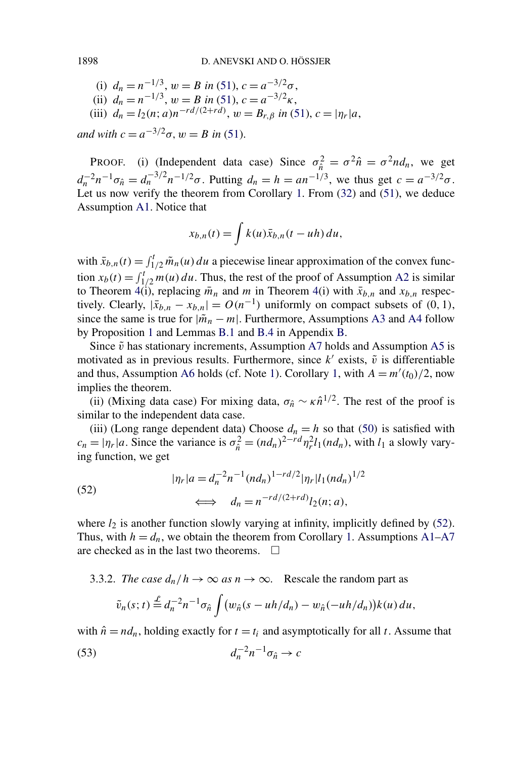(i) $d_n = n^{-1/3}$, $w = B$ *in* (51), $c = a^{-3/2}\sigma$,

(ii) $d_n = n^{-1/3}$, $w = B$ *in* (51), $c = a^{-3/2}\kappa$,

(iii) $d_n = l_2(n; a)n^{-rd/(2+rd)}$, $w = B_{r,\beta}$ *in* (51), $c = |\eta_r|a$,

*and with* $c = a^{-3/2}\sigma$, $w = B$ *in* (51).

PROOF. (i) (Independent data case) Since $\sigma_{\hat{n}}^2 = \sigma^2\hat{n} = \sigma^2 n d_n$, we get $d_n^{-2}n^{-1}\sigma_{\hat{n}} = d_n^{-3/2}n^{-1/2}\sigma$. Putting $d_n = h = an^{-1/3}$, we thus get $c = a^{-3/2}\sigma$. Let us now verify the theorem from Corollary 1. From (32) and (51), we deduce Assumption A1. Notice that

$$x_{b,n}(t) = \int k(u)\bar{x}_{b,n}(t - uh)\,du,$$

with $\bar{x}_{b,n}(t) = \int_{1/2}^{t} \tilde{m}_n(u)\,du$ a piecewise linear approximation of the convex function $x_b(t) = \int_{1/2}^{t} m(u)\,du$. Thus, the rest of the proof of Assumption A2 is similar to Theorem 4(i), replacing $\bar{m}_n$ and $m$ in Theorem 4(i) with $\bar{x}_{b,n}$ and $x_{b,n}$ respectively. Clearly, $|\bar{x}_{b,n} - x_{b,n}| = O(n^{-1})$ uniformly on compact subsets of $(0, 1)$, since the same is true for $|\tilde{m}_n - m|$. Furthermore, Assumptions A3 and A4 follow by Proposition 1 and Lemmas B.1 and B.4 in Appendix B.

Since $\tilde{v}$ has stationary increments, Assumption A7 holds and Assumption A5 is motivated as in previous results. Furthermore, since $k'$ exists, $\tilde{v}$ is differentiable and thus, Assumption A6 holds (cf. Note 1). Corollary 1, with $A = m'(t_0)/2$, now implies the theorem.

(ii) (Mixing data case) For mixing data, $\sigma_{\hat{n}} \sim \kappa\hat{n}^{1/2}$. The rest of the proof is similar to the independent data case.

(iii) (Long range dependent data) Choose $d_n = h$ so that (50) is satisfied with $c_n = |\eta_r|a$. Since the variance is $\sigma_{\hat{n}}^2 = (nd_n)^{2-rd}\eta_r^2 l_1(nd_n)$, with $l_1$ a slowly varying function, we get

$$
\begin{aligned}
|\eta_r|a &= d_n^{-2}n^{-1}(nd_n)^{1-rd/2}|\eta_r|l_1(nd_n)^{1/2} \\
&\iff \quad d_n = n^{-rd/(2+rd)}l_2(n; a),
\end{aligned}
\tag{52}
$$

where $l_2$ is another function slowly varying at infinity, implicitly defined by (52). Thus, with $h = d_n$, we obtain the theorem from Corollary 1. Assumptions A1–A7 are checked as in the last two theorems. □

3.3.2. *The case $d_n/h \to \infty$ as $n \to \infty$.* Rescale the random part as

$$\tilde{v}_n(s; t) \stackrel{\mathcal{L}}{=} d_n^{-2}n^{-1}\sigma_{\hat{n}} \int \big(w_{\hat{n}}(s - uh/d_n) - w_{\hat{n}}(-uh/d_n)\big)k(u)\,du,$$

with $\hat{n} = nd_n$, holding exactly for $t = t_i$ and asymptotically for all $t$. Assume that

$$d_n^{-2}n^{-1}\sigma_{\hat{n}} \to c \tag{53}$$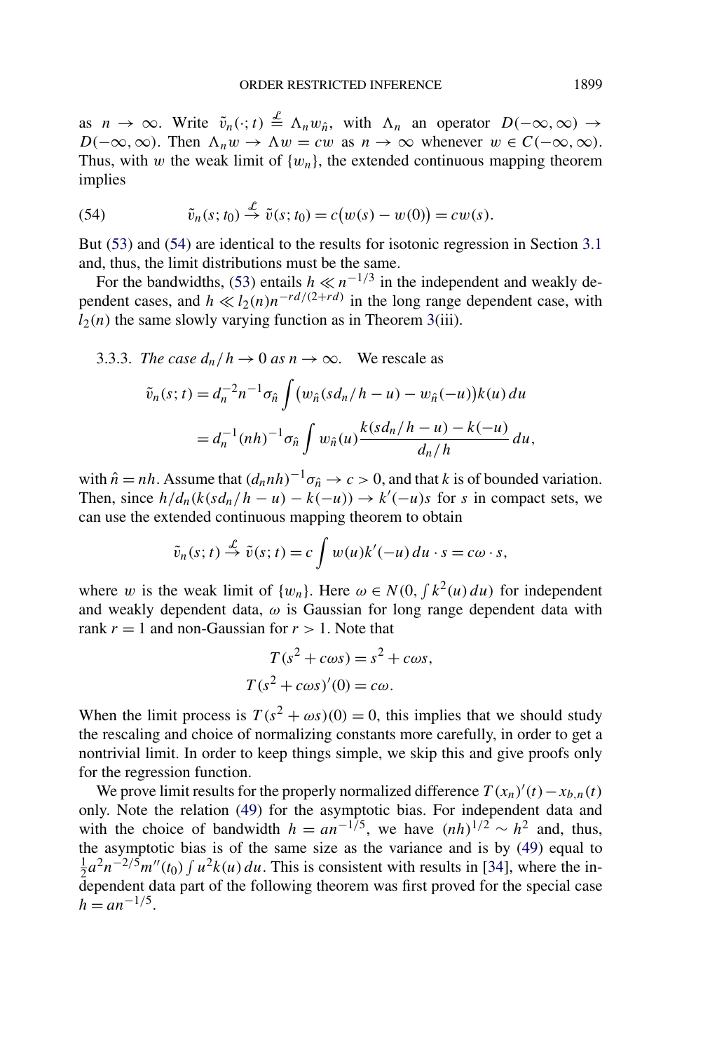as $n \to \infty$. Write $\tilde{v}_n(\cdot; t) \stackrel{\mathcal{L}}{=} \Lambda_n w_{\hat{n}}$, with $\Lambda_n$ an operator $D(-\infty, \infty) \to D(-\infty, \infty)$. Then $\Lambda_n w \to \Lambda w = cw$ as $n \to \infty$ whenever $w \in C(-\infty, \infty)$. Thus, with $w$ the weak limit of $\{w_n\}$, the extended continuous mapping theorem implies

$$\tilde{v}_n(s; t_0) \stackrel{\mathcal{L}}{\to} \tilde{v}(s; t_0) = c\big(w(s) - w(0)\big) = cw(s). \tag{54}$$

But (53) and (54) are identical to the results for isotonic regression in Section 3.1 and, thus, the limit distributions must be the same.

For the bandwidths, (53) entails $h \ll n^{-1/3}$ in the independent and weakly dependent cases, and $h \ll l_2(n) n^{-rd/(2+rd)}$ in the long range dependent case, with $l_2(n)$ the same slowly varying function as in Theorem 3(iii).

3.3.3. *The case $d_n/h \to 0$ as $n \to \infty$.* We rescale as

$$\begin{aligned}
\tilde{v}_n(s; t) &= d_n^{-2} n^{-1} \sigma_{\hat{n}} \int \big(w_{\hat{n}}(s d_n/h - u) - w_{\hat{n}}(-u)\big) k(u)\, du \\
&= d_n^{-1} (nh)^{-1} \sigma_{\hat{n}} \int w_{\hat{n}}(u) \frac{k(s d_n/h - u) - k(-u)}{d_n/h}\, du,
\end{aligned}$$

with $\hat{n} = nh$. Assume that $(d_n nh)^{-1} \sigma_{\hat{n}} \to c > 0$, and that $k$ is of bounded variation. Then, since $h/d_n(k(s d_n/h - u) - k(-u)) \to k'(-u)s$ for $s$ in compact sets, we can use the extended continuous mapping theorem to obtain

$$\tilde{v}_n(s; t) \stackrel{\mathcal{L}}{\to} \tilde{v}(s; t) = c \int w(u) k'(-u)\, du \cdot s = c\omega \cdot s,$$

where $w$ is the weak limit of $\{w_n\}$. Here $\omega \in N(0, \int k^2(u)\, du)$ for independent and weakly dependent data, $\omega$ is Gaussian for long range dependent data with rank $r = 1$ and non-Gaussian for $r > 1$. Note that

$$\begin{aligned}
T(s^2 + c\omega s) &= s^2 + c\omega s, \\
T(s^2 + c\omega s)'(0) &= c\omega.
\end{aligned}$$

When the limit process is $T(s^2 + \omega s)(0) = 0$, this implies that we should study the rescaling and choice of normalizing constants more carefully, in order to get a nontrivial limit. In order to keep things simple, we skip this and give proofs only for the regression function.

We prove limit results for the properly normalized difference $T(x_n)'(t) - x_{b,n}(t)$ only. Note the relation (49) for the asymptotic bias. For independent data and with the choice of bandwidth $h = an^{-1/5}$, we have $(nh)^{1/2} \sim h^2$ and, thus, the asymptotic bias is of the same size as the variance and is by (49) equal to $\frac{1}{2} a^2 n^{-2/5} m''(t_0) \int u^2 k(u)\, du$. This is consistent with results in [34], where the independent data part of the following theorem was first proved for the special case $h = an^{-1/5}$.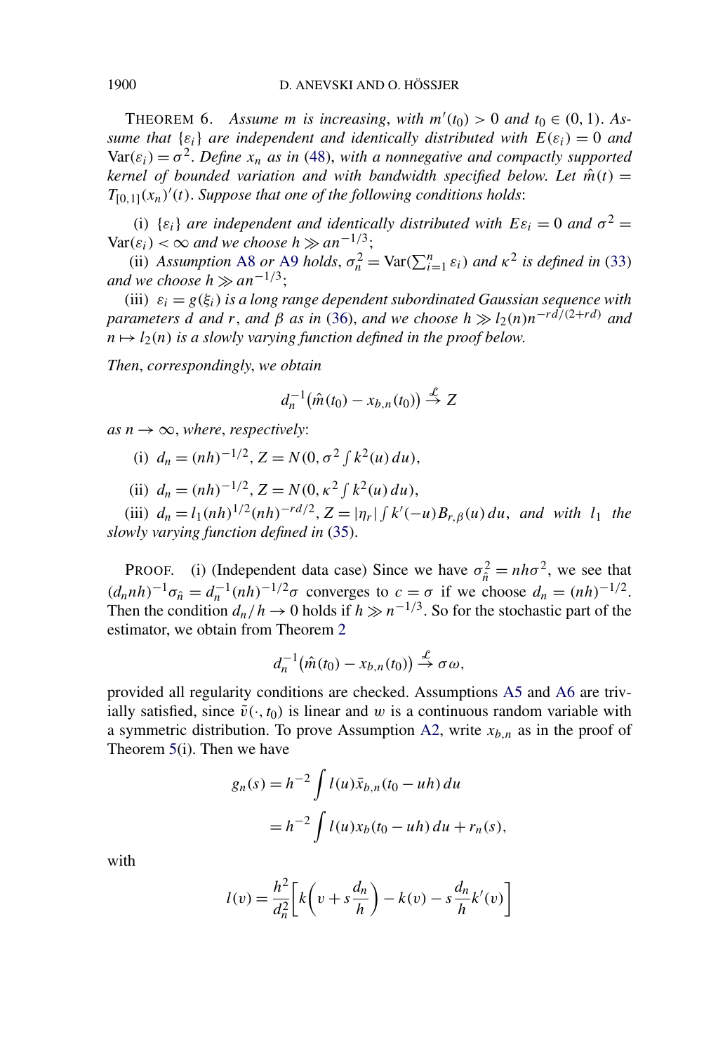THEOREM 6. *Assume $m$ is increasing, with $m'(t_0) > 0$ and $t_0 \in (0,1)$. Assume that $\{\varepsilon_i\}$ are independent and identically distributed with $E(\varepsilon_i) = 0$ and $\mathrm{Var}(\varepsilon_i) = \sigma^2$. Define $x_n$ as in (48), with a nonnegative and compactly supported kernel of bounded variation and with bandwidth specified below. Let $\hat{m}(t) = T_{[0,1]}(x_n)'(t)$. Suppose that one of the following conditions holds*:

(i) *$\{\varepsilon_i\}$ are independent and identically distributed with $E\varepsilon_i = 0$ and $\sigma^2 = \mathrm{Var}(\varepsilon_i) < \infty$ and we choose $h \gg an^{-1/3}$*;

(ii) *Assumption A8 or A9 holds, $\sigma_n^2 = \mathrm{Var}(\sum_{i=1}^n \varepsilon_i)$ and $\kappa^2$ is defined in (33) and we choose $h \gg an^{-1/3}$*;

(iii) *$\varepsilon_i = g(\xi_i)$ is a long range dependent subordinated Gaussian sequence with parameters $d$ and $r$, and $\beta$ as in (36), and we choose $h \gg l_2(n) n^{-rd/(2+rd)}$ and $n \mapsto l_2(n)$ is a slowly varying function defined in the proof below.*

*Then, correspondingly, we obtain*

$$d_n^{-1}\big(\hat{m}(t_0) - x_{b,n}(t_0)\big) \xrightarrow{\mathcal{L}} Z$$

*as $n \to \infty$, where, respectively*:

(i) $d_n = (nh)^{-1/2}$, $Z = N(0, \sigma^2 \int k^2(u)\,du)$,

(ii) $d_n = (nh)^{-1/2}$, $Z = N(0, \kappa^2 \int k^2(u)\,du)$,

(iii) $d_n = l_1(nh)^{1/2}(nh)^{-rd/2}$, $Z = |\eta_r| \int k'(-u) B_{r,\beta}(u)\,du$, *and with $l_1$ the slowly varying function defined in (35).*

PROOF. (i) (Independent data case) Since we have $\sigma_{\hat{n}}^2 = nh\sigma^2$, we see that $(d_n nh)^{-1}\sigma_{\hat{n}} = d_n^{-1}(nh)^{-1/2}\sigma$ converges to $c = \sigma$ if we choose $d_n = (nh)^{-1/2}$. Then the condition $d_n/h \to 0$ holds if $h \gg n^{-1/3}$. So for the stochastic part of the estimator, we obtain from Theorem 2

$$d_n^{-1}\big(\hat{m}(t_0) - x_{b,n}(t_0)\big) \xrightarrow{\mathcal{L}} \sigma\omega,$$

provided all regularity conditions are checked. Assumptions A5 and A6 are trivially satisfied, since $\tilde{v}(\cdot, t_0)$ is linear and $w$ is a continuous random variable with a symmetric distribution. To prove Assumption A2, write $x_{b,n}$ as in the proof of Theorem 5(i). Then we have

$$\begin{aligned}
g_n(s) &= h^{-2}\int l(u)\bar{x}_{b,n}(t_0 - uh)\,du \\
&= h^{-2}\int l(u) x_b(t_0 - uh)\,du + r_n(s),
\end{aligned}$$

with

$$l(v) = \frac{h^2}{d_n^2}\left[k\left(v + s\frac{d_n}{h}\right) - k(v) - s\frac{d_n}{h}k'(v)\right]$$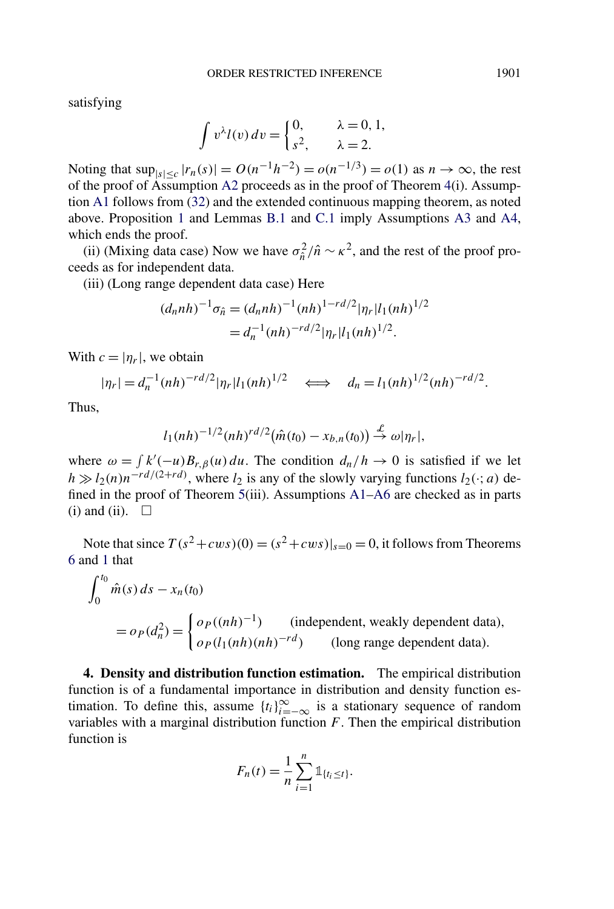satisfying

$$\int v^{\lambda} l(v)\, dv = \begin{cases} 0, & \lambda = 0, 1, \\ s^2, & \lambda = 2. \end{cases}$$

Noting that $\sup_{|s|\le c} |r_n(s)| = O(n^{-1}h^{-2}) = o(n^{-1/3}) = o(1)$ as $n \to \infty$, the rest of the proof of Assumption A2 proceeds as in the proof of Theorem 4(i). Assumption A1 follows from (32) and the extended continuous mapping theorem, as noted above. Proposition 1 and Lemmas B.1 and C.1 imply Assumptions A3 and A4, which ends the proof.

(ii) (Mixing data case) Now we have $\sigma_{\hat{n}}^2/\hat{n} \sim \kappa^2$, and the rest of the proof proceeds as for independent data.

(iii) (Long range dependent data case) Here

$$\begin{aligned}(d_n nh)^{-1}\sigma_{\hat{n}} &= (d_n nh)^{-1}(nh)^{1-rd/2}|\eta_r| l_1(nh)^{1/2} \\ &= d_n^{-1}(nh)^{-rd/2}|\eta_r| l_1(nh)^{1/2}.\end{aligned}$$

With $c = |\eta_r|$, we obtain

$$|\eta_r| = d_n^{-1}(nh)^{-rd/2}|\eta_r| l_1(nh)^{1/2} \quad \Longleftrightarrow \quad d_n = l_1(nh)^{1/2}(nh)^{-rd/2}.$$

Thus,

$$l_1(nh)^{-1/2}(nh)^{rd/2}\big(\hat{m}(t_0) - x_{b,n}(t_0)\big) \stackrel{\mathcal{L}}{\to} \omega|\eta_r|,$$

where $\omega = \int k'(-u) B_{r,\beta}(u)\, du$. The condition $d_n/h \to 0$ is satisfied if we let $h \gg l_2(n) n^{-rd/(2+rd)}$, where $l_2$ is any of the slowly varying functions $l_2(\cdot; a)$ defined in the proof of Theorem 5(iii). Assumptions A1–A6 are checked as in parts (i) and (ii). $\square$

Note that since $T(s^2 + cws)(0) = (s^2 + cws)|_{s=0} = 0$, it follows from Theorems 6 and 1 that

$$\begin{aligned}&\int_0^{t_0} \hat{m}(s)\, ds - x_n(t_0) \\ &\quad = o_P(d_n^2) = \begin{cases} o_P((nh)^{-1}) & \text{(independent, weakly dependent data),} \\ o_P(l_1(nh)(nh)^{-rd}) & \text{(long range dependent data).} \end{cases}\end{aligned}$$

**4. Density and distribution function estimation.** The empirical distribution function is of a fundamental importance in distribution and density function estimation. To define this, assume $\{t_i\}_{i=-\infty}^{\infty}$ is a stationary sequence of random variables with a marginal distribution function $F$. Then the empirical distribution function is

$$F_n(t) = \frac{1}{n}\sum_{i=1}^{n} \mathbb{1}_{\{t_i \le t\}}.$$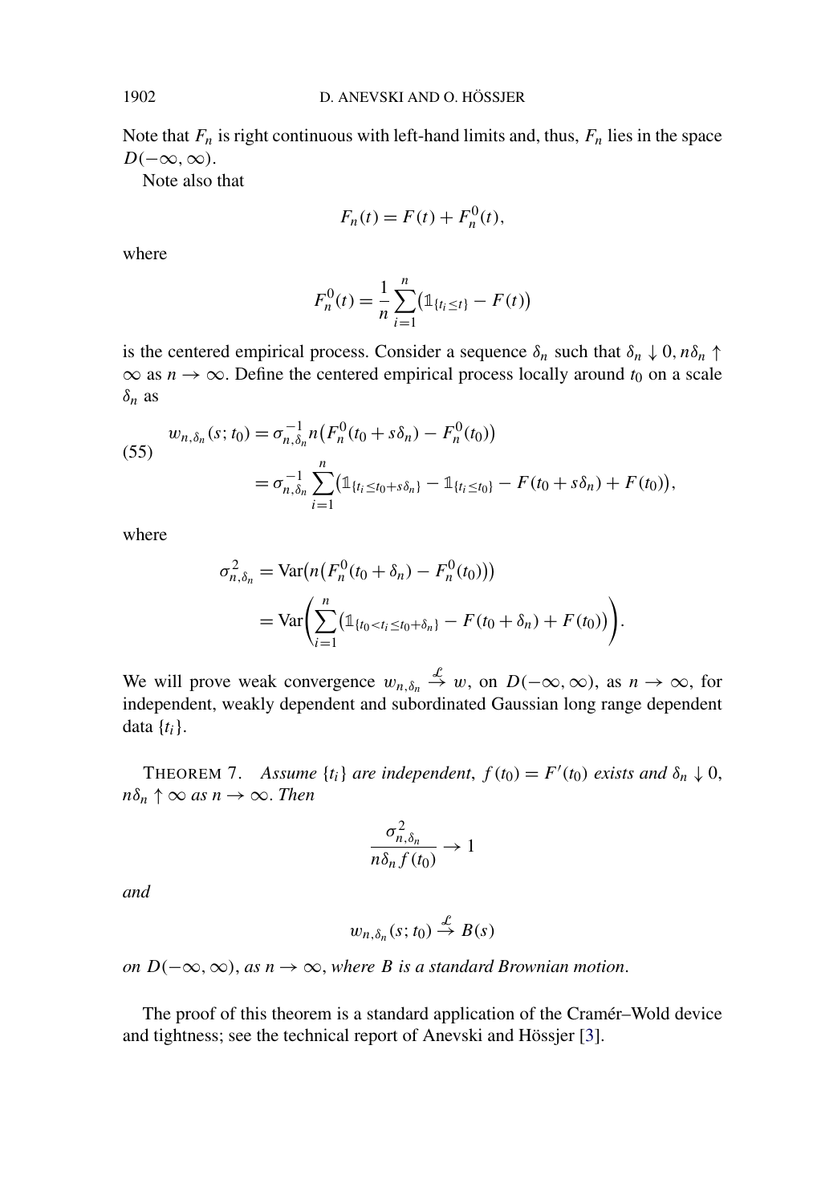Note that $F_n$ is right continuous with left-hand limits and, thus, $F_n$ lies in the space $D(-\infty, \infty)$.

Note also that

$$F_n(t) = F(t) + F_n^0(t),$$

where

$$F_n^0(t) = \frac{1}{n} \sum_{i=1}^{n} \bigl(\mathbb{1}_{\{t_i \le t\}} - F(t)\bigr)$$

is the centered empirical process. Consider a sequence $\delta_n$ such that $\delta_n \downarrow 0, n\delta_n \uparrow \infty$ as $n \to \infty$. Define the centered empirical process locally around $t_0$ on a scale $\delta_n$ as

$$\begin{aligned} w_{n,\delta_n}(s; t_0) &= \sigma_{n,\delta_n}^{-1} n\bigl(F_n^0(t_0 + s\delta_n) - F_n^0(t_0)\bigr) \\ &= \sigma_{n,\delta_n}^{-1} \sum_{i=1}^{n} \bigl(\mathbb{1}_{\{t_i \le t_0 + s\delta_n\}} - \mathbb{1}_{\{t_i \le t_0\}} - F(t_0 + s\delta_n) + F(t_0)\bigr), \end{aligned} \tag{55}$$

where

$$\begin{aligned} \sigma_{n,\delta_n}^2 &= \operatorname{Var}\bigl(n\bigl(F_n^0(t_0 + \delta_n) - F_n^0(t_0)\bigr)\bigr) \\ &= \operatorname{Var}\left(\sum_{i=1}^{n} \bigl(\mathbb{1}_{\{t_0 < t_i \le t_0 + \delta_n\}} - F(t_0 + \delta_n) + F(t_0)\bigr)\right). \end{aligned}$$

We will prove weak convergence $w_{n,\delta_n} \stackrel{\mathcal{L}}{\to} w$, on $D(-\infty, \infty)$, as $n \to \infty$, for independent, weakly dependent and subordinated Gaussian long range dependent data $\{t_i\}$.

THEOREM 7. *Assume $\{t_i\}$ are independent, $f(t_0) = F'(t_0)$ exists and $\delta_n \downarrow 0$, $n\delta_n \uparrow \infty$ as $n \to \infty$. Then*

$$\frac{\sigma_{n,\delta_n}^2}{n\delta_n f(t_0)} \to 1$$

*and*

$$w_{n,\delta_n}(s; t_0) \stackrel{\mathcal{L}}{\to} B(s)$$

*on $D(-\infty, \infty)$, as $n \to \infty$, where $B$ is a standard Brownian motion.*

The proof of this theorem is a standard application of the Cramér–Wold device and tightness; see the technical report of Anevski and Hössjer [3].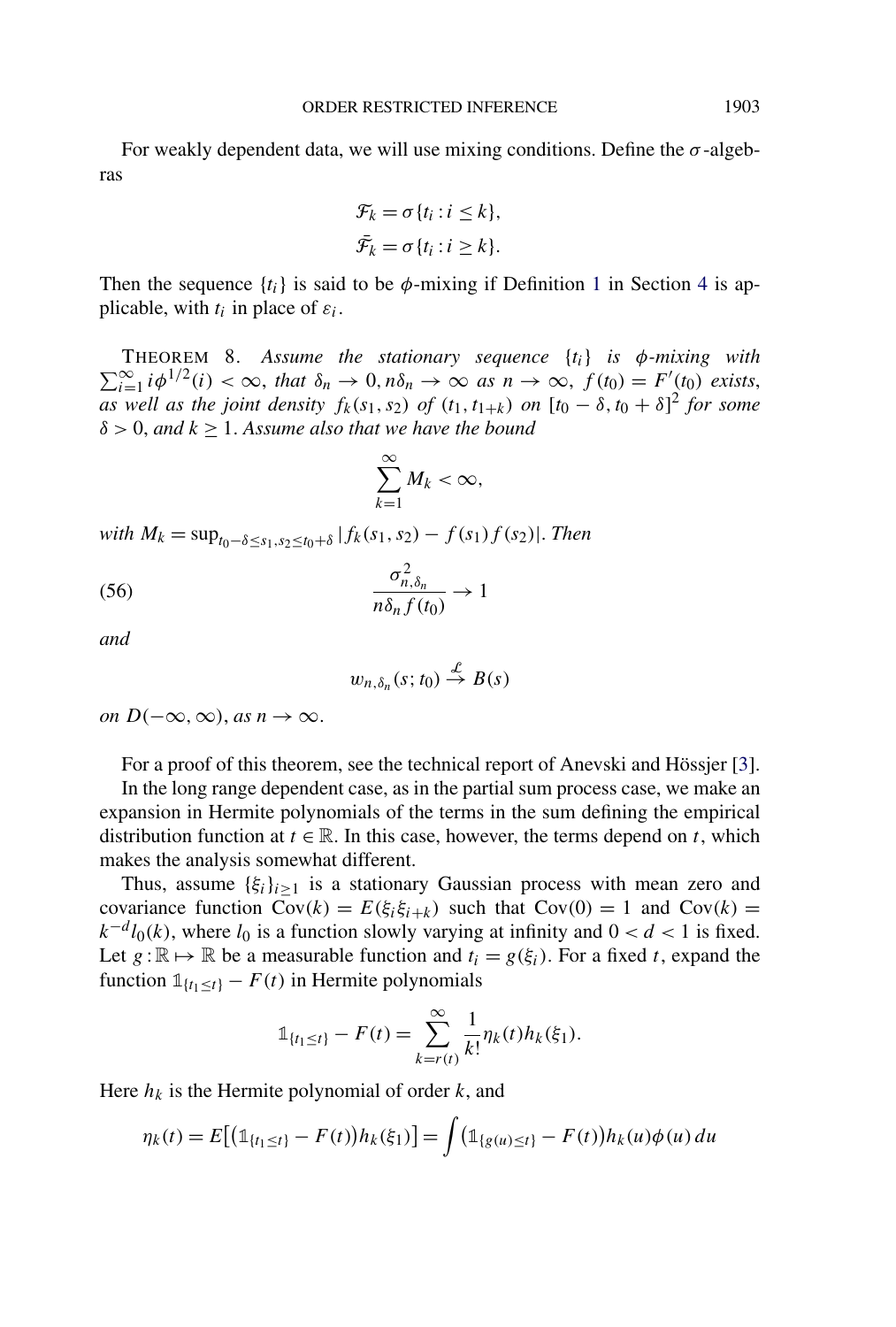For weakly dependent data, we will use mixing conditions. Define the $\sigma$-algebras

$$\mathcal{F}_k = \sigma\{t_i : i \leq k\},$$
$$\bar{\mathcal{F}}_k = \sigma\{t_i : i \geq k\}.$$

Then the sequence $\{t_i\}$ is said to be $\phi$-mixing if Definition 1 in Section 4 is applicable, with $t_i$ in place of $\varepsilon_i$.

THEOREM 8. *Assume the stationary sequence* $\{t_i\}$ *is* $\phi$*-mixing with* $\sum_{i=1}^{\infty} i\phi^{1/2}(i) < \infty$, *that* $\delta_n \to 0, n\delta_n \to \infty$ *as* $n \to \infty$, $f(t_0) = F'(t_0)$ *exists, as well as the joint density* $f_k(s_1, s_2)$ *of* $(t_1, t_{1+k})$ *on* $[t_0 - \delta, t_0 + \delta]^2$ *for some* $\delta > 0$, *and* $k \geq 1$. *Assume also that we have the bound*

$$\sum_{k=1}^{\infty} M_k < \infty,$$

*with* $M_k = \sup_{t_0 - \delta \leq s_1, s_2 \leq t_0 + \delta} |f_k(s_1, s_2) - f(s_1)f(s_2)|$. *Then*

$$\frac{\sigma^2_{n,\delta_n}}{n\delta_n f(t_0)} \to 1 \tag{56}$$

*and*

$$w_{n,\delta_n}(s; t_0) \xrightarrow{\mathcal{L}} B(s)$$

*on* $D(-\infty, \infty)$, *as* $n \to \infty$.

For a proof of this theorem, see the technical report of Anevski and Hössjer [3].

In the long range dependent case, as in the partial sum process case, we make an expansion in Hermite polynomials of the terms in the sum defining the empirical distribution function at $t \in \mathbb{R}$. In this case, however, the terms depend on $t$, which makes the analysis somewhat different.

Thus, assume $\{\xi_i\}_{i \geq 1}$ is a stationary Gaussian process with mean zero and covariance function $\text{Cov}(k) = E(\xi_i \xi_{i+k})$ such that $\text{Cov}(0) = 1$ and $\text{Cov}(k) = k^{-d} l_0(k)$, where $l_0$ is a function slowly varying at infinity and $0 < d < 1$ is fixed. Let $g : \mathbb{R} \mapsto \mathbb{R}$ be a measurable function and $t_i = g(\xi_i)$. For a fixed $t$, expand the function $\mathbb{1}_{\{t_1 \leq t\}} - F(t)$ in Hermite polynomials

$$\mathbb{1}_{\{t_1 \leq t\}} - F(t) = \sum_{k=r(t)}^{\infty} \frac{1}{k!} \eta_k(t) h_k(\xi_1).$$

Here $h_k$ is the Hermite polynomial of order $k$, and

$$\eta_k(t) = E\big[\big(\mathbb{1}_{\{t_1 \leq t\}} - F(t)\big) h_k(\xi_1)\big] = \int \big(\mathbb{1}_{\{g(u) \leq t\}} - F(t)\big) h_k(u) \phi(u)\, du$$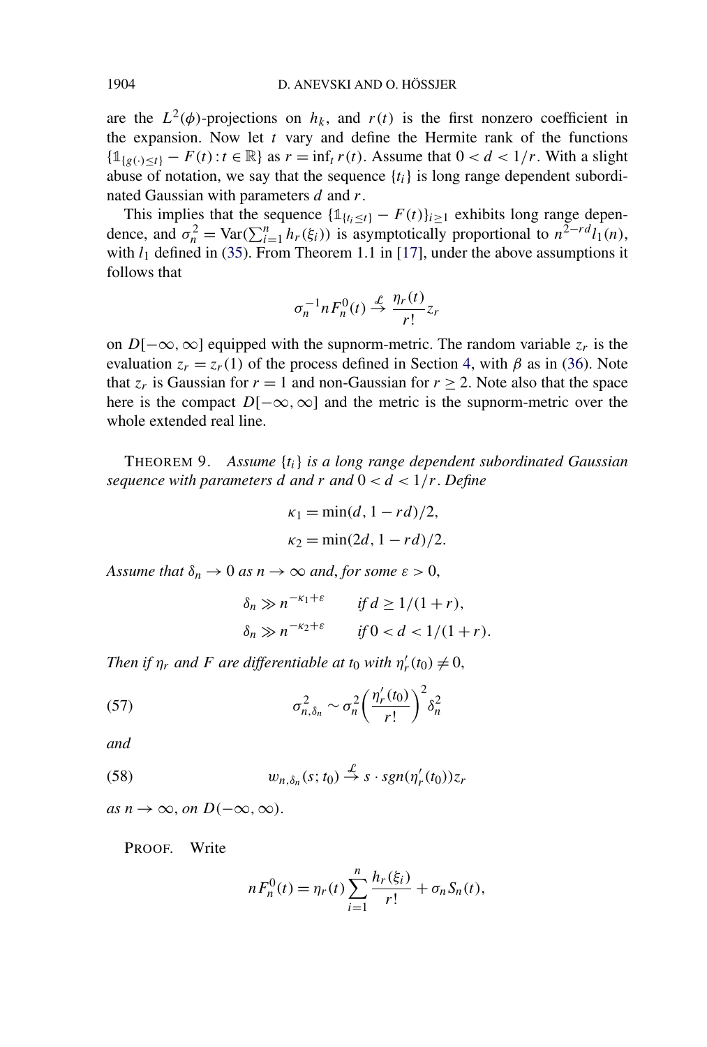are the $L^2(\phi)$-projections on $h_k$, and $r(t)$ is the first nonzero coefficient in the expansion. Now let $t$ vary and define the Hermite rank of the functions $\{\mathbb{1}_{\{g(\cdot)\leq t\}} - F(t) : t \in \mathbb{R}\}$ as $r = \inf_t r(t)$. Assume that $0 < d < 1/r$. With a slight abuse of notation, we say that the sequence $\{t_i\}$ is long range dependent subordinated Gaussian with parameters $d$ and $r$.

This implies that the sequence $\{\mathbb{1}_{\{t_i \leq t\}} - F(t)\}_{i\geq 1}$ exhibits long range dependence, and $\sigma_n^2 = \mathrm{Var}(\sum_{i=1}^n h_r(\xi_i))$ is asymptotically proportional to $n^{2-rd} l_1(n)$, with $l_1$ defined in (35). From Theorem 1.1 in [17], under the above assumptions it follows that

$$\sigma_n^{-1} n F_n^0(t) \xrightarrow{\mathcal{L}} \frac{\eta_r(t)}{r!} z_r$$

on $D[-\infty, \infty]$ equipped with the supnorm-metric. The random variable $z_r$ is the evaluation $z_r = z_r(1)$ of the process defined in Section 4, with $\beta$ as in (36). Note that $z_r$ is Gaussian for $r = 1$ and non-Gaussian for $r \geq 2$. Note also that the space here is the compact $D[-\infty, \infty]$ and the metric is the supnorm-metric over the whole extended real line.

THEOREM 9. *Assume $\{t_i\}$ is a long range dependent subordinated Gaussian sequence with parameters $d$ and $r$ and $0 < d < 1/r$. Define*

$$\kappa_1 = \min(d, 1 - rd)/2,$$
$$\kappa_2 = \min(2d, 1 - rd)/2.$$

*Assume that $\delta_n \to 0$ as $n \to \infty$ and, for some $\varepsilon > 0$,*

$$\delta_n \gg n^{-\kappa_1 + \varepsilon} \qquad \text{if } d \geq 1/(1 + r),$$
$$\delta_n \gg n^{-\kappa_2 + \varepsilon} \qquad \text{if } 0 < d < 1/(1 + r).$$

*Then if $\eta_r$ and $F$ are differentiable at $t_0$ with $\eta_r'(t_0) \neq 0$,*

$$\sigma_{n,\delta_n}^2 \sim \sigma_n^2 \left(\frac{\eta_r'(t_0)}{r!}\right)^2 \delta_n^2 \tag{57}$$

*and*

$$w_{n,\delta_n}(s; t_0) \xrightarrow{\mathcal{L}} s \cdot sgn(\eta_r'(t_0)) z_r \tag{58}$$

*as $n \to \infty$, on $D(-\infty, \infty)$.*

PROOF. Write

$$n F_n^0(t) = \eta_r(t) \sum_{i=1}^n \frac{h_r(\xi_i)}{r!} + \sigma_n S_n(t),$$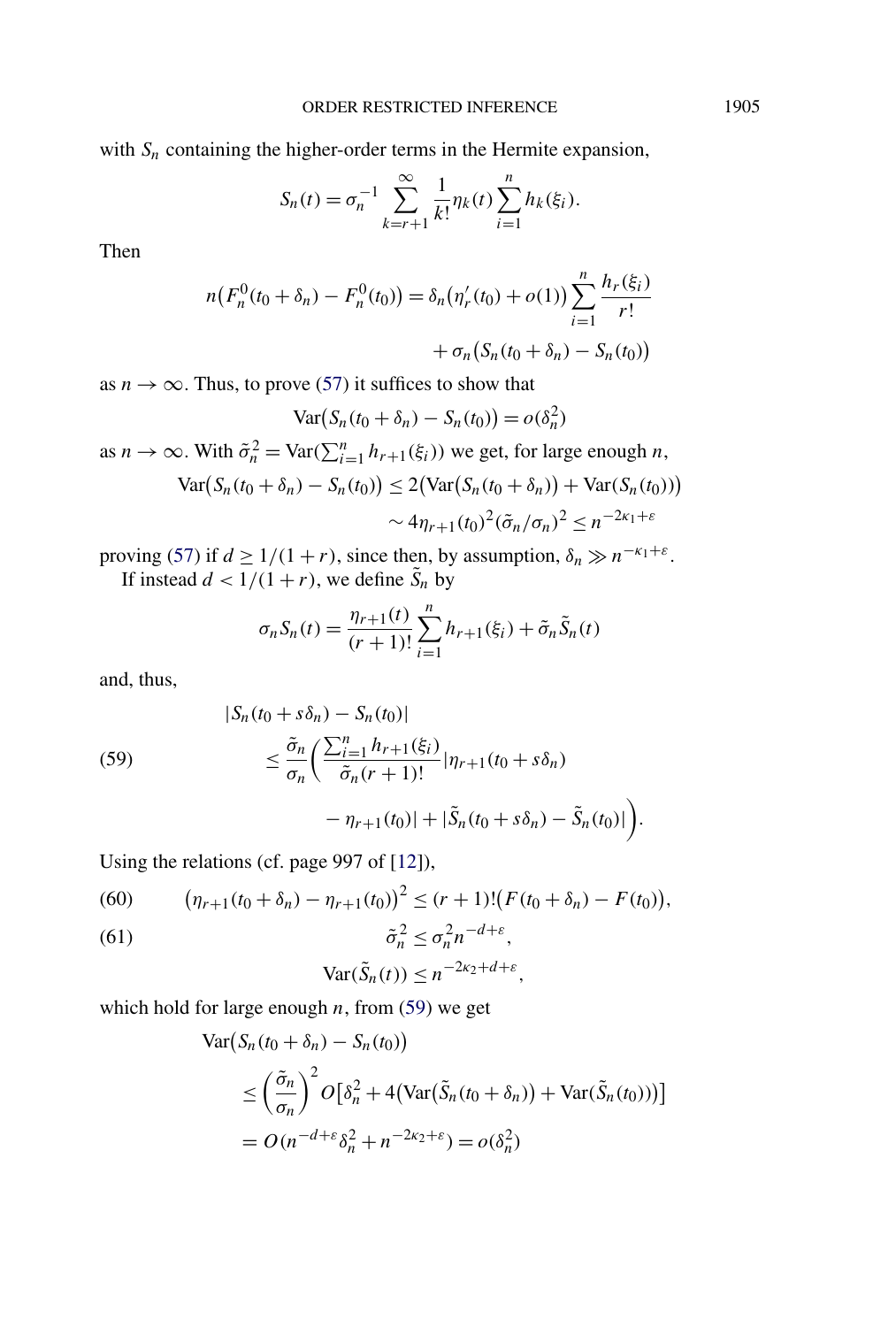with $S_n$ containing the higher-order terms in the Hermite expansion,

$$S_n(t) = \sigma_n^{-1} \sum_{k=r+1}^{\infty} \frac{1}{k!} \eta_k(t) \sum_{i=1}^{n} h_k(\xi_i).$$

Then

$$n\big(F_n^0(t_0+\delta_n) - F_n^0(t_0)\big) = \delta_n\big(\eta_r'(t_0) + o(1)\big) \sum_{i=1}^{n} \frac{h_r(\xi_i)}{r!} + \sigma_n\big(S_n(t_0+\delta_n) - S_n(t_0)\big)$$

as $n \to \infty$. Thus, to prove (57) it suffices to show that

$$\operatorname{Var}\big(S_n(t_0+\delta_n) - S_n(t_0)\big) = o(\delta_n^2)$$

as $n \to \infty$. With $\tilde{\sigma}_n^2 = \operatorname{Var}(\sum_{i=1}^n h_{r+1}(\xi_i))$ we get, for large enough $n$,

$$\begin{aligned}\operatorname{Var}\big(S_n(t_0+\delta_n) - S_n(t_0)\big) &\le 2\big(\operatorname{Var}\big(S_n(t_0+\delta_n)\big) + \operatorname{Var}(S_n(t_0))\big) \\ &\sim 4\eta_{r+1}(t_0)^2(\tilde{\sigma}_n/\sigma_n)^2 \le n^{-2\kappa_1+\varepsilon}\end{aligned}$$

proving (57) if $d \ge 1/(1+r)$, since then, by assumption, $\delta_n \gg n^{-\kappa_1+\varepsilon}$.

If instead $d < 1/(1+r)$, we define $\tilde{S}_n$ by

$$\sigma_n S_n(t) = \frac{\eta_{r+1}(t)}{(r+1)!} \sum_{i=1}^{n} h_{r+1}(\xi_i) + \tilde{\sigma}_n \tilde{S}_n(t)$$

and, thus,

$$\begin{aligned}&|S_n(t_0+s\delta_n) - S_n(t_0)| \\ &\quad \le \frac{\tilde{\sigma}_n}{\sigma_n}\bigg(\frac{\sum_{i=1}^n h_{r+1}(\xi_i)}{\tilde{\sigma}_n (r+1)!}|\eta_{r+1}(t_0+s\delta_n) \\ &\qquad - \eta_{r+1}(t_0)| + |\tilde{S}_n(t_0+s\delta_n) - \tilde{S}_n(t_0)|\bigg).\end{aligned} \tag{59}$$

Using the relations (cf. page 997 of [12]),

$$\big(\eta_{r+1}(t_0+\delta_n) - \eta_{r+1}(t_0)\big)^2 \le (r+1)!\big(F(t_0+\delta_n) - F(t_0)\big), \tag{60}$$

$$\tilde{\sigma}_n^2 \le \sigma_n^2 n^{-d+\varepsilon}, \tag{61}$$

$$\operatorname{Var}(\tilde{S}_n(t)) \le n^{-2\kappa_2+d+\varepsilon},$$

which hold for large enough $n$, from (59) we get

$$\begin{aligned}&\operatorname{Var}\big(S_n(t_0+\delta_n) - S_n(t_0)\big) \\ &\quad \le \left(\frac{\tilde{\sigma}_n}{\sigma_n}\right)^2 O\big[\delta_n^2 + 4\big(\operatorname{Var}\big(\tilde{S}_n(t_0+\delta_n)\big) + \operatorname{Var}(\tilde{S}_n(t_0))\big)\big] \\ &\quad = O(n^{-d+\varepsilon}\delta_n^2 + n^{-2\kappa_2+\varepsilon}) = o(\delta_n^2)\end{aligned}$$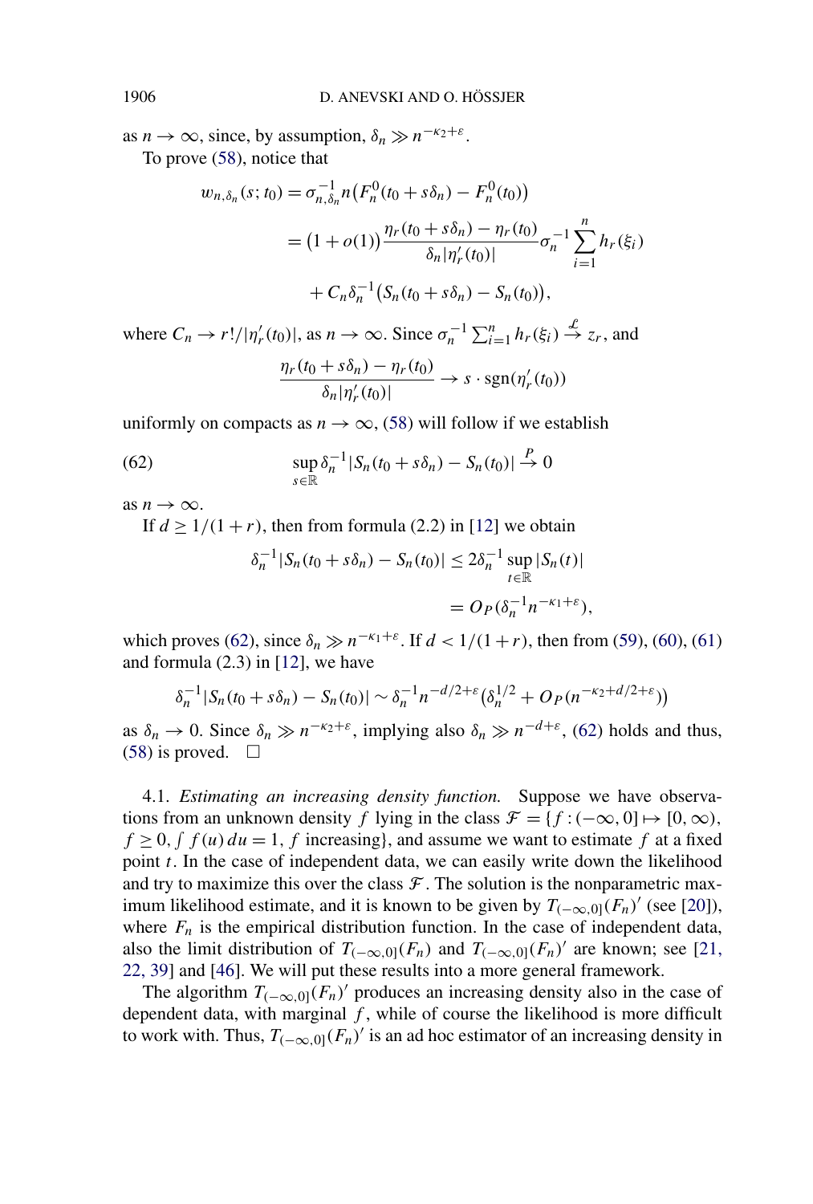as $n \to \infty$, since, by assumption, $\delta_n \gg n^{-\kappa_2+\varepsilon}$.

To prove (58), notice that

$$
\begin{aligned}
w_{n,\delta_n}(s;t_0) &= \sigma_{n,\delta_n}^{-1} n\big(F_n^0(t_0+s\delta_n) - F_n^0(t_0)\big) \\
&= \big(1+o(1)\big)\frac{\eta_r(t_0+s\delta_n)-\eta_r(t_0)}{\delta_n|\eta_r'(t_0)|}\sigma_n^{-1}\sum_{i=1}^n h_r(\xi_i) \\
&\quad + C_n\delta_n^{-1}\big(S_n(t_0+s\delta_n) - S_n(t_0)\big),
\end{aligned}
$$

where $C_n \to r!/|\eta_r'(t_0)|$, as $n \to \infty$. Since $\sigma_n^{-1}\sum_{i=1}^n h_r(\xi_i) \xrightarrow{\mathcal{L}} z_r$, and

$$
\frac{\eta_r(t_0+s\delta_n)-\eta_r(t_0)}{\delta_n|\eta_r'(t_0)|} \to s\cdot \operatorname{sgn}(\eta_r'(t_0))
$$

uniformly on compacts as $n \to \infty$, (58) will follow if we establish

$$
\sup_{s\in\mathbb{R}} \delta_n^{-1}|S_n(t_0+s\delta_n) - S_n(t_0)| \xrightarrow{P} 0 \tag{62}
$$

as $n \to \infty$.

If $d \geq 1/(1+r)$, then from formula (2.2) in [12] we obtain

$$
\begin{aligned}
\delta_n^{-1}|S_n(t_0+s\delta_n) - S_n(t_0)| &\leq 2\delta_n^{-1}\sup_{t\in\mathbb{R}}|S_n(t)| \\
&= O_P(\delta_n^{-1}n^{-\kappa_1+\varepsilon}),
\end{aligned}
$$

which proves (62), since $\delta_n \gg n^{-\kappa_1+\varepsilon}$. If $d < 1/(1+r)$, then from (59), (60), (61) and formula (2.3) in [12], we have

$$
\delta_n^{-1}|S_n(t_0+s\delta_n) - S_n(t_0)| \sim \delta_n^{-1}n^{-d/2+\varepsilon}\big(\delta_n^{1/2} + O_P(n^{-\kappa_2+d/2+\varepsilon})\big)
$$

as $\delta_n \to 0$. Since $\delta_n \gg n^{-\kappa_2+\varepsilon}$, implying also $\delta_n \gg n^{-d+\varepsilon}$, (62) holds and thus, (58) is proved. $\square$

4.1. *Estimating an increasing density function.* Suppose we have observations from an unknown density $f$ lying in the class $\mathcal{F} = \{f : (-\infty, 0] \mapsto [0,\infty), f \geq 0, \int f(u)\,du = 1, f \text{ increasing}\}$, and assume we want to estimate $f$ at a fixed point $t$. In the case of independent data, we can easily write down the likelihood and try to maximize this over the class $\mathcal{F}$. The solution is the nonparametric maximum likelihood estimate, and it is known to be given by $T_{(-\infty,0]}(F_n)'$ (see [20]), where $F_n$ is the empirical distribution function. In the case of independent data, also the limit distribution of $T_{(-\infty,0]}(F_n)$ and $T_{(-\infty,0]}(F_n)'$ are known; see [21, 22, 39] and [46]. We will put these results into a more general framework.

The algorithm $T_{(-\infty,0]}(F_n)'$ produces an increasing density also in the case of dependent data, with marginal $f$, while of course the likelihood is more difficult to work with. Thus, $T_{(-\infty,0]}(F_n)'$ is an ad hoc estimator of an increasing density in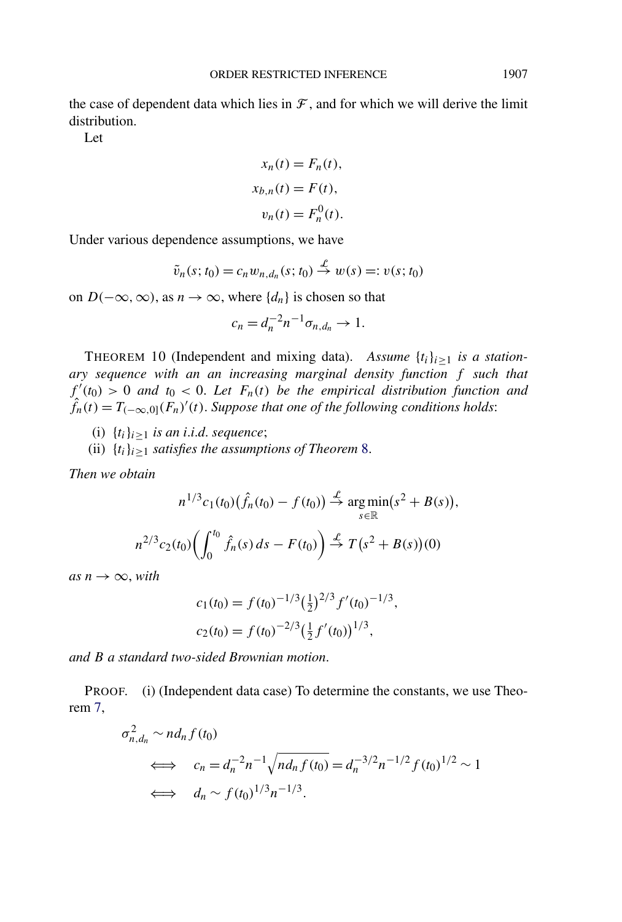the case of dependent data which lies in $\mathcal{F}$, and for which we will derive the limit distribution.

Let

$$
\begin{aligned}
x_n(t) &= F_n(t),\\
x_{b,n}(t) &= F(t),\\
v_n(t) &= F_n^0(t).
\end{aligned}
$$

Under various dependence assumptions, we have

$$
\tilde{v}_n(s;t_0) = c_n w_{n,d_n}(s;t_0) \xrightarrow{\mathcal{L}} w(s) =: v(s;t_0)
$$

on $D(-\infty,\infty)$, as $n\to\infty$, where $\{d_n\}$ is chosen so that

$$
c_n = d_n^{-2} n^{-1} \sigma_{n,d_n} \to 1.
$$

THEOREM 10 (Independent and mixing data). *Assume $\{t_i\}_{i\geq 1}$ is a stationary sequence with an an increasing marginal density function $f$ such that $f'(t_0) > 0$ and $t_0 < 0$. Let $F_n(t)$ be the empirical distribution function and $\hat{f}_n(t) = T_{(-\infty,0]}(F_n)'(t)$. Suppose that one of the following conditions holds*:

(i) *$\{t_i\}_{i\geq 1}$ is an i.i.d. sequence*;

(ii) *$\{t_i\}_{i\geq 1}$ satisfies the assumptions of Theorem 8.*

*Then we obtain*

$$
n^{1/3} c_1(t_0)\big(\hat{f}_n(t_0) - f(t_0)\big) \xrightarrow{\mathcal{L}} \operatorname*{arg\,min}_{s\in\mathbb{R}}\big(s^2 + B(s)\big),
$$

$$
n^{2/3} c_2(t_0)\bigg(\int_0^{t_0} \hat{f}_n(s)\,ds - F(t_0)\bigg) \xrightarrow{\mathcal{L}} T\big(s^2 + B(s)\big)(0)
$$

*as $n\to\infty$, with*

$$
\begin{aligned}
c_1(t_0) &= f(t_0)^{-1/3}\big(\tfrac{1}{2}\big)^{2/3} f'(t_0)^{-1/3},\\
c_2(t_0) &= f(t_0)^{-2/3}\big(\tfrac{1}{2} f'(t_0)\big)^{1/3},
\end{aligned}
$$

*and $B$ a standard two-sided Brownian motion.*

PROOF. (i) (Independent data case) To determine the constants, we use Theorem 7,

$$
\begin{aligned}
&\sigma_{n,d_n}^2 \sim n d_n f(t_0)\\
&\iff \quad c_n = d_n^{-2} n^{-1} \sqrt{n d_n f(t_0)} = d_n^{-3/2} n^{-1/2} f(t_0)^{1/2} \sim 1\\
&\iff \quad d_n \sim f(t_0)^{1/3} n^{-1/3}.
\end{aligned}
$$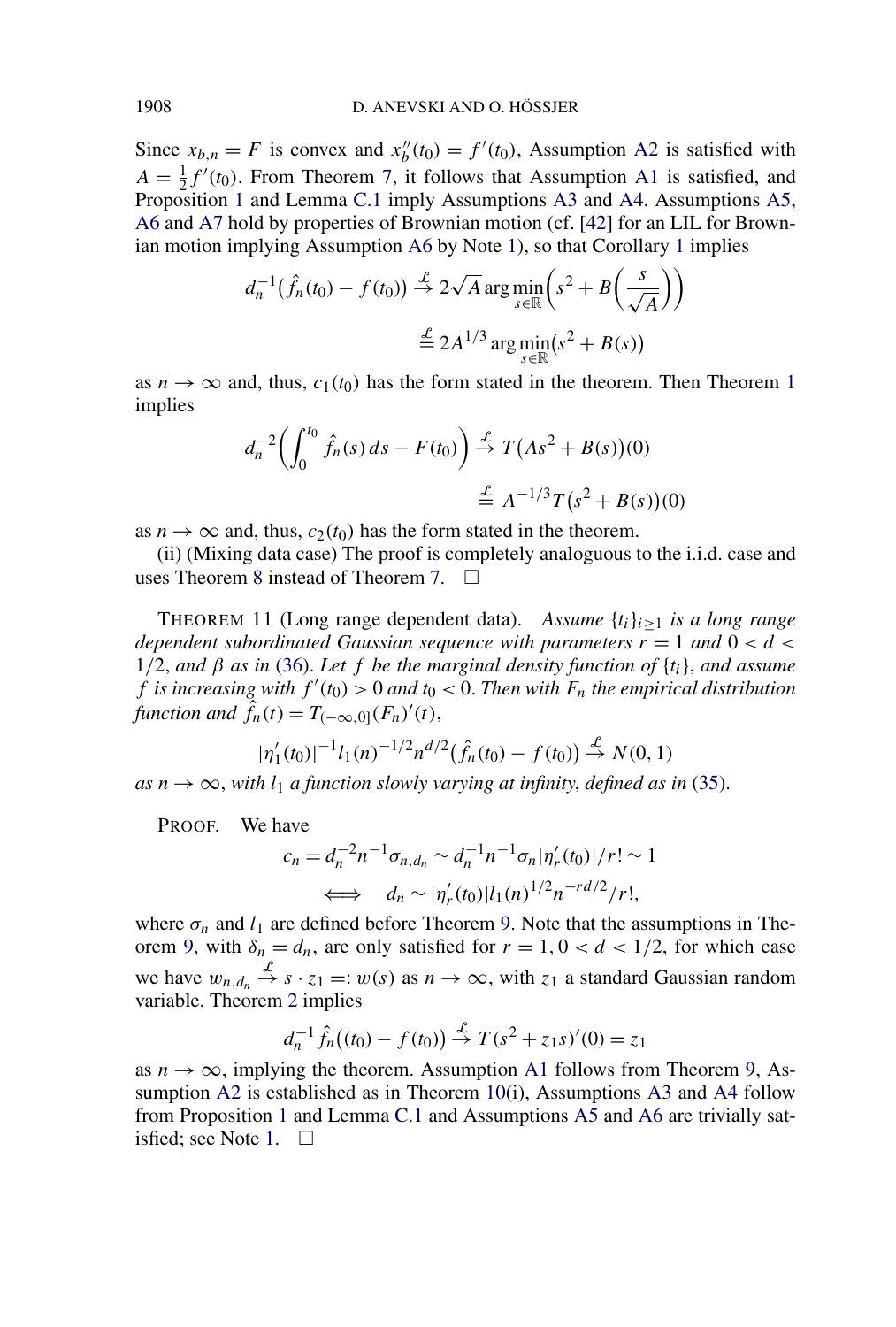Since $x_{b,n} = F$ is convex and $x_b''(t_0) = f'(t_0)$, Assumption A2 is satisfied with $A = \frac{1}{2} f'(t_0)$. From Theorem 7, it follows that Assumption A1 is satisfied, and Proposition 1 and Lemma C.1 imply Assumptions A3 and A4. Assumptions A5, A6 and A7 hold by properties of Brownian motion (cf. [42] for an LIL for Brownian motion implying Assumption A6 by Note 1), so that Corollary 1 implies

$$
\begin{aligned}
d_n^{-1}\big(\hat{f}_n(t_0) - f(t_0)\big) &\stackrel{\mathcal{L}}{\to} 2\sqrt{A} \arg\min_{s \in \mathbb{R}} \left(s^2 + B\left(\frac{s}{\sqrt{A}}\right)\right) \\
&\stackrel{\mathcal{L}}{=} 2A^{1/3} \arg\min_{s \in \mathbb{R}} \big(s^2 + B(s)\big)
\end{aligned}
$$

as $n \to \infty$ and, thus, $c_1(t_0)$ has the form stated in the theorem. Then Theorem 1 implies

$$
\begin{aligned}
d_n^{-2}\left(\int_0^{t_0} \hat{f}_n(s)\, ds - F(t_0)\right) &\stackrel{\mathcal{L}}{\to} T\big(As^2 + B(s)\big)(0) \\
&\stackrel{\mathcal{L}}{=} A^{-1/3} T\big(s^2 + B(s)\big)(0)
\end{aligned}
$$

as $n \to \infty$ and, thus, $c_2(t_0)$ has the form stated in the theorem.

(ii) (Mixing data case) The proof is completely analoguous to the i.i.d. case and uses Theorem 8 instead of Theorem 7. $\square$

THEOREM 11 (Long range dependent data). *Assume $\{t_i\}_{i \geq 1}$ is a long range dependent subordinated Gaussian sequence with parameters $r = 1$ and $0 < d < 1/2$, and $\beta$ as in (36). Let $f$ be the marginal density function of $\{t_i\}$, and assume $f$ is increasing with $f'(t_0) > 0$ and $t_0 < 0$. Then with $F_n$ the empirical distribution function and $\hat{f}_n(t) = T_{(-\infty,0]}(F_n)'(t)$,*

$$
|\eta_1'(t_0)|^{-1} l_1(n)^{-1/2} n^{d/2} \big(\hat{f}_n(t_0) - f(t_0)\big) \stackrel{\mathcal{L}}{\to} N(0,1)
$$

*as $n \to \infty$, with $l_1$ a function slowly varying at infinity, defined as in (35).*

PROOF. We have

$$
\begin{aligned}
c_n = d_n^{-2} n^{-1} \sigma_{n,d_n} &\sim d_n^{-1} n^{-1} \sigma_n |\eta_r'(t_0)|/r! \sim 1 \\
\iff \quad d_n &\sim |\eta_r'(t_0)| l_1(n)^{1/2} n^{-rd/2}/r!,
\end{aligned}
$$

where $\sigma_n$ and $l_1$ are defined before Theorem 9. Note that the assumptions in Theorem 9, with $\delta_n = d_n$, are only satisfied for $r = 1, 0 < d < 1/2$, for which case we have $w_{n,d_n} \stackrel{\mathcal{L}}{\to} s \cdot z_1 =: w(s)$ as $n \to \infty$, with $z_1$ a standard Gaussian random variable. Theorem 2 implies

$$
d_n^{-1} \hat{f}_n\big((t_0) - f(t_0)\big) \stackrel{\mathcal{L}}{\to} T(s^2 + z_1 s)'(0) = z_1
$$

as $n \to \infty$, implying the theorem. Assumption A1 follows from Theorem 9, Assumption A2 is established as in Theorem 10(i), Assumptions A3 and A4 follow from Proposition 1 and Lemma C.1 and Assumptions A5 and A6 are trivially satisfied; see Note 1. $\square$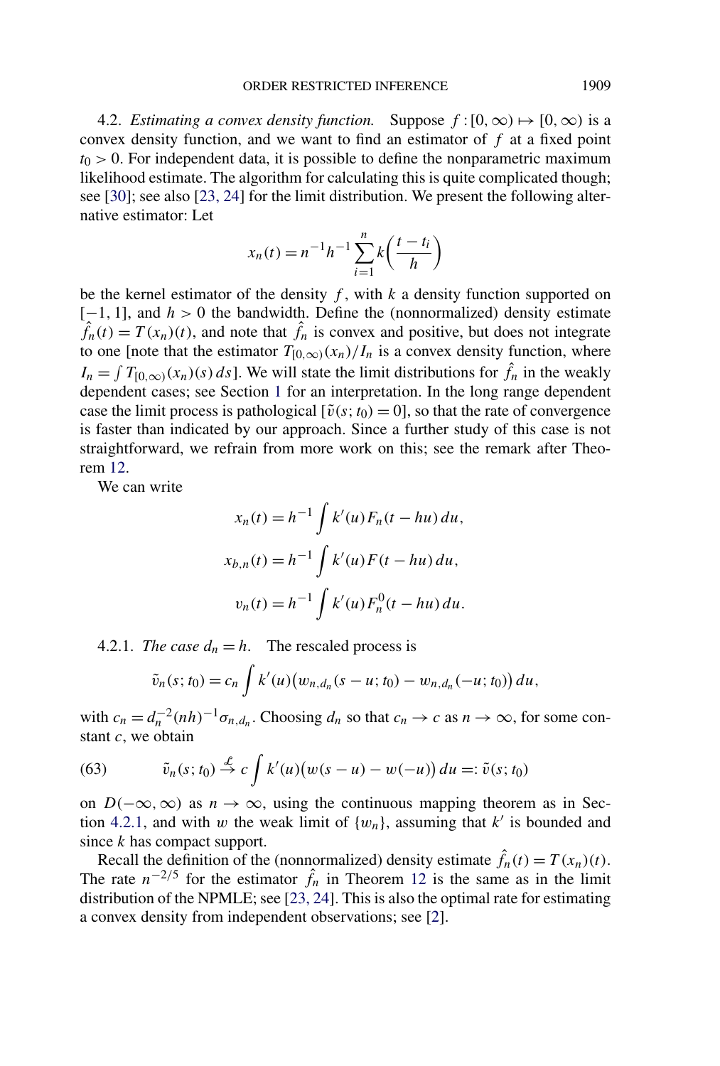4.2. *Estimating a convex density function.* Suppose $f : [0,\infty) \mapsto [0,\infty)$ is a convex density function, and we want to find an estimator of $f$ at a fixed point $t_0 > 0$. For independent data, it is possible to define the nonparametric maximum likelihood estimate. The algorithm for calculating this is quite complicated though; see [30]; see also [23, 24] for the limit distribution. We present the following alternative estimator: Let

$$x_n(t) = n^{-1}h^{-1}\sum_{i=1}^{n} k\left(\frac{t-t_i}{h}\right)$$

be the kernel estimator of the density $f$, with $k$ a density function supported on $[-1,1]$, and $h > 0$ the bandwidth. Define the (nonnormalized) density estimate $\hat{f}_n(t) = T(x_n)(t)$, and note that $\hat{f}_n$ is convex and positive, but does not integrate to one [note that the estimator $T_{[0,\infty)}(x_n)/I_n$ is a convex density function, where $I_n = \int T_{[0,\infty)}(x_n)(s)\,ds$]. We will state the limit distributions for $\hat{f}_n$ in the weakly dependent cases; see Section 1 for an interpretation. In the long range dependent case the limit process is pathological [$\tilde{v}(s;t_0) = 0$], so that the rate of convergence is faster than indicated by our approach. Since a further study of this case is not straightforward, we refrain from more work on this; see the remark after Theorem 12.

We can write

$$x_n(t) = h^{-1}\int k'(u)F_n(t-hu)\,du,$$

$$x_{b,n}(t) = h^{-1}\int k'(u)F(t-hu)\,du,$$

$$v_n(t) = h^{-1}\int k'(u)F_n^0(t-hu)\,du.$$

4.2.1. *The case $d_n = h$.* The rescaled process is

$$\tilde{v}_n(s;t_0) = c_n \int k'(u)\big(w_{n,d_n}(s-u;t_0) - w_{n,d_n}(-u;t_0)\big)\,du,$$

with $c_n = d_n^{-2}(nh)^{-1}\sigma_{n,d_n}$. Choosing $d_n$ so that $c_n \to c$ as $n \to \infty$, for some constant $c$, we obtain

$$\tilde{v}_n(s;t_0) \stackrel{\mathcal{L}}{\to} c\int k'(u)\big(w(s-u) - w(-u)\big)\,du =: \tilde{v}(s;t_0) \tag{63}$$

on $D(-\infty,\infty)$ as $n \to \infty$, using the continuous mapping theorem as in Section 4.2.1, and with $w$ the weak limit of $\{w_n\}$, assuming that $k'$ is bounded and since $k$ has compact support.

Recall the definition of the (nonnormalized) density estimate $\hat{f}_n(t) = T(x_n)(t)$. The rate $n^{-2/5}$ for the estimator $\hat{f}_n$ in Theorem 12 is the same as in the limit distribution of the NPMLE; see [23, 24]. This is also the optimal rate for estimating a convex density from independent observations; see [2].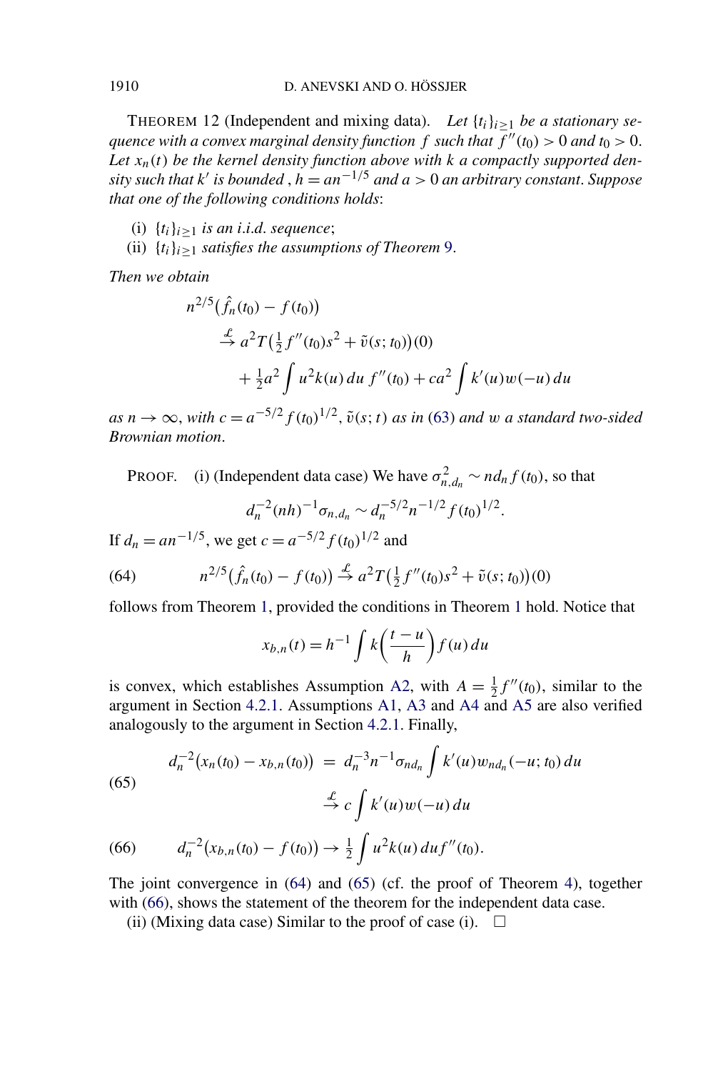THEOREM 12 (Independent and mixing data). *Let $\{t_i\}_{i\geq 1}$ be a stationary sequence with a convex marginal density function $f$ such that $f''(t_0) > 0$ and $t_0 > 0$. Let $x_n(t)$ be the kernel density function above with $k$ a compactly supported density such that $k'$ is bounded, $h = an^{-1/5}$ and $a > 0$ an arbitrary constant. Suppose that one of the following conditions holds*:

(i) $\{t_i\}_{i\geq 1}$ *is an i.i.d. sequence*;

(ii) $\{t_i\}_{i\geq 1}$ *satisfies the assumptions of Theorem 9.*

*Then we obtain*

$$
\begin{aligned}
n^{2/5}\big(\hat{f}_n(t_0) - f(t_0)\big) &\\
\stackrel{\mathcal{L}}{\to} & \; a^2 T\big(\tfrac{1}{2} f''(t_0)s^2 + \tilde{v}(s; t_0)\big)(0)\\
&+ \tfrac{1}{2}a^2 \int u^2 k(u)\,du\, f''(t_0) + ca^2 \int k'(u) w(-u)\,du
\end{aligned}
$$

*as $n \to \infty$, with $c = a^{-5/2} f(t_0)^{1/2}$, $\tilde{v}(s; t)$ as in (63) and $w$ a standard two-sided Brownian motion.*

PROOF. (i) (Independent data case) We have $\sigma_{n,d_n}^2 \sim n d_n f(t_0)$, so that

$$
d_n^{-2}(nh)^{-1}\sigma_{n,d_n} \sim d_n^{-5/2} n^{-1/2} f(t_0)^{1/2}.
$$

If $d_n = an^{-1/5}$, we get $c = a^{-5/2} f(t_0)^{1/2}$ and

$$
n^{2/5}\big(\hat{f}_n(t_0) - f(t_0)\big) \stackrel{\mathcal{L}}{\to} a^2 T\big(\tfrac{1}{2} f''(t_0)s^2 + \tilde{v}(s; t_0)\big)(0) \tag{64}
$$

follows from Theorem 1, provided the conditions in Theorem 1 hold. Notice that

$$
x_{b,n}(t) = h^{-1} \int k\left(\frac{t-u}{h}\right) f(u)\,du
$$

is convex, which establishes Assumption A2, with $A = \frac{1}{2} f''(t_0)$, similar to the argument in Section 4.2.1. Assumptions A1, A3 and A4 and A5 are also verified analogously to the argument in Section 4.2.1. Finally,

$$
\begin{aligned}
d_n^{-2}\big(x_n(t_0) - x_{b,n}(t_0)\big) \;&=\; d_n^{-3} n^{-1} \sigma_{nd_n} \int k'(u) w_{nd_n}(-u; t_0)\,du\\
&\stackrel{\mathcal{L}}{\to} c \int k'(u) w(-u)\,du
\end{aligned} \tag{65}
$$

$$
d_n^{-2}\big(x_{b,n}(t_0) - f(t_0)\big) \to \tfrac{1}{2} \int u^2 k(u)\,du f''(t_0). \tag{66}
$$

The joint convergence in (64) and (65) (cf. the proof of Theorem 4), together with (66), shows the statement of the theorem for the independent data case.

(ii) (Mixing data case) Similar to the proof of case (i). $\square$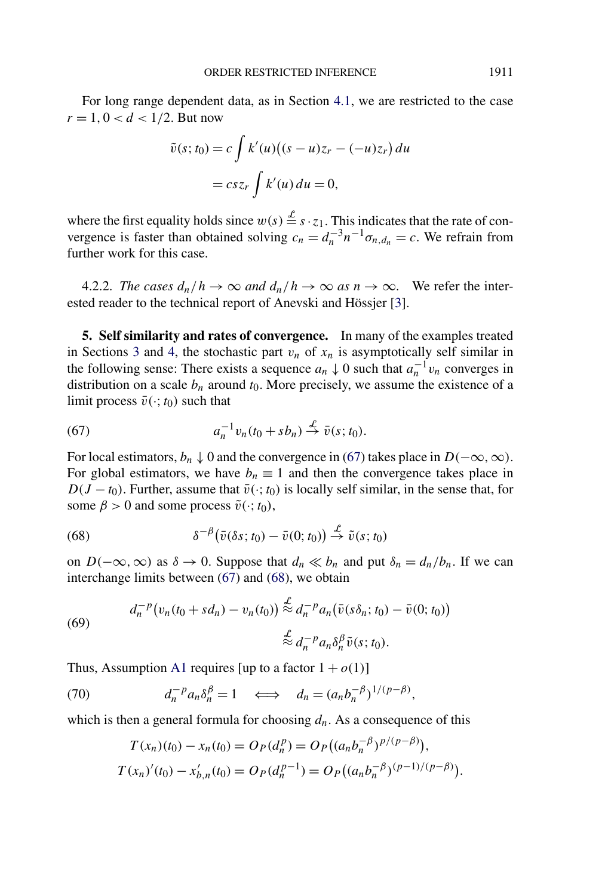For long range dependent data, as in Section 4.1, we are restricted to the case $r = 1, 0 < d < 1/2$. But now

$$\tilde{v}(s; t_0) = c \int k'(u)\big((s-u)z_r - (-u)z_r\big)\, du$$
$$= csz_r \int k'(u)\, du = 0,$$

where the first equality holds since $w(s) \stackrel{\mathcal{L}}{=} s \cdot z_1$. This indicates that the rate of convergence is faster than obtained solving $c_n = d_n^{-3} n^{-1} \sigma_{n,d_n} = c$. We refrain from further work for this case.

4.2.2. *The cases $d_n/h \to \infty$ and $d_n/h \to \infty$ as $n \to \infty$.* We refer the interested reader to the technical report of Anevski and Hössjer [3].

**5. Self similarity and rates of convergence.** In many of the examples treated in Sections 3 and 4, the stochastic part $v_n$ of $x_n$ is asymptotically self similar in the following sense: There exists a sequence $a_n \downarrow 0$ such that $a_n^{-1} v_n$ converges in distribution on a scale $b_n$ around $t_0$. More precisely, we assume the existence of a limit process $\bar{v}(\cdot; t_0)$ such that

$$a_n^{-1} v_n(t_0 + sb_n) \stackrel{\mathcal{L}}{\to} \bar{v}(s; t_0). \tag{67}$$

For local estimators, $b_n \downarrow 0$ and the convergence in (67) takes place in $D(-\infty, \infty)$. For global estimators, we have $b_n \equiv 1$ and then the convergence takes place in $D(J - t_0)$. Further, assume that $\bar{v}(\cdot; t_0)$ is locally self similar, in the sense that, for some $\beta > 0$ and some process $\tilde{v}(\cdot; t_0)$,

$$\delta^{-\beta}\big(\bar{v}(\delta s; t_0) - \bar{v}(0; t_0)\big) \stackrel{\mathcal{L}}{\to} \tilde{v}(s; t_0) \tag{68}$$

on $D(-\infty, \infty)$ as $\delta \to 0$. Suppose that $d_n \ll b_n$ and put $\delta_n = d_n/b_n$. If we can interchange limits between (67) and (68), we obtain

$$\begin{aligned} d_n^{-p}\big(v_n(t_0 + sd_n) - v_n(t_0)\big) &\stackrel{\mathcal{L}}{\approx} d_n^{-p} a_n \big(\bar{v}(s\delta_n; t_0) - \bar{v}(0; t_0)\big) \\ &\stackrel{\mathcal{L}}{\approx} d_n^{-p} a_n \delta_n^{\beta} \tilde{v}(s; t_0). \end{aligned} \tag{69}$$

Thus, Assumption A1 requires [up to a factor $1 + o(1)$]

$$d_n^{-p} a_n \delta_n^{\beta} = 1 \quad \Longleftrightarrow \quad d_n = (a_n b_n^{-\beta})^{1/(p-\beta)}, \tag{70}$$

which is then a general formula for choosing $d_n$. As a consequence of this

$$T(x_n)(t_0) - x_n(t_0) = O_P(d_n^p) = O_P\big((a_n b_n^{-\beta})^{p/(p-\beta)}\big),$$
$$T(x_n)'(t_0) - x_{b,n}'(t_0) = O_P(d_n^{p-1}) = O_P\big((a_n b_n^{-\beta})^{(p-1)/(p-\beta)}\big).$$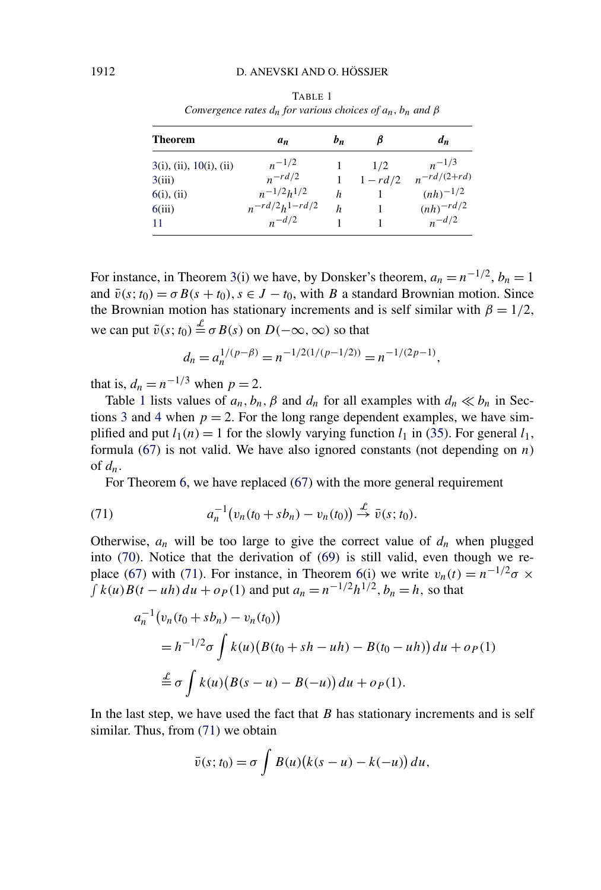TABLE 1

*Convergence rates $d_n$ for various choices of $a_n$, $b_n$ and $\beta$*

| Theorem | $a_n$ | $b_n$ | $\beta$ | $d_n$ |
|---|---|---|---|---|
| 3(i), (ii), 10(i), (ii) | $n^{-1/2}$ | 1 | $1/2$ | $n^{-1/3}$ |
| 3(iii) | $n^{-rd/2}$ | 1 | $1-rd/2$ | $n^{-rd/(2+rd)}$ |
| 6(i), (ii) | $n^{-1/2}h^{1/2}$ | $h$ | 1 | $(nh)^{-1/2}$ |
| 6(iii) | $n^{-rd/2}h^{1-rd/2}$ | $h$ | 1 | $(nh)^{-rd/2}$ |
| 11 | $n^{-d/2}$ | 1 | 1 | $n^{-d/2}$ |

For instance, in Theorem 3(i) we have, by Donsker's theorem, $a_n = n^{-1/2}$, $b_n = 1$ and $\bar{v}(s; t_0) = \sigma B(s + t_0)$, $s \in J - t_0$, with $B$ a standard Brownian motion. Since the Brownian motion has stationary increments and is self similar with $\beta = 1/2$, we can put $\tilde{v}(s; t_0) \stackrel{\mathcal{L}}{=} \sigma B(s)$ on $D(-\infty, \infty)$ so that

$$d_n = a_n^{1/(p-\beta)} = n^{-1/2(1/(p-1/2))} = n^{-1/(2p-1)},$$

that is, $d_n = n^{-1/3}$ when $p = 2$.

Table 1 lists values of $a_n, b_n, \beta$ and $d_n$ for all examples with $d_n \ll b_n$ in Sections 3 and 4 when $p = 2$. For the long range dependent examples, we have simplified and put $l_1(n) = 1$ for the slowly varying function $l_1$ in (35). For general $l_1$, formula (67) is not valid. We have also ignored constants (not depending on $n$) of $d_n$.

For Theorem 6, we have replaced (67) with the more general requirement

$$a_n^{-1}\big(v_n(t_0 + sb_n) - v_n(t_0)\big) \stackrel{\mathcal{L}}{\to} \bar{v}(s; t_0). \tag{71}$$

Otherwise, $a_n$ will be too large to give the correct value of $d_n$ when plugged into (70). Notice that the derivation of (69) is still valid, even though we replace (67) with (71). For instance, in Theorem 6(i) we write $v_n(t) = n^{-1/2}\sigma \times \int k(u)B(t - uh)\,du + o_P(1)$ and put $a_n = n^{-1/2}h^{1/2}$, $b_n = h$, so that

$$\begin{aligned}
&a_n^{-1}\big(v_n(t_0 + sb_n) - v_n(t_0)\big) \\
&\quad = h^{-1/2}\sigma \int k(u)\big(B(t_0 + sh - uh) - B(t_0 - uh)\big)\,du + o_P(1) \\
&\quad \stackrel{\mathcal{L}}{=} \sigma \int k(u)\big(B(s - u) - B(-u)\big)\,du + o_P(1).
\end{aligned}$$

In the last step, we have used the fact that $B$ has stationary increments and is self similar. Thus, from (71) we obtain

$$\bar{v}(s; t_0) = \sigma \int B(u)\big(k(s - u) - k(-u)\big)\,du,$$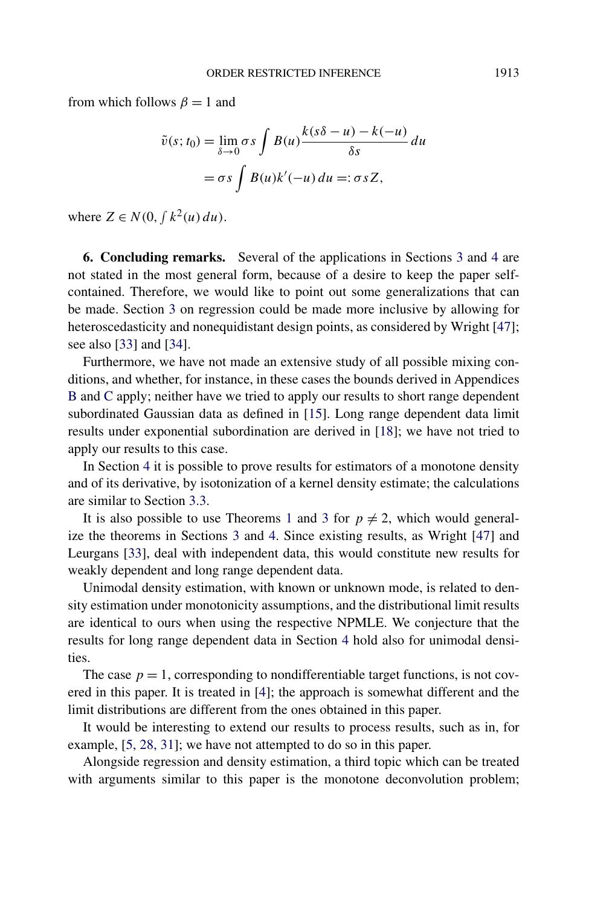from which follows $\beta = 1$ and

$$\tilde{v}(s; t_0) = \lim_{\delta \to 0} \sigma s \int B(u) \frac{k(s\delta - u) - k(-u)}{\delta s} \, du$$
$$= \sigma s \int B(u) k'(-u) \, du =: \sigma s Z,$$

where $Z \in N(0, \int k^2(u) \, du)$.

**6. Concluding remarks.** Several of the applications in Sections 3 and 4 are not stated in the most general form, because of a desire to keep the paper self-contained. Therefore, we would like to point out some generalizations that can be made. Section 3 on regression could be made more inclusive by allowing for heteroscedasticity and nonequidistant design points, as considered by Wright [47]; see also [33] and [34].

Furthermore, we have not made an extensive study of all possible mixing conditions, and whether, for instance, in these cases the bounds derived in Appendices B and C apply; neither have we tried to apply our results to short range dependent subordinated Gaussian data as defined in [15]. Long range dependent data limit results under exponential subordination are derived in [18]; we have not tried to apply our results to this case.

In Section 4 it is possible to prove results for estimators of a monotone density and of its derivative, by isotonization of a kernel density estimate; the calculations are similar to Section 3.3.

It is also possible to use Theorems 1 and 3 for $p \neq 2$, which would generalize the theorems in Sections 3 and 4. Since existing results, as Wright [47] and Leurgans [33], deal with independent data, this would constitute new results for weakly dependent and long range dependent data.

Unimodal density estimation, with known or unknown mode, is related to density estimation under monotonicity assumptions, and the distributional limit results are identical to ours when using the respective NPMLE. We conjecture that the results for long range dependent data in Section 4 hold also for unimodal densities.

The case $p = 1$, corresponding to nondifferentiable target functions, is not covered in this paper. It is treated in [4]; the approach is somewhat different and the limit distributions are different from the ones obtained in this paper.

It would be interesting to extend our results to process results, such as in, for example, [5, 28, 31]; we have not attempted to do so in this paper.

Alongside regression and density estimation, a third topic which can be treated with arguments similar to this paper is the monotone deconvolution problem;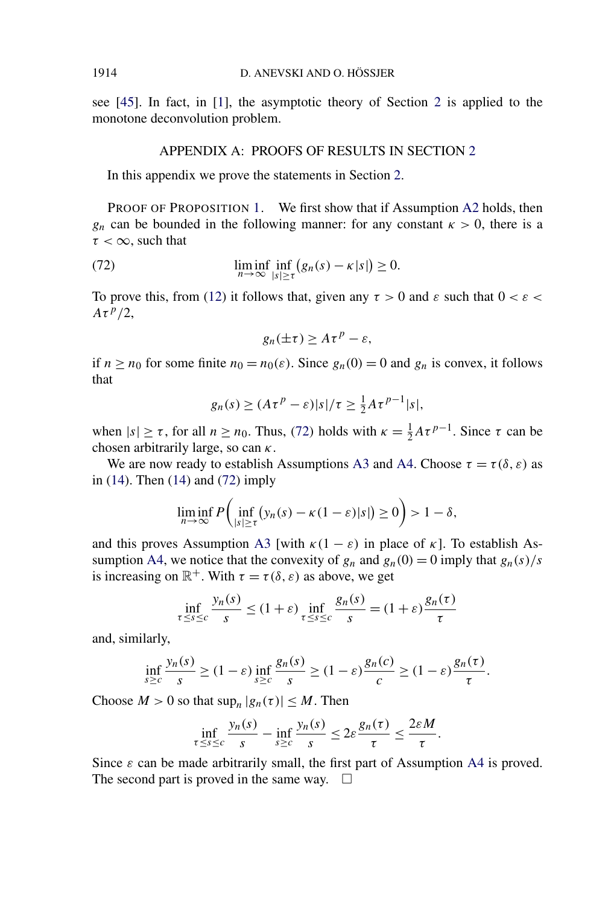see [45]. In fact, in [1], the asymptotic theory of Section 2 is applied to the monotone deconvolution problem.

## APPENDIX A: PROOFS OF RESULTS IN SECTION 2

In this appendix we prove the statements in Section 2.

PROOF OF PROPOSITION 1. We first show that if Assumption A2 holds, then $g_n$ can be bounded in the following manner: for any constant $\kappa > 0$, there is a $\tau < \infty$, such that

$$\liminf_{n\to\infty} \inf_{|s|\geq\tau} \big(g_n(s) - \kappa|s|\big) \geq 0. \tag{72}$$

To prove this, from (12) it follows that, given any $\tau > 0$ and $\varepsilon$ such that $0 < \varepsilon < A\tau^p/2$,

$$g_n(\pm\tau) \geq A\tau^p - \varepsilon,$$

if $n \geq n_0$ for some finite $n_0 = n_0(\varepsilon)$. Since $g_n(0) = 0$ and $g_n$ is convex, it follows that

$$g_n(s) \geq (A\tau^p - \varepsilon)|s|/\tau \geq \tfrac{1}{2}A\tau^{p-1}|s|,$$

when $|s| \geq \tau$, for all $n \geq n_0$. Thus, (72) holds with $\kappa = \frac{1}{2}A\tau^{p-1}$. Since $\tau$ can be chosen arbitrarily large, so can $\kappa$.

We are now ready to establish Assumptions A3 and A4. Choose $\tau = \tau(\delta, \varepsilon)$ as in (14). Then (14) and (72) imply

$$\liminf_{n\to\infty} P\biggl(\inf_{|s|\geq\tau}\big(y_n(s) - \kappa(1-\varepsilon)|s|\big) \geq 0\biggr) > 1 - \delta,$$

and this proves Assumption A3 [with $\kappa(1-\varepsilon)$ in place of $\kappa$]. To establish Assumption A4, we notice that the convexity of $g_n$ and $g_n(0) = 0$ imply that $g_n(s)/s$ is increasing on $\mathbb{R}^+$. With $\tau = \tau(\delta, \varepsilon)$ as above, we get

$$\inf_{\tau\leq s\leq c} \frac{y_n(s)}{s} \leq (1+\varepsilon) \inf_{\tau\leq s\leq c} \frac{g_n(s)}{s} = (1+\varepsilon)\frac{g_n(\tau)}{\tau}$$

and, similarly,

$$\inf_{s\geq c} \frac{y_n(s)}{s} \geq (1-\varepsilon) \inf_{s\geq c} \frac{g_n(s)}{s} \geq (1-\varepsilon)\frac{g_n(c)}{c} \geq (1-\varepsilon)\frac{g_n(\tau)}{\tau}.$$

Choose $M > 0$ so that $\sup_n |g_n(\tau)| \leq M$. Then

$$\inf_{\tau\leq s\leq c} \frac{y_n(s)}{s} - \inf_{s\geq c} \frac{y_n(s)}{s} \leq 2\varepsilon\frac{g_n(\tau)}{\tau} \leq \frac{2\varepsilon M}{\tau}.$$

Since $\varepsilon$ can be made arbitrarily small, the first part of Assumption A4 is proved. The second part is proved in the same way. $\square$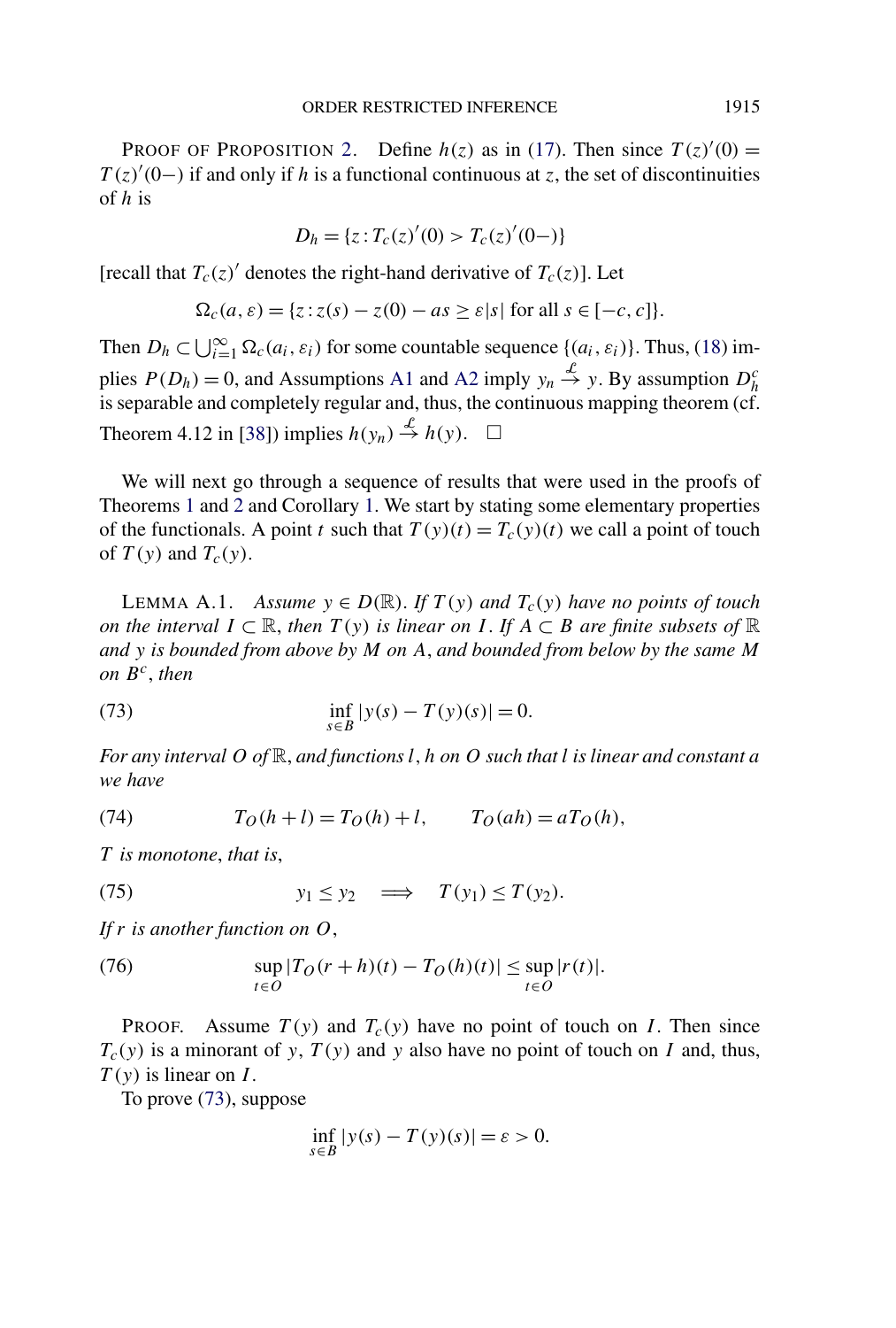PROOF OF PROPOSITION 2. Define $h(z)$ as in (17). Then since $T(z)'(0) = T(z)'(0-)$ if and only if $h$ is a functional continuous at $z$, the set of discontinuities of $h$ is

$$D_h = \{z : T_c(z)'(0) > T_c(z)'(0-)\}$$

[recall that $T_c(z)'$ denotes the right-hand derivative of $T_c(z)$]. Let

$$\Omega_c(a, \varepsilon) = \{z : z(s) - z(0) - as \geq \varepsilon|s| \text{ for all } s \in [-c, c]\}.$$

Then $D_h \subset \bigcup_{i=1}^{\infty} \Omega_c(a_i, \varepsilon_i)$ for some countable sequence $\{(a_i, \varepsilon_i)\}$. Thus, (18) implies $P(D_h) = 0$, and Assumptions A1 and A2 imply $y_n \xrightarrow{\mathcal{L}} y$. By assumption $D_h^c$ is separable and completely regular and, thus, the continuous mapping theorem (cf. Theorem 4.12 in [38]) implies $h(y_n) \xrightarrow{\mathcal{L}} h(y)$. $\square$

We will next go through a sequence of results that were used in the proofs of Theorems 1 and 2 and Corollary 1. We start by stating some elementary properties of the functionals. A point $t$ such that $T(y)(t) = T_c(y)(t)$ we call a point of touch of $T(y)$ and $T_c(y)$.

LEMMA A.1. *Assume $y \in D(\mathbb{R})$. If $T(y)$ and $T_c(y)$ have no points of touch on the interval $I \subset \mathbb{R}$, then $T(y)$ is linear on $I$. If $A \subset B$ are finite subsets of $\mathbb{R}$ and $y$ is bounded from above by $M$ on $A$, and bounded from below by the same $M$ on $B^c$, then*

$$\inf_{s \in B} |y(s) - T(y)(s)| = 0. \tag{73}$$

*For any interval $O$ of $\mathbb{R}$, and functions $l, h$ on $O$ such that $l$ is linear and constant $a$ we have*

$$T_O(h + l) = T_O(h) + l, \qquad T_O(ah) = aT_O(h), \tag{74}$$

*$T$ is monotone, that is,*

$$y_1 \leq y_2 \implies T(y_1) \leq T(y_2). \tag{75}$$

*If $r$ is another function on $O$,*

$$\sup_{t \in O} |T_O(r + h)(t) - T_O(h)(t)| \leq \sup_{t \in O} |r(t)|. \tag{76}$$

PROOF. Assume $T(y)$ and $T_c(y)$ have no point of touch on $I$. Then since $T_c(y)$ is a minorant of $y$, $T(y)$ and $y$ also have no point of touch on $I$ and, thus, $T(y)$ is linear on $I$.

To prove (73), suppose

$$\inf_{s \in B} |y(s) - T(y)(s)| = \varepsilon > 0.$$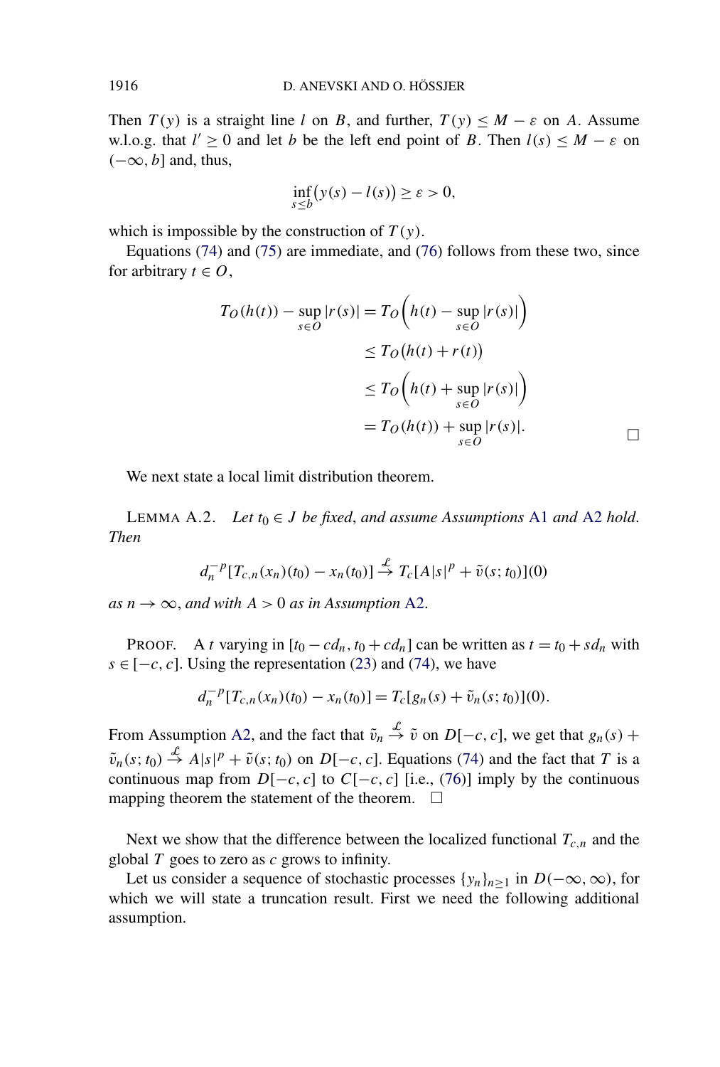Then $T(y)$ is a straight line $l$ on $B$, and further, $T(y) \leq M - \varepsilon$ on $A$. Assume w.l.o.g. that $l' \geq 0$ and let $b$ be the left end point of $B$. Then $l(s) \leq M - \varepsilon$ on $(-\infty, b]$ and, thus,

$$\inf_{s \leq b} \big(y(s) - l(s)\big) \geq \varepsilon > 0,$$

which is impossible by the construction of $T(y)$.

Equations (74) and (75) are immediate, and (76) follows from these two, since for arbitrary $t \in O$,

$$\begin{aligned}
T_O(h(t)) - \sup_{s \in O} |r(s)| &= T_O\Big(h(t) - \sup_{s \in O} |r(s)|\Big) \\
&\leq T_O\big(h(t) + r(t)\big) \\
&\leq T_O\Big(h(t) + \sup_{s \in O} |r(s)|\Big) \\
&= T_O(h(t)) + \sup_{s \in O} |r(s)|. \qquad \square
\end{aligned}$$

We next state a local limit distribution theorem.

LEMMA A.2. *Let $t_0 \in J$ be fixed, and assume Assumptions A1 and A2 hold. Then*

$$d_n^{-p}[T_{c,n}(x_n)(t_0) - x_n(t_0)] \xrightarrow{\mathcal{L}} T_c[A|s|^p + \tilde{v}(s; t_0)](0)$$

*as $n \to \infty$, and with $A > 0$ as in Assumption A2.*

PROOF. A $t$ varying in $[t_0 - cd_n, t_0 + cd_n]$ can be written as $t = t_0 + sd_n$ with $s \in [-c, c]$. Using the representation (23) and (74), we have

$$d_n^{-p}[T_{c,n}(x_n)(t_0) - x_n(t_0)] = T_c[g_n(s) + \tilde{v}_n(s; t_0)](0).$$

From Assumption A2, and the fact that $\tilde{v}_n \xrightarrow{\mathcal{L}} \tilde{v}$ on $D[-c, c]$, we get that $g_n(s) + \tilde{v}_n(s; t_0) \xrightarrow{\mathcal{L}} A|s|^p + \tilde{v}(s; t_0)$ on $D[-c, c]$. Equations (74) and the fact that $T$ is a continuous map from $D[-c, c]$ to $C[-c, c]$ [i.e., (76)] imply by the continuous mapping theorem the statement of the theorem. $\square$

Next we show that the difference between the localized functional $T_{c,n}$ and the global $T$ goes to zero as $c$ grows to infinity.

Let us consider a sequence of stochastic processes $\{y_n\}_{n \geq 1}$ in $D(-\infty, \infty)$, for which we will state a truncation result. First we need the following additional assumption.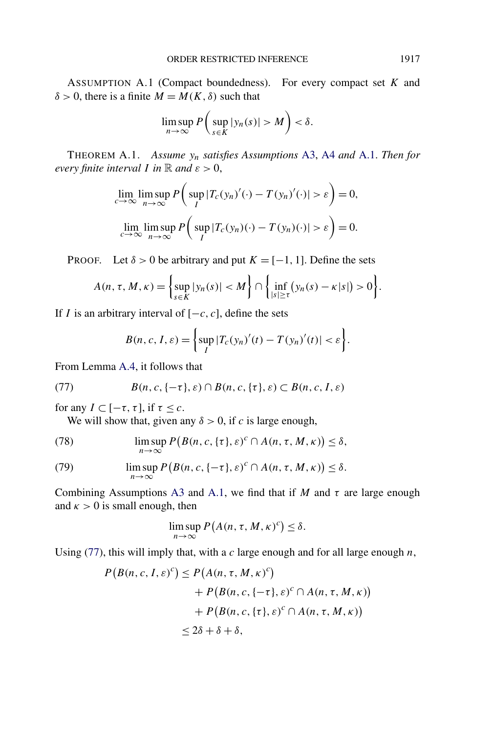ASSUMPTION A.1 (Compact boundedness). For every compact set $K$ and $\delta > 0$, there is a finite $M = M(K, \delta)$ such that

$$\limsup_{n\to\infty} P\left(\sup_{s\in K} |y_n(s)| > M\right) < \delta.$$

THEOREM A.1. *Assume $y_n$ satisfies Assumptions A3, A4 and A.1. Then for every finite interval $I$ in $\mathbb{R}$ and $\varepsilon > 0$,*

$$\lim_{c\to\infty} \limsup_{n\to\infty} P\left(\sup_I |T_c(y_n)'(\cdot) - T(y_n)'(\cdot)| > \varepsilon\right) = 0,$$

$$\lim_{c\to\infty} \limsup_{n\to\infty} P\left(\sup_I |T_c(y_n)(\cdot) - T(y_n)(\cdot)| > \varepsilon\right) = 0.$$

PROOF. Let $\delta > 0$ be arbitrary and put $K = [-1, 1]$. Define the sets

$$A(n, \tau, M, \kappa) = \left\{\sup_{s\in K} |y_n(s)| < M\right\} \cap \left\{\inf_{|s|\geq\tau} \big(y_n(s) - \kappa|s|\big) > 0\right\}.$$

If $I$ is an arbitrary interval of $[-c, c]$, define the sets

$$B(n, c, I, \varepsilon) = \left\{\sup_I |T_c(y_n)'(t) - T(y_n)'(t)| < \varepsilon\right\}.$$

From Lemma A.4, it follows that

$$B(n, c, \{-\tau\}, \varepsilon) \cap B(n, c, \{\tau\}, \varepsilon) \subset B(n, c, I, \varepsilon) \tag{77}$$

for any $I \subset [-\tau, \tau]$, if $\tau \leq c$.

We will show that, given any $\delta > 0$, if $c$ is large enough,

$$\limsup_{n\to\infty} P\big(B(n, c, \{\tau\}, \varepsilon)^c \cap A(n, \tau, M, \kappa)\big) \leq \delta, \tag{78}$$

$$\limsup_{n\to\infty} P\big(B(n, c, \{-\tau\}, \varepsilon)^c \cap A(n, \tau, M, \kappa)\big) \leq \delta. \tag{79}$$

Combining Assumptions A3 and A.1, we find that if $M$ and $\tau$ are large enough and $\kappa > 0$ is small enough, then

$$\limsup_{n\to\infty} P\big(A(n, \tau, M, \kappa)^c\big) \leq \delta.$$

Using (77), this will imply that, with a $c$ large enough and for all large enough $n$,

$$\begin{aligned}
P\big(B(n, c, I, \varepsilon)^c\big) &\leq P\big(A(n, \tau, M, \kappa)^c\big) \\
&\quad + P\big(B(n, c, \{-\tau\}, \varepsilon)^c \cap A(n, \tau, M, \kappa)\big) \\
&\quad + P\big(B(n, c, \{\tau\}, \varepsilon)^c \cap A(n, \tau, M, \kappa)\big) \\
&\leq 2\delta + \delta + \delta,
\end{aligned}$$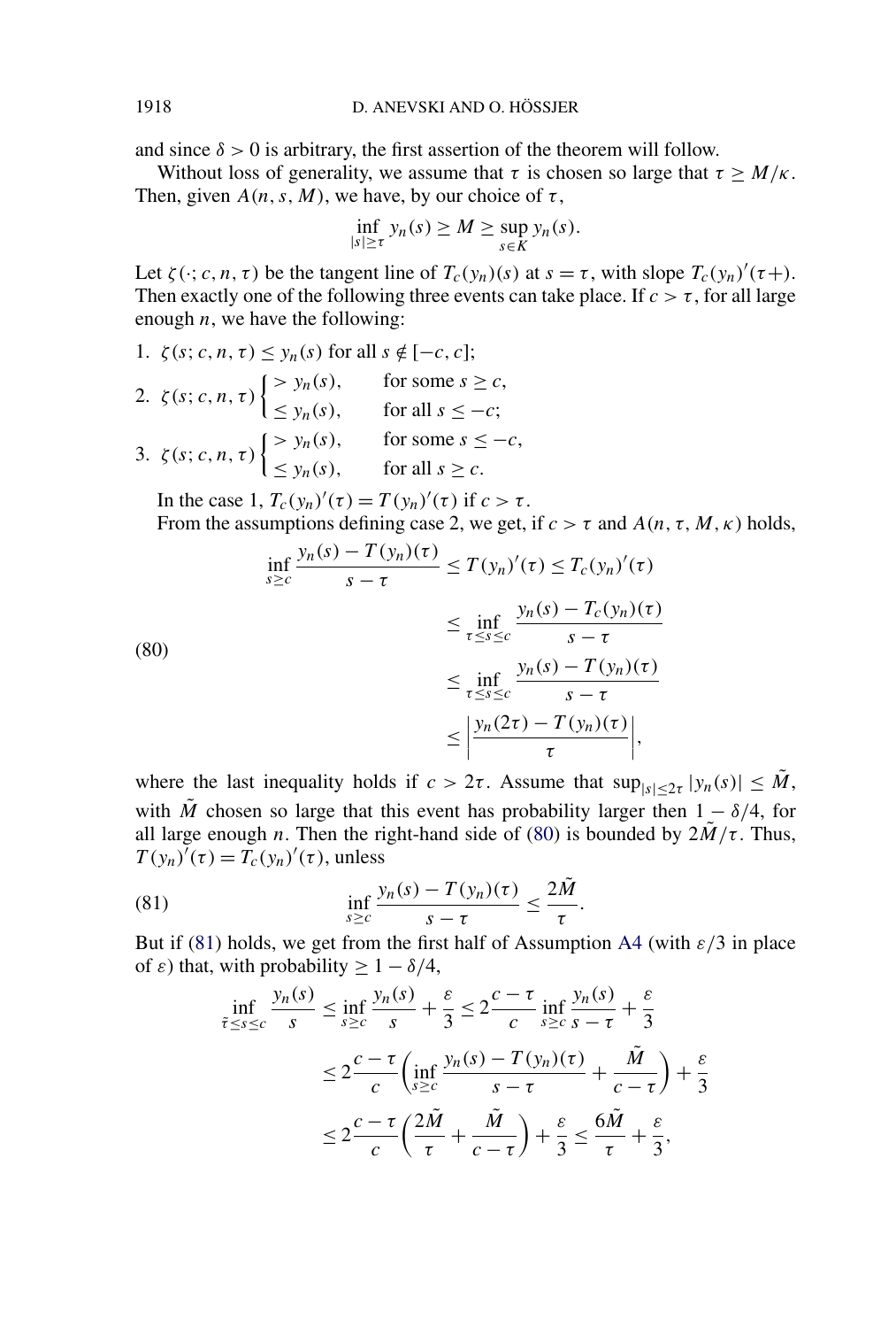and since $\delta > 0$ is arbitrary, the first assertion of the theorem will follow.

Without loss of generality, we assume that $\tau$ is chosen so large that $\tau \geq M/\kappa$. Then, given $A(n, s, M)$, we have, by our choice of $\tau$,

$$\inf_{|s| \geq \tau} y_n(s) \geq M \geq \sup_{s \in K} y_n(s).$$

Let $\zeta(\cdot; c, n, \tau)$ be the tangent line of $T_c(y_n)(s)$ at $s = \tau$, with slope $T_c(y_n)'(\tau+)$. Then exactly one of the following three events can take place. If $c > \tau$, for all large enough $n$, we have the following:

1. $\zeta(s; c, n, \tau) \leq y_n(s)$ for all $s \notin [-c, c]$;
2. $\zeta(s; c, n, \tau) \begin{cases} > y_n(s), & \text{for some } s \geq c, \\ \leq y_n(s), & \text{for all } s \leq -c; \end{cases}$
3. $\zeta(s; c, n, \tau) \begin{cases} > y_n(s), & \text{for some } s \leq -c, \\ \leq y_n(s), & \text{for all } s \geq c. \end{cases}$

In the case 1, $T_c(y_n)'(\tau) = T(y_n)'(\tau)$ if $c > \tau$.

From the assumptions defining case 2, we get, if $c > \tau$ and $A(n, \tau, M, \kappa)$ holds,

$$\begin{aligned}
\inf_{s \geq c} \frac{y_n(s) - T(y_n)(\tau)}{s - \tau} &\leq T(y_n)'(\tau) \leq T_c(y_n)'(\tau) \\
&\leq \inf_{\tau \leq s \leq c} \frac{y_n(s) - T_c(y_n)(\tau)}{s - \tau} \\
&\leq \inf_{\tau \leq s \leq c} \frac{y_n(s) - T(y_n)(\tau)}{s - \tau} \\
&\leq \left| \frac{y_n(2\tau) - T(y_n)(\tau)}{\tau} \right|,
\end{aligned} \tag{80}$$

where the last inequality holds if $c > 2\tau$. Assume that $\sup_{|s| \leq 2\tau} |y_n(s)| \leq \tilde{M}$, with $\tilde{M}$ chosen so large that this event has probability larger then $1 - \delta/4$, for all large enough $n$. Then the right-hand side of (80) is bounded by $2\tilde{M}/\tau$. Thus, $T(y_n)'(\tau) = T_c(y_n)'(\tau)$, unless

$$\inf_{s \geq c} \frac{y_n(s) - T(y_n)(\tau)}{s - \tau} \leq \frac{2\tilde{M}}{\tau}. \tag{81}$$

But if (81) holds, we get from the first half of Assumption A4 (with $\varepsilon/3$ in place of $\varepsilon$) that, with probability $\geq 1 - \delta/4$,

$$\begin{aligned}
\inf_{\tilde{\tau} \leq s \leq c} \frac{y_n(s)}{s} &\leq \inf_{s \geq c} \frac{y_n(s)}{s} + \frac{\varepsilon}{3} \leq 2\frac{c - \tau}{c} \inf_{s \geq c} \frac{y_n(s)}{s - \tau} + \frac{\varepsilon}{3} \\
&\leq 2\frac{c - \tau}{c} \left( \inf_{s \geq c} \frac{y_n(s) - T(y_n)(\tau)}{s - \tau} + \frac{\tilde{M}}{c - \tau} \right) + \frac{\varepsilon}{3} \\
&\leq 2\frac{c - \tau}{c} \left( \frac{2\tilde{M}}{\tau} + \frac{\tilde{M}}{c - \tau} \right) + \frac{\varepsilon}{3} \leq \frac{6\tilde{M}}{\tau} + \frac{\varepsilon}{3},
\end{aligned}$$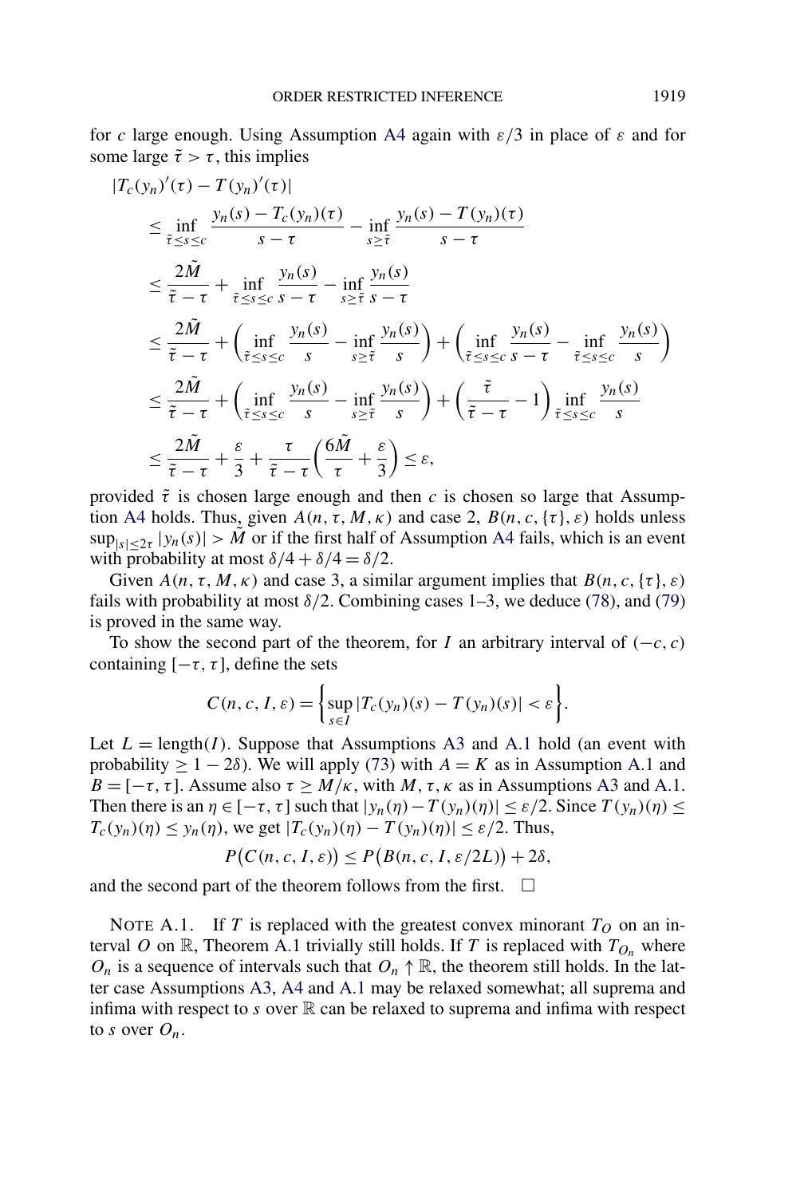for $c$ large enough. Using Assumption A4 again with $\varepsilon/3$ in place of $\varepsilon$ and for some large $\tilde{\tau} > \tau$, this implies

$$
\begin{aligned}
|T_c(y_n)'(\tau) - T(y_n)'(\tau)| &\le \inf_{\tilde{\tau} \le s \le c} \frac{y_n(s) - T_c(y_n)(\tau)}{s - \tau} - \inf_{s \ge \tilde{\tau}} \frac{y_n(s) - T(y_n)(\tau)}{s - \tau} \\
&\le \frac{2\tilde{M}}{\tilde{\tau} - \tau} + \inf_{\tilde{\tau} \le s \le c} \frac{y_n(s)}{s - \tau} - \inf_{s \ge \tilde{\tau}} \frac{y_n(s)}{s - \tau} \\
&\le \frac{2\tilde{M}}{\tilde{\tau} - \tau} + \left( \inf_{\tilde{\tau} \le s \le c} \frac{y_n(s)}{s} - \inf_{s \ge \tilde{\tau}} \frac{y_n(s)}{s} \right) + \left( \inf_{\tilde{\tau} \le s \le c} \frac{y_n(s)}{s - \tau} - \inf_{\tilde{\tau} \le s \le c} \frac{y_n(s)}{s} \right) \\
&\le \frac{2\tilde{M}}{\tilde{\tau} - \tau} + \left( \inf_{\tilde{\tau} \le s \le c} \frac{y_n(s)}{s} - \inf_{s \ge \tilde{\tau}} \frac{y_n(s)}{s} \right) + \left( \frac{\tilde{\tau}}{\tilde{\tau} - \tau} - 1 \right) \inf_{\tilde{\tau} \le s \le c} \frac{y_n(s)}{s} \\
&\le \frac{2\tilde{M}}{\tilde{\tau} - \tau} + \frac{\varepsilon}{3} + \frac{\tau}{\tilde{\tau} - \tau} \left( \frac{6\tilde{M}}{\tau} + \frac{\varepsilon}{3} \right) \le \varepsilon,
\end{aligned}
$$

provided $\tilde{\tau}$ is chosen large enough and then $c$ is chosen so large that Assumption A4 holds. Thus, given $A(n, \tau, M, \kappa)$ and case 2, $B(n, c, \{\tau\}, \varepsilon)$ holds unless $\sup_{|s| \le 2\tau} |y_n(s)| > \tilde{M}$ or if the first half of Assumption A4 fails, which is an event with probability at most $\delta/4 + \delta/4 = \delta/2$.

Given $A(n, \tau, M, \kappa)$ and case 3, a similar argument implies that $B(n, c, \{\tau\}, \varepsilon)$ fails with probability at most $\delta/2$. Combining cases 1–3, we deduce (78), and (79) is proved in the same way.

To show the second part of the theorem, for $I$ an arbitrary interval of $(-c, c)$ containing $[-\tau, \tau]$, define the sets

$$
C(n, c, I, \varepsilon) = \left\{ \sup_{s \in I} |T_c(y_n)(s) - T(y_n)(s)| < \varepsilon \right\}.
$$

Let $L = \text{length}(I)$. Suppose that Assumptions A3 and A.1 hold (an event with probability $\ge 1 - 2\delta$). We will apply (73) with $A = K$ as in Assumption A.1 and $B = [-\tau, \tau]$. Assume also $\tau \ge M/\kappa$, with $M, \tau, \kappa$ as in Assumptions A3 and A.1. Then there is an $\eta \in [-\tau, \tau]$ such that $|y_n(\eta) - T(y_n)(\eta)| \le \varepsilon/2$. Since $T(y_n)(\eta) \le T_c(y_n)(\eta) \le y_n(\eta)$, we get $|T_c(y_n)(\eta) - T(y_n)(\eta)| \le \varepsilon/2$. Thus,

$$
P\big(C(n, c, I, \varepsilon)\big) \le P\big(B(n, c, I, \varepsilon/2L)\big) + 2\delta,
$$

and the second part of the theorem follows from the first. $\square$

NOTE A.1. If $T$ is replaced with the greatest convex minorant $T_O$ on an interval $O$ on $\mathbb{R}$, Theorem A.1 trivially still holds. If $T$ is replaced with $T_{O_n}$ where $O_n$ is a sequence of intervals such that $O_n \uparrow \mathbb{R}$, the theorem still holds. In the latter case Assumptions A3, A4 and A.1 may be relaxed somewhat; all suprema and infima with respect to $s$ over $\mathbb{R}$ can be relaxed to suprema and infima with respect to $s$ over $O_n$.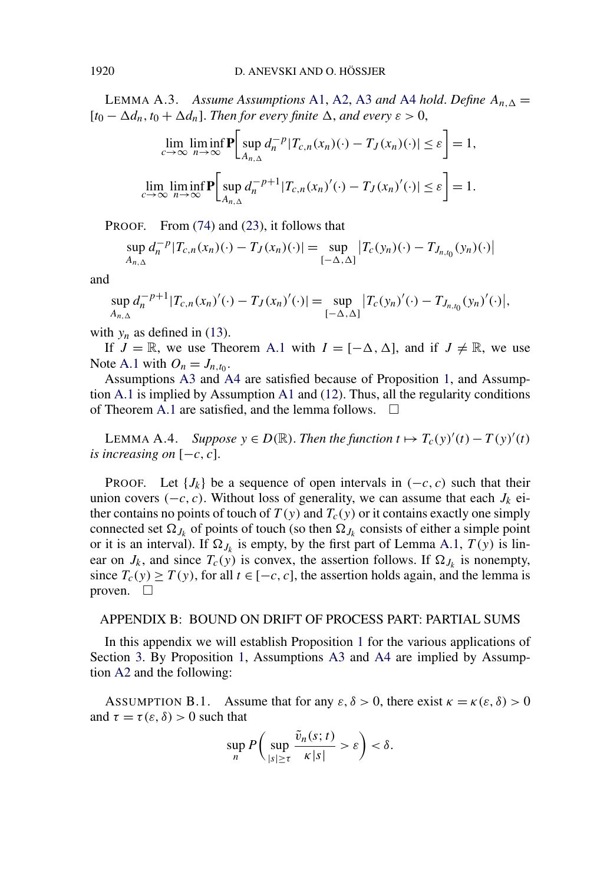LEMMA A.3. *Assume Assumptions* A1, A2, A3 *and* A4 *hold. Define* $A_{n,\Delta} = [t_0 - \Delta d_n, t_0 + \Delta d_n]$. *Then for every finite* $\Delta$, *and every* $\varepsilon > 0$,

$$\lim_{c\to\infty} \liminf_{n\to\infty} \mathbf{P}\left[\sup_{A_{n,\Delta}} d_n^{-p} |T_{c,n}(x_n)(\cdot) - T_J(x_n)(\cdot)| \le \varepsilon\right] = 1,$$

$$\lim_{c\to\infty} \liminf_{n\to\infty} \mathbf{P}\left[\sup_{A_{n,\Delta}} d_n^{-p+1} |T_{c,n}(x_n)'(\cdot) - T_J(x_n)'(\cdot)| \le \varepsilon\right] = 1.$$

PROOF. From (74) and (23), it follows that

$$\sup_{A_{n,\Delta}} d_n^{-p} |T_{c,n}(x_n)(\cdot) - T_J(x_n)(\cdot)| = \sup_{[-\Delta,\Delta]} \left|T_c(y_n)(\cdot) - T_{J_{n,t_0}}(y_n)(\cdot)\right|$$

and

$$\sup_{A_{n,\Delta}} d_n^{-p+1} |T_{c,n}(x_n)'(\cdot) - T_J(x_n)'(\cdot)| = \sup_{[-\Delta,\Delta]} \left|T_c(y_n)'(\cdot) - T_{J_{n,t_0}}(y_n)'(\cdot)\right|,$$

with $y_n$ as defined in (13).

If $J = \mathbb{R}$, we use Theorem A.1 with $I = [-\Delta, \Delta]$, and if $J \neq \mathbb{R}$, we use Note A.1 with $O_n = J_{n,t_0}$.

Assumptions A3 and A4 are satisfied because of Proposition 1, and Assumption A.1 is implied by Assumption A1 and (12). Thus, all the regularity conditions of Theorem A.1 are satisfied, and the lemma follows. □

LEMMA A.4. *Suppose* $y \in D(\mathbb{R})$. *Then the function* $t \mapsto T_c(y)'(t) - T(y)'(t)$ *is increasing on* $[-c, c]$.

PROOF. Let $\{J_k\}$ be a sequence of open intervals in $(-c, c)$ such that their union covers $(-c, c)$. Without loss of generality, we can assume that each $J_k$ either contains no points of touch of $T(y)$ and $T_c(y)$ or it contains exactly one simply connected set $\Omega_{J_k}$ of points of touch (so then $\Omega_{J_k}$ consists of either a simple point or it is an interval). If $\Omega_{J_k}$ is empty, by the first part of Lemma A.1, $T(y)$ is linear on $J_k$, and since $T_c(y)$ is convex, the assertion follows. If $\Omega_{J_k}$ is nonempty, since $T_c(y) \ge T(y)$, for all $t \in [-c, c]$, the assertion holds again, and the lemma is proven. □

## APPENDIX B: BOUND ON DRIFT OF PROCESS PART: PARTIAL SUMS

In this appendix we will establish Proposition 1 for the various applications of Section 3. By Proposition 1, Assumptions A3 and A4 are implied by Assumption A2 and the following:

ASSUMPTION B.1. Assume that for any $\varepsilon, \delta > 0$, there exist $\kappa = \kappa(\varepsilon, \delta) > 0$ and $\tau = \tau(\varepsilon, \delta) > 0$ such that

$$\sup_n P\left(\sup_{|s|\ge\tau} \frac{\tilde{v}_n(s;t)}{\kappa|s|} > \varepsilon\right) < \delta.$$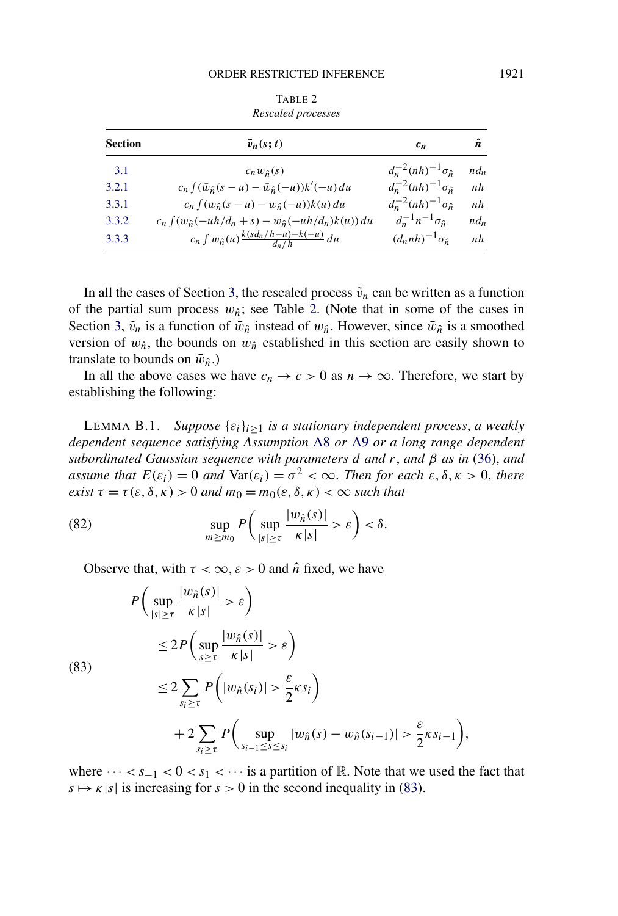TABLE 2
*Rescaled processes*

| Section | $\tilde{v}_n(s;t)$ | $c_n$ | $\hat{n}$ |
|---|---|---|---|
| 3.1 | $c_n w_{\hat{n}}(s)$ | $d_n^{-2}(nh)^{-1}\sigma_{\hat{n}}$ | $nd_n$ |
| 3.2.1 | $c_n \int (\bar{w}_{\hat{n}}(s-u) - \bar{w}_{\hat{n}}(-u))k'(-u)\,du$ | $d_n^{-2}(nh)^{-1}\sigma_{\hat{n}}$ | $nh$ |
| 3.3.1 | $c_n \int (w_{\hat{n}}(s-u) - w_{\hat{n}}(-u))k(u)\,du$ | $d_n^{-2}(nh)^{-1}\sigma_{\hat{n}}$ | $nh$ |
| 3.3.2 | $c_n \int (w_{\hat{n}}(-uh/d_n + s) - w_{\hat{n}}(-uh/d_n)k(u))\,du$ | $d_n^{-1}n^{-1}\sigma_{\hat{n}}$ | $nd_n$ |
| 3.3.3 | $c_n \int w_{\hat{n}}(u)\frac{k(sd_n/h-u)-k(-u)}{d_n/h}\,du$ | $(d_n nh)^{-1}\sigma_{\hat{n}}$ | $nh$ |

In all the cases of Section 3, the rescaled process $\tilde{v}_n$ can be written as a function of the partial sum process $w_{\hat{n}}$; see Table 2. (Note that in some of the cases in Section 3, $\tilde{v}_n$ is a function of $\bar{w}_{\hat{n}}$ instead of $w_{\hat{n}}$. However, since $\bar{w}_{\hat{n}}$ is a smoothed version of $w_{\hat{n}}$, the bounds on $w_{\hat{n}}$ established in this section are easily shown to translate to bounds on $\bar{w}_{\hat{n}}$.)

In all the above cases we have $c_n \to c > 0$ as $n \to \infty$. Therefore, we start by establishing the following:

LEMMA B.1. *Suppose $\{\varepsilon_i\}_{i\geq 1}$ is a stationary independent process, a weakly dependent sequence satisfying Assumption A8 or A9 or a long range dependent subordinated Gaussian sequence with parameters $d$ and $r$, and $\beta$ as in (36), and assume that $E(\varepsilon_i) = 0$ and $\mathrm{Var}(\varepsilon_i) = \sigma^2 < \infty$. Then for each $\varepsilon, \delta, \kappa > 0$, there exist $\tau = \tau(\varepsilon, \delta, \kappa) > 0$ and $m_0 = m_0(\varepsilon, \delta, \kappa) < \infty$ such that*

$$\sup_{m \geq m_0} P\left(\sup_{|s|\geq \tau} \frac{|w_{\hat{n}}(s)|}{\kappa |s|} > \varepsilon\right) < \delta. \tag{82}$$

Observe that, with $\tau < \infty$, $\varepsilon > 0$ and $\hat{n}$ fixed, we have

$$\begin{aligned}
P&\left(\sup_{|s|\geq\tau} \frac{|w_{\hat{n}}(s)|}{\kappa|s|} > \varepsilon\right) \\
&\leq 2P\left(\sup_{s\geq\tau} \frac{|w_{\hat{n}}(s)|}{\kappa|s|} > \varepsilon\right) \\
&\leq 2\sum_{s_i \geq \tau} P\left(|w_{\hat{n}}(s_i)| > \frac{\varepsilon}{2}\kappa s_i\right) \\
&\quad + 2\sum_{s_i\geq\tau} P\left(\sup_{s_{i-1}\leq s\leq s_i} |w_{\hat{n}}(s) - w_{\hat{n}}(s_{i-1})| > \frac{\varepsilon}{2}\kappa s_{i-1}\right),
\end{aligned} \tag{83}$$

where $\cdots < s_{-1} < 0 < s_1 < \cdots$ is a partition of $\mathbb{R}$. Note that we used the fact that $s \mapsto \kappa|s|$ is increasing for $s > 0$ in the second inequality in (83).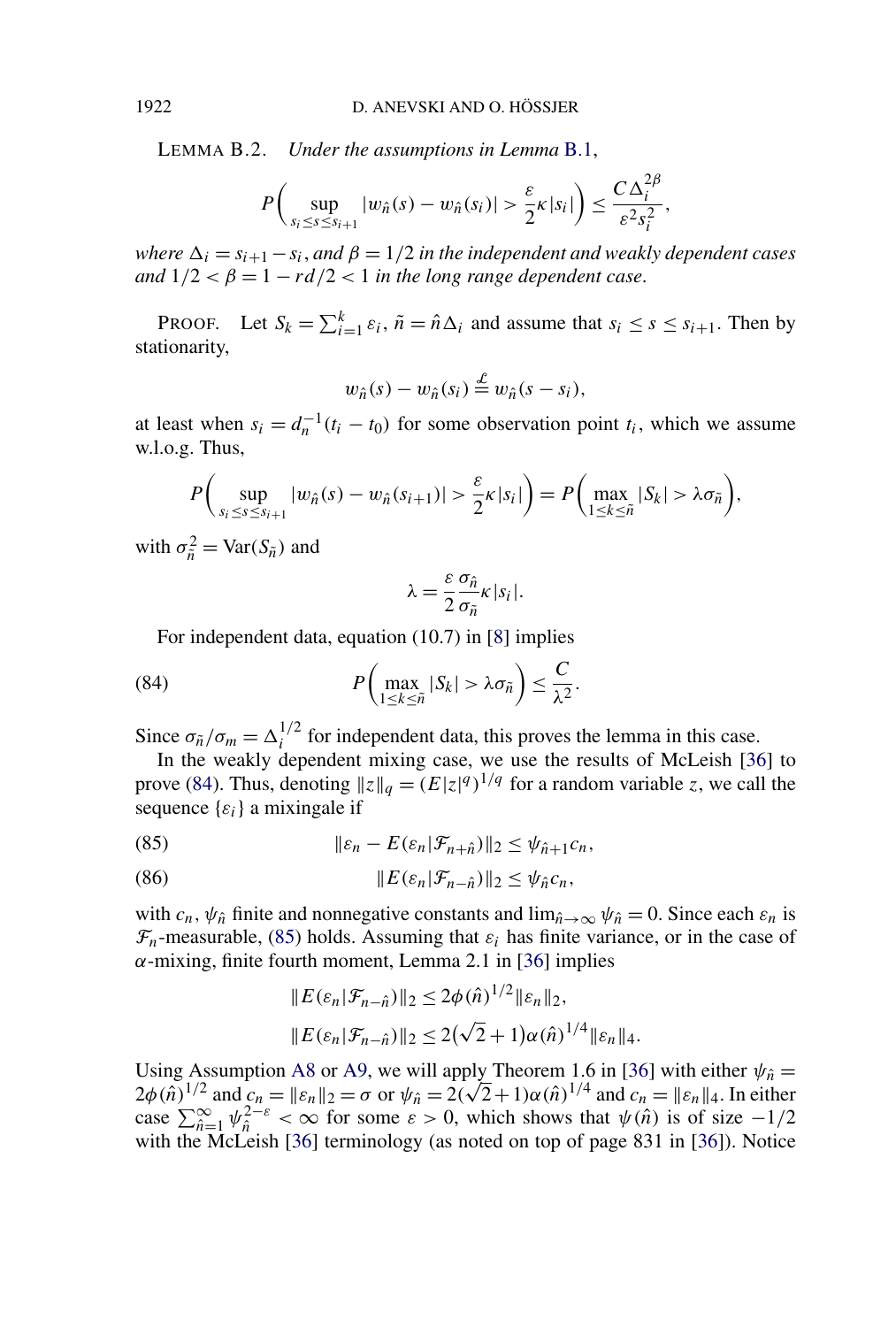LEMMA B.2. *Under the assumptions in Lemma B.1,*

$$P\left(\sup_{s_i \le s \le s_{i+1}} |w_{\hat{n}}(s) - w_{\hat{n}}(s_i)| > \frac{\varepsilon}{2}\kappa |s_i|\right) \le \frac{C\Delta_i^{2\beta}}{\varepsilon^2 s_i^2},$$

*where $\Delta_i = s_{i+1} - s_i$, and $\beta = 1/2$ in the independent and weakly dependent cases and $1/2 < \beta = 1 - rd/2 < 1$ in the long range dependent case.*

PROOF. Let $S_k = \sum_{i=1}^k \varepsilon_i$, $\tilde{n} = \hat{n}\Delta_i$ and assume that $s_i \le s \le s_{i+1}$. Then by stationarity,

$$w_{\hat{n}}(s) - w_{\hat{n}}(s_i) \stackrel{\mathcal{L}}{=} w_{\hat{n}}(s - s_i),$$

at least when $s_i = d_n^{-1}(t_i - t_0)$ for some observation point $t_i$, which we assume w.l.o.g. Thus,

$$P\left(\sup_{s_i \le s \le s_{i+1}} |w_{\hat{n}}(s) - w_{\hat{n}}(s_{i+1})| > \frac{\varepsilon}{2}\kappa |s_i|\right) = P\left(\max_{1 \le k \le \tilde{n}} |S_k| > \lambda \sigma_{\tilde{n}}\right),$$

with $\sigma_{\tilde{n}}^2 = \mathrm{Var}(S_{\tilde{n}})$ and

$$\lambda = \frac{\varepsilon}{2}\frac{\sigma_{\hat{n}}}{\sigma_{\tilde{n}}}\kappa |s_i|.$$

For independent data, equation (10.7) in [8] implies

$$P\left(\max_{1 \le k \le \tilde{n}} |S_k| > \lambda \sigma_{\tilde{n}}\right) \le \frac{C}{\lambda^2}. \tag{84}$$

Since $\sigma_{\tilde{n}}/\sigma_m = \Delta_i^{1/2}$ for independent data, this proves the lemma in this case.

In the weakly dependent mixing case, we use the results of McLeish [36] to prove (84). Thus, denoting $\|z\|_q = (E|z|^q)^{1/q}$ for a random variable $z$, we call the sequence $\{\varepsilon_i\}$ a mixingale if

$$\|\varepsilon_n - E(\varepsilon_n|\mathcal{F}_{n+\hat{n}})\|_2 \le \psi_{\hat{n}+1} c_n, \tag{85}$$

$$\|E(\varepsilon_n|\mathcal{F}_{n-\hat{n}})\|_2 \le \psi_{\hat{n}} c_n, \tag{86}$$

with $c_n$, $\psi_{\hat{n}}$ finite and nonnegative constants and $\lim_{\hat{n}\to\infty} \psi_{\hat{n}} = 0$. Since each $\varepsilon_n$ is $\mathcal{F}_n$-measurable, (85) holds. Assuming that $\varepsilon_i$ has finite variance, or in the case of $\alpha$-mixing, finite fourth moment, Lemma 2.1 in [36] implies

$$\|E(\varepsilon_n|\mathcal{F}_{n-\hat{n}})\|_2 \le 2\phi(\hat{n})^{1/2}\|\varepsilon_n\|_2,$$
$$\|E(\varepsilon_n|\mathcal{F}_{n-\hat{n}})\|_2 \le 2(\sqrt{2}+1)\alpha(\hat{n})^{1/4}\|\varepsilon_n\|_4.$$

Using Assumption A8 or A9, we will apply Theorem 1.6 in [36] with either $\psi_{\hat{n}} = 2\phi(\hat{n})^{1/2}$ and $c_n = \|\varepsilon_n\|_2 = \sigma$ or $\psi_{\hat{n}} = 2(\sqrt{2}+1)\alpha(\hat{n})^{1/4}$ and $c_n = \|\varepsilon_n\|_4$. In either case $\sum_{\hat{n}=1}^{\infty} \psi_{\hat{n}}^{2-\varepsilon} < \infty$ for some $\varepsilon > 0$, which shows that $\psi(\hat{n})$ is of size $-1/2$ with the McLeish [36] terminology (as noted on top of page 831 in [36]). Notice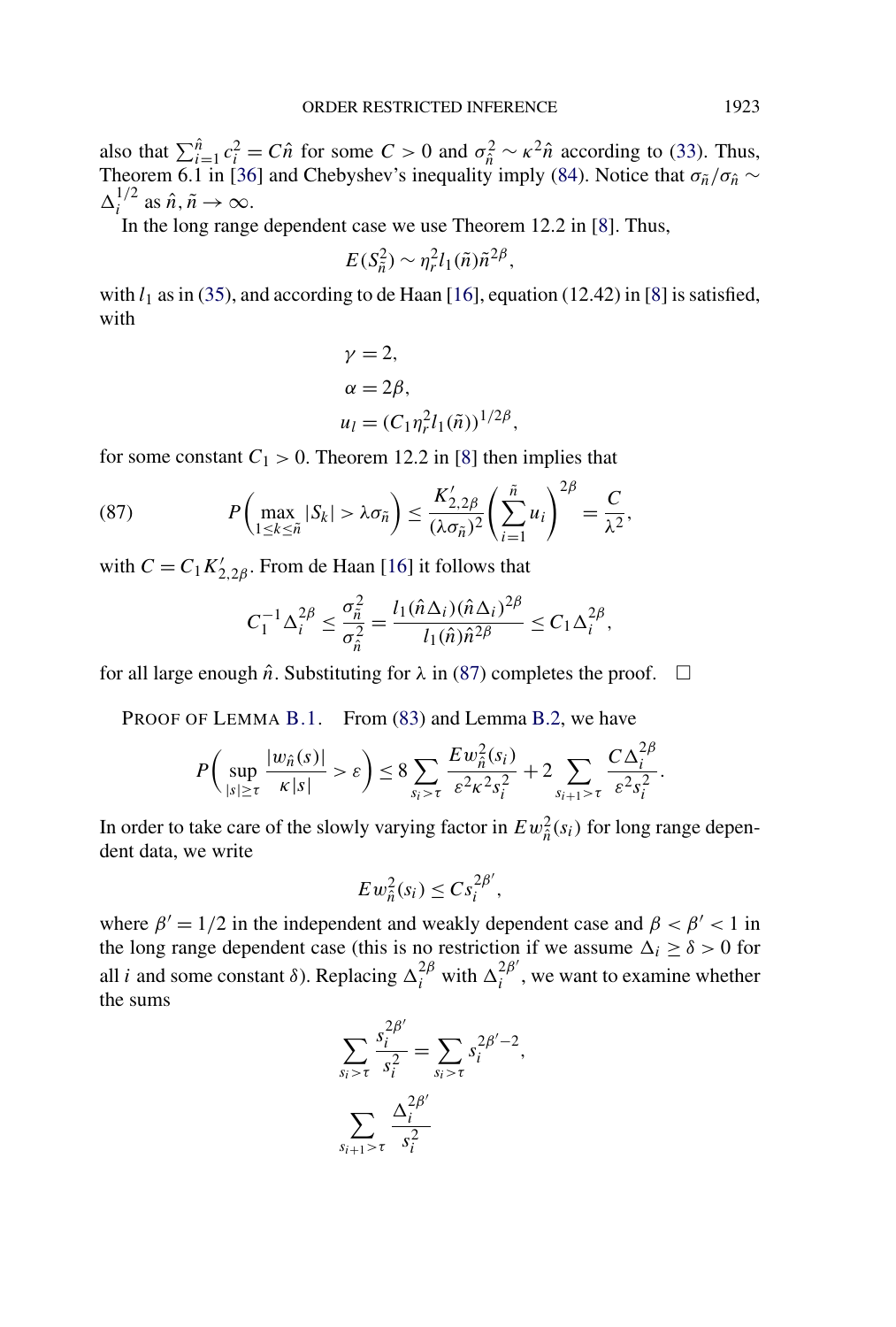also that $\sum_{i=1}^{\hat{n}} c_i^2 = C\hat{n}$ for some $C > 0$ and $\sigma_{\hat{n}}^2 \sim \kappa^2 \hat{n}$ according to (33). Thus, Theorem 6.1 in [36] and Chebyshev's inequality imply (84). Notice that $\sigma_{\tilde{n}}/\sigma_{\hat{n}} \sim \Delta_i^{1/2}$ as $\hat{n}, \tilde{n} \to \infty$.

In the long range dependent case we use Theorem 12.2 in [8]. Thus,

$$E(S_{\tilde{n}}^2) \sim \eta_r^2 l_1(\tilde{n}) \tilde{n}^{2\beta},$$

with $l_1$ as in (35), and according to de Haan [16], equation (12.42) in [8] is satisfied, with

$$\gamma = 2,$$
$$\alpha = 2\beta,$$
$$u_l = (C_1 \eta_r^2 l_1(\tilde{n}))^{1/2\beta},$$

for some constant $C_1 > 0$. Theorem 12.2 in [8] then implies that

$$P\left(\max_{1 \le k \le \tilde{n}} |S_k| > \lambda \sigma_{\tilde{n}}\right) \le \frac{K'_{2,2\beta}}{(\lambda \sigma_{\tilde{n}})^2} \left(\sum_{i=1}^{\tilde{n}} u_i\right)^{2\beta} = \frac{C}{\lambda^2}, \tag{87}$$

with $C = C_1 K'_{2,2\beta}$. From de Haan [16] it follows that

$$C_1^{-1} \Delta_i^{2\beta} \le \frac{\sigma_{\tilde{n}}^2}{\sigma_{\hat{n}}^2} = \frac{l_1(\hat{n}\Delta_i)(\hat{n}\Delta_i)^{2\beta}}{l_1(\hat{n})\hat{n}^{2\beta}} \le C_1 \Delta_i^{2\beta},$$

for all large enough $\hat{n}$. Substituting for $\lambda$ in (87) completes the proof. $\square$

PROOF OF LEMMA B.1. From (83) and Lemma B.2, we have

$$P\left(\sup_{|s| \ge \tau} \frac{|w_{\hat{n}}(s)|}{\kappa |s|} > \varepsilon\right) \le 8 \sum_{s_i > \tau} \frac{E w_{\hat{n}}^2(s_i)}{\varepsilon^2 \kappa^2 s_i^2} + 2 \sum_{s_{i+1} > \tau} \frac{C \Delta_i^{2\beta}}{\varepsilon^2 s_i^2}.$$

In order to take care of the slowly varying factor in $E w_{\hat{n}}^2(s_i)$ for long range dependent data, we write

$$E w_{\hat{n}}^2(s_i) \le C s_i^{2\beta'},$$

where $\beta' = 1/2$ in the independent and weakly dependent case and $\beta < \beta' < 1$ in the long range dependent case (this is no restriction if we assume $\Delta_i \ge \delta > 0$ for all $i$ and some constant $\delta$). Replacing $\Delta_i^{2\beta}$ with $\Delta_i^{2\beta'}$, we want to examine whether the sums

$$\sum_{s_i > \tau} \frac{s_i^{2\beta'}}{s_i^2} = \sum_{s_i > \tau} s_i^{2\beta' - 2},$$

$$\sum_{s_{i+1} > \tau} \frac{\Delta_i^{2\beta'}}{s_i^2}$$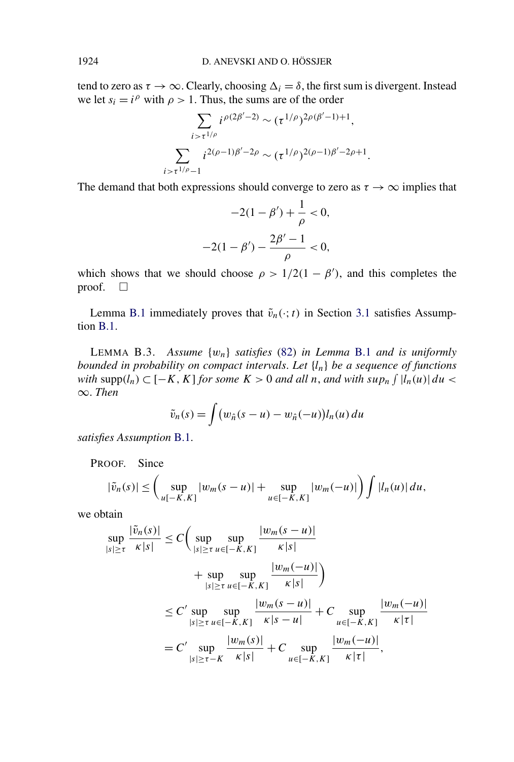tend to zero as $\tau \to \infty$. Clearly, choosing $\Delta_i = \delta$, the first sum is divergent. Instead we let $s_i = i^\rho$ with $\rho > 1$. Thus, the sums are of the order

$$\sum_{i > \tau^{1/\rho}} i^{\rho(2\beta'-2)} \sim (\tau^{1/\rho})^{2\rho(\beta'-1)+1},$$

$$\sum_{i > \tau^{1/\rho}-1} i^{2(\rho-1)\beta'-2\rho} \sim (\tau^{1/\rho})^{2(\rho-1)\beta'-2\rho+1}.$$

The demand that both expressions should converge to zero as $\tau \to \infty$ implies that

$$-2(1-\beta') + \frac{1}{\rho} < 0,$$

$$-2(1-\beta') - \frac{2\beta'-1}{\rho} < 0,$$

which shows that we should choose $\rho > 1/2(1-\beta')$, and this completes the proof. $\square$

Lemma B.1 immediately proves that $\tilde{v}_n(\cdot; t)$ in Section 3.1 satisfies Assumption B.1.

LEMMA B.3. *Assume $\{w_n\}$ satisfies (82) in Lemma B.1 and is uniformly bounded in probability on compact intervals. Let $\{l_n\}$ be a sequence of functions with $\operatorname{supp}(l_n) \subset [-K, K]$ for some $K > 0$ and all $n$, and with $sup_n \int |l_n(u)|\, du < \infty$. Then*

$$\tilde{v}_n(s) = \int \big(w_{\hat{n}}(s-u) - w_{\hat{n}}(-u)\big) l_n(u)\, du$$

*satisfies Assumption B.1.*

PROOF. Since

$$|\tilde{v}_n(s)| \le \left( \sup_{u[-K,K]} |w_m(s-u)| + \sup_{u \in [-K,K]} |w_m(-u)| \right) \int |l_n(u)|\, du,$$

we obtain

$$\begin{aligned}
\sup_{|s| \ge \tau} \frac{|\tilde{v}_n(s)|}{\kappa |s|} &\le C \bigg( \sup_{|s| \ge \tau} \sup_{u \in [-K,K]} \frac{|w_m(s-u)|}{\kappa |s|} \\
&\qquad + \sup_{|s| \ge \tau} \sup_{u \in [-K,K]} \frac{|w_m(-u)|}{\kappa |s|} \bigg) \\
&\le C' \sup_{|s| \ge \tau} \sup_{u \in [-K,K]} \frac{|w_m(s-u)|}{\kappa |s-u|} + C \sup_{u \in [-K,K]} \frac{|w_m(-u)|}{\kappa |\tau|} \\
&= C' \sup_{|s| \ge \tau - K} \frac{|w_m(s)|}{\kappa |s|} + C \sup_{u \in [-K,K]} \frac{|w_m(-u)|}{\kappa |\tau|},
\end{aligned}$$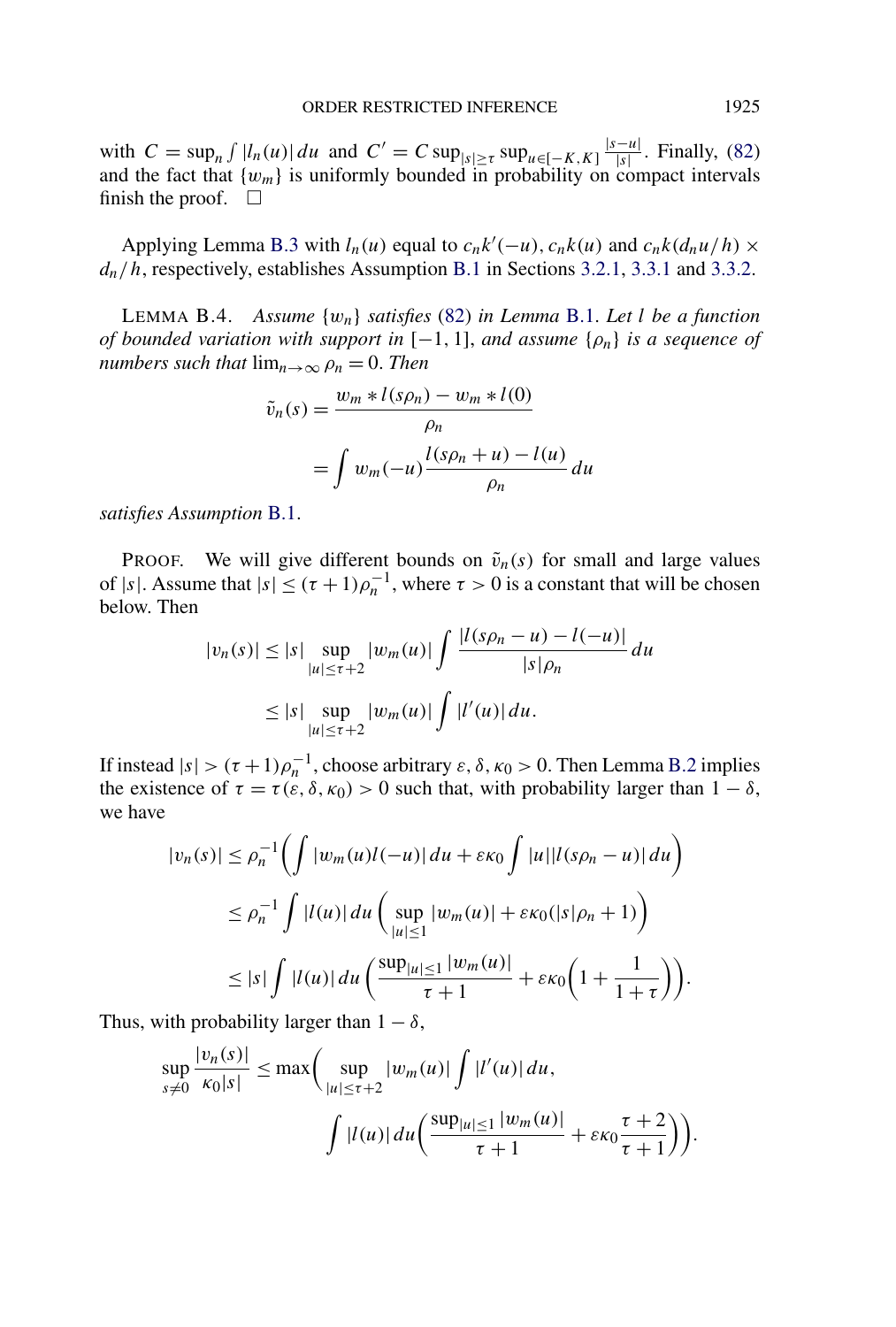with $C = \sup_n \int |l_n(u)|\,du$ and $C' = C \sup_{|s|\geq \tau} \sup_{u\in[-K,K]} \frac{|s-u|}{|s|}$. Finally, (82) and the fact that $\{w_m\}$ is uniformly bounded in probability on compact intervals finish the proof. $\square$

Applying Lemma B.3 with $l_n(u)$ equal to $c_n k'(-u)$, $c_n k(u)$ and $c_n k(d_n u/h) \times d_n/h$, respectively, establishes Assumption B.1 in Sections 3.2.1, 3.3.1 and 3.3.2.

LEMMA B.4. *Assume $\{w_n\}$ satisfies (82) in Lemma B.1. Let $l$ be a function of bounded variation with support in $[-1, 1]$, and assume $\{\rho_n\}$ is a sequence of numbers such that $\lim_{n\to\infty} \rho_n = 0$. Then*

$$
\begin{aligned}
\tilde{v}_n(s) &= \frac{w_m * l(s\rho_n) - w_m * l(0)}{\rho_n} \\
&= \int w_m(-u) \frac{l(s\rho_n + u) - l(u)}{\rho_n}\,du
\end{aligned}
$$

*satisfies Assumption B.1.*

PROOF. We will give different bounds on $\tilde{v}_n(s)$ for small and large values of $|s|$. Assume that $|s| \leq (\tau+1)\rho_n^{-1}$, where $\tau > 0$ is a constant that will be chosen below. Then

$$
\begin{aligned}
|v_n(s)| &\leq |s| \sup_{|u|\leq \tau+2} |w_m(u)| \int \frac{|l(s\rho_n - u) - l(-u)|}{|s|\rho_n}\,du \\
&\leq |s| \sup_{|u|\leq \tau+2} |w_m(u)| \int |l'(u)|\,du.
\end{aligned}
$$

If instead $|s| > (\tau+1)\rho_n^{-1}$, choose arbitrary $\varepsilon, \delta, \kappa_0 > 0$. Then Lemma B.2 implies the existence of $\tau = \tau(\varepsilon, \delta, \kappa_0) > 0$ such that, with probability larger than $1-\delta$, we have

$$
\begin{aligned}
|v_n(s)| &\leq \rho_n^{-1}\left(\int |w_m(u) l(-u)|\,du + \varepsilon\kappa_0 \int |u||l(s\rho_n - u)|\,du\right) \\
&\leq \rho_n^{-1} \int |l(u)|\,du \left(\sup_{|u|\leq 1} |w_m(u)| + \varepsilon\kappa_0(|s|\rho_n + 1)\right) \\
&\leq |s| \int |l(u)|\,du \left(\frac{\sup_{|u|\leq 1}|w_m(u)|}{\tau+1} + \varepsilon\kappa_0\left(1 + \frac{1}{1+\tau}\right)\right).
\end{aligned}
$$

Thus, with probability larger than $1-\delta$,

$$
\begin{aligned}
\sup_{s\neq 0} \frac{|v_n(s)|}{\kappa_0|s|} \leq \max\Bigg(&\sup_{|u|\leq \tau+2} |w_m(u)| \int |l'(u)|\,du, \\
&\int |l(u)|\,du \left(\frac{\sup_{|u|\leq 1}|w_m(u)|}{\tau+1} + \varepsilon\kappa_0 \frac{\tau+2}{\tau+1}\right)\Bigg).
\end{aligned}
$$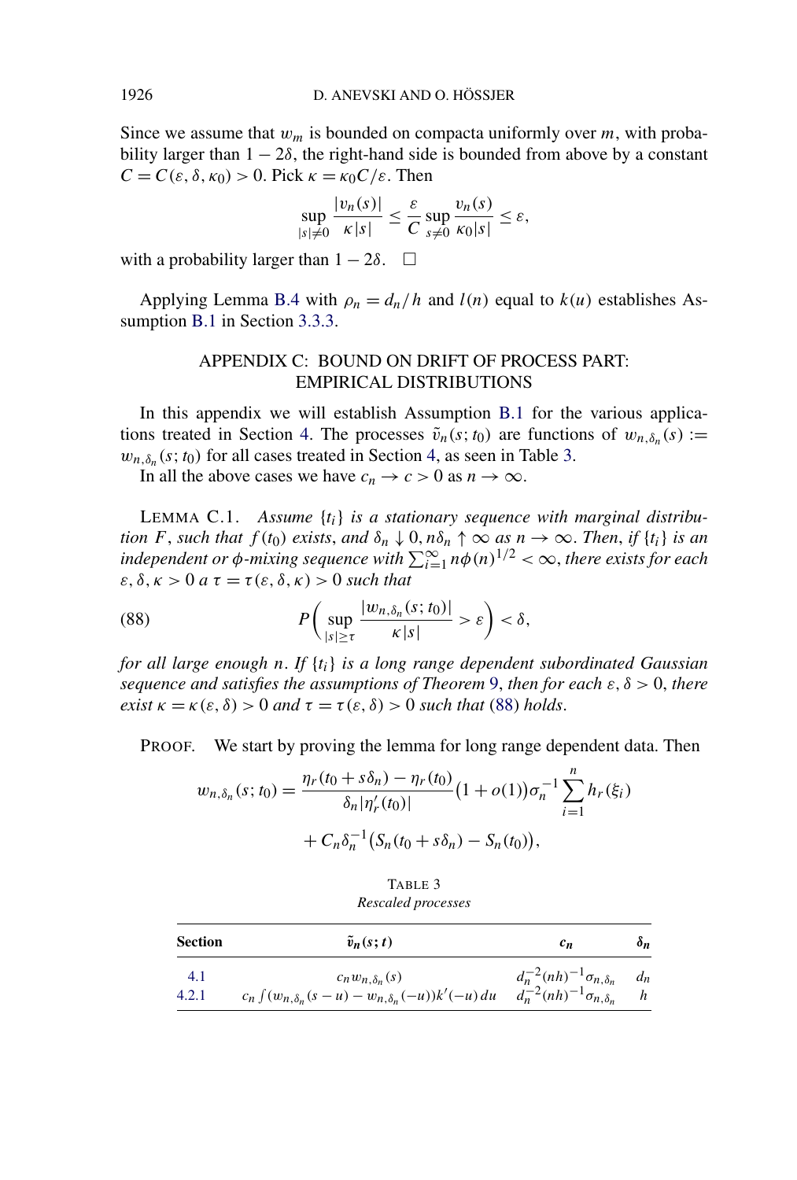Since we assume that $w_m$ is bounded on compacta uniformly over $m$, with probability larger than $1 - 2\delta$, the right-hand side is bounded from above by a constant $C = C(\varepsilon, \delta, \kappa_0) > 0$. Pick $\kappa = \kappa_0 C/\varepsilon$. Then

$$\sup_{|s|\neq 0} \frac{|v_n(s)|}{\kappa |s|} \leq \frac{\varepsilon}{C} \sup_{s \neq 0} \frac{v_n(s)}{\kappa_0 |s|} \leq \varepsilon,$$

with a probability larger than $1 - 2\delta$. $\square$

Applying Lemma B.4 with $\rho_n = d_n/h$ and $l(n)$ equal to $k(u)$ establishes Assumption B.1 in Section 3.3.3.

## APPENDIX C: BOUND ON DRIFT OF PROCESS PART: EMPIRICAL DISTRIBUTIONS

In this appendix we will establish Assumption B.1 for the various applications treated in Section 4. The processes $\tilde{v}_n(s; t_0)$ are functions of $w_{n,\delta_n}(s) := w_{n,\delta_n}(s; t_0)$ for all cases treated in Section 4, as seen in Table 3.

In all the above cases we have $c_n \to c > 0$ as $n \to \infty$.

LEMMA C.1. *Assume $\{t_i\}$ is a stationary sequence with marginal distribution $F$, such that $f(t_0)$ exists, and $\delta_n \downarrow 0, n\delta_n \uparrow \infty$ as $n \to \infty$. Then, if $\{t_i\}$ is an independent or $\phi$-mixing sequence with $\sum_{i=1}^{\infty} n\phi(n)^{1/2} < \infty$, there exists for each $\varepsilon, \delta, \kappa > 0$ a $\tau = \tau(\varepsilon, \delta, \kappa) > 0$ such that*

$$P\left( \sup_{|s|\geq \tau} \frac{|w_{n,\delta_n}(s; t_0)|}{\kappa |s|} > \varepsilon \right) < \delta, \tag{88}$$

*for all large enough $n$. If $\{t_i\}$ is a long range dependent subordinated Gaussian sequence and satisfies the assumptions of Theorem 9, then for each $\varepsilon, \delta > 0$, there exist $\kappa = \kappa(\varepsilon, \delta) > 0$ and $\tau = \tau(\varepsilon, \delta) > 0$ such that (88) holds.*

PROOF. We start by proving the lemma for long range dependent data. Then

$$w_{n,\delta_n}(s; t_0) = \frac{\eta_r(t_0 + s\delta_n) - \eta_r(t_0)}{\delta_n |\eta_r'(t_0)|} \big(1 + o(1)\big) \sigma_n^{-1} \sum_{i=1}^{n} h_r(\xi_i)$$
$$+ C_n \delta_n^{-1} \big(S_n(t_0 + s\delta_n) - S_n(t_0)\big),$$

TABLE 3
*Rescaled processes*

| Section | $\tilde{v}_n(s; t)$ | $c_n$ | $\delta_n$ |
|---|---|---|---|
| 4.1 | $c_n w_{n,\delta_n}(s)$ | $d_n^{-2}(nh)^{-1}\sigma_{n,\delta_n}$ | $d_n$ |
| 4.2.1 | $c_n \int (w_{n,\delta_n}(s-u) - w_{n,\delta_n}(-u)) k'(-u)\, du$ | $d_n^{-2}(nh)^{-1}\sigma_{n,\delta_n}$ | $h$ |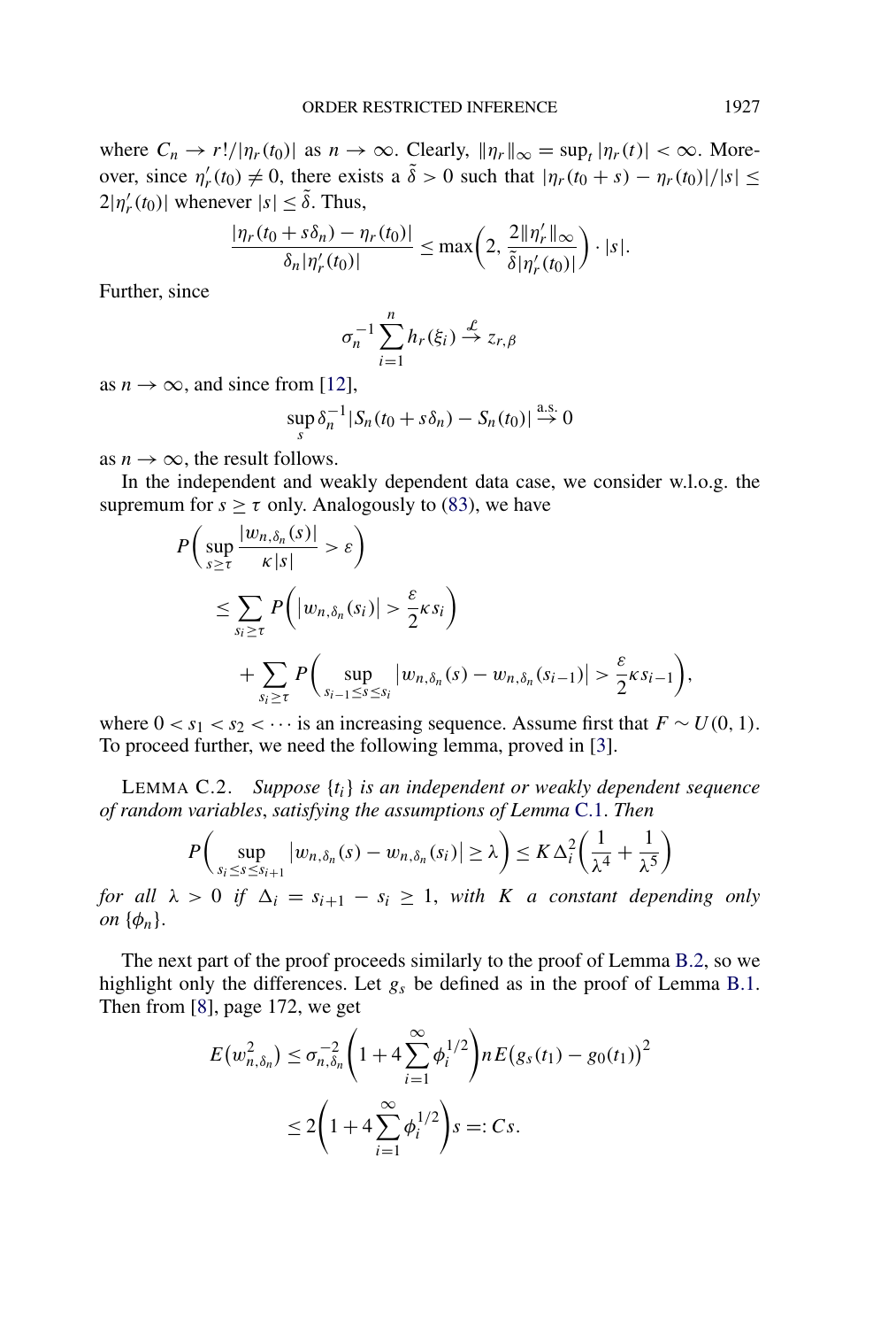where $C_n \to r!/|\eta_r(t_0)|$ as $n \to \infty$. Clearly, $\|\eta_r\|_\infty = \sup_t |\eta_r(t)| < \infty$. Moreover, since $\eta_r'(t_0) \neq 0$, there exists a $\tilde{\delta} > 0$ such that $|\eta_r(t_0 + s) - \eta_r(t_0)|/|s| \leq 2|\eta_r'(t_0)|$ whenever $|s| \leq \tilde{\delta}$. Thus,

$$\frac{|\eta_r(t_0 + s\delta_n) - \eta_r(t_0)|}{\delta_n |\eta_r'(t_0)|} \leq \max\left(2, \frac{2\|\eta_r'\|_\infty}{\tilde{\delta}|\eta_r'(t_0)|}\right) \cdot |s|.$$

Further, since

$$\sigma_n^{-1} \sum_{i=1}^n h_r(\xi_i) \xrightarrow{\mathcal{L}} z_{r,\beta}$$

as $n \to \infty$, and since from [12],

$$\sup_s \delta_n^{-1} |S_n(t_0 + s\delta_n) - S_n(t_0)| \xrightarrow{\text{a.s.}} 0$$

as $n \to \infty$, the result follows.

In the independent and weakly dependent data case, we consider w.l.o.g. the supremum for $s \geq \tau$ only. Analogously to (83), we have

$$\begin{aligned}
P&\left(\sup_{s \geq \tau} \frac{|w_{n,\delta_n}(s)|}{\kappa |s|} > \varepsilon\right) \\
&\leq \sum_{s_i \geq \tau} P\left(|w_{n,\delta_n}(s_i)| > \frac{\varepsilon}{2} \kappa s_i\right) \\
&\quad + \sum_{s_i \geq \tau} P\left(\sup_{s_{i-1} \leq s \leq s_i} |w_{n,\delta_n}(s) - w_{n,\delta_n}(s_{i-1})| > \frac{\varepsilon}{2} \kappa s_{i-1}\right),
\end{aligned}$$

where $0 < s_1 < s_2 < \cdots$ is an increasing sequence. Assume first that $F \sim U(0,1)$. To proceed further, we need the following lemma, proved in [3].

LEMMA C.2. *Suppose $\{t_i\}$ is an independent or weakly dependent sequence of random variables, satisfying the assumptions of Lemma C.1. Then*

$$P\left(\sup_{s_i \leq s \leq s_{i+1}} |w_{n,\delta_n}(s) - w_{n,\delta_n}(s_i)| \geq \lambda\right) \leq K \Delta_i^2 \left(\frac{1}{\lambda^4} + \frac{1}{\lambda^5}\right)$$

*for all $\lambda > 0$ if $\Delta_i = s_{i+1} - s_i \geq 1$, with $K$ a constant depending only on $\{\phi_n\}$.*

The next part of the proof proceeds similarly to the proof of Lemma B.2, so we highlight only the differences. Let $g_s$ be defined as in the proof of Lemma B.1. Then from [8], page 172, we get

$$\begin{aligned}
E(w_{n,\delta_n}^2) &\leq \sigma_{n,\delta_n}^{-2}\left(1 + 4\sum_{i=1}^\infty \phi_i^{1/2}\right) n E(g_s(t_1) - g_0(t_1))^2 \\
&\leq 2\left(1 + 4\sum_{i=1}^\infty \phi_i^{1/2}\right) s =: Cs.
\end{aligned}$$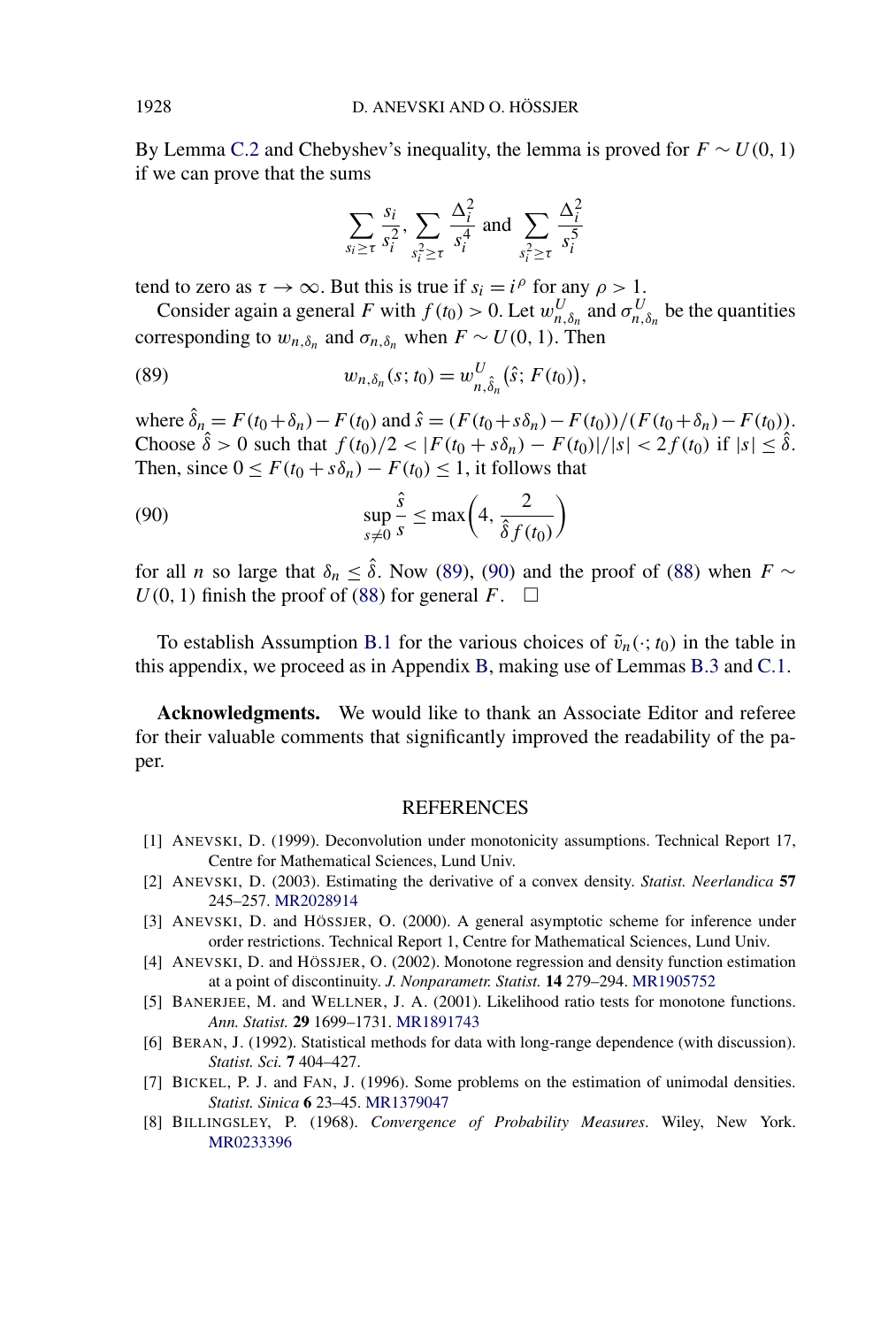By Lemma C.2 and Chebyshev's inequality, the lemma is proved for $F \sim U(0,1)$ if we can prove that the sums

$$\sum_{s_i \geq \tau} \frac{s_i}{s_i^2}, \sum_{s_i^2 \geq \tau} \frac{\Delta_i^2}{s_i^4} \text{ and } \sum_{s_i^2 \geq \tau} \frac{\Delta_i^2}{s_i^5}$$

tend to zero as $\tau \to \infty$. But this is true if $s_i = i^\rho$ for any $\rho > 1$.

Consider again a general $F$ with $f(t_0) > 0$. Let $w_{n,\delta_n}^U$ and $\sigma_{n,\delta_n}^U$ be the quantities corresponding to $w_{n,\delta_n}$ and $\sigma_{n,\delta_n}$ when $F \sim U(0,1)$. Then

$$w_{n,\delta_n}(s; t_0) = w_{n,\hat{\delta}_n}^U(\hat{s}; F(t_0)), \tag{89}$$

where $\hat{\delta}_n = F(t_0+\delta_n) - F(t_0)$ and $\hat{s} = (F(t_0+s\delta_n) - F(t_0))/(F(t_0+\delta_n) - F(t_0))$. Choose $\hat{\delta} > 0$ such that $f(t_0)/2 < |F(t_0 + s\delta_n) - F(t_0)|/|s| < 2f(t_0)$ if $|s| \leq \hat{\delta}$. Then, since $0 \leq F(t_0 + s\delta_n) - F(t_0) \leq 1$, it follows that

$$\sup_{s \neq 0} \frac{\hat{s}}{s} \leq \max\left(4, \frac{2}{\hat{\delta} f(t_0)}\right) \tag{90}$$

for all $n$ so large that $\delta_n \leq \hat{\delta}$. Now (89), (90) and the proof of (88) when $F \sim U(0,1)$ finish the proof of (88) for general $F$. $\square$

To establish Assumption B.1 for the various choices of $\tilde{v}_n(\cdot; t_0)$ in the table in this appendix, we proceed as in Appendix B, making use of Lemmas B.3 and C.1.

**Acknowledgments.** We would like to thank an Associate Editor and referee for their valuable comments that significantly improved the readability of the paper.

## REFERENCES

[1] ANEVSKI, D. (1999). Deconvolution under monotonicity assumptions. Technical Report 17, Centre for Mathematical Sciences, Lund Univ.

[2] ANEVSKI, D. (2003). Estimating the derivative of a convex density. *Statist. Neerlandica* **57** 245–257. MR2028914

[3] ANEVSKI, D. and HÖSSJER, O. (2000). A general asymptotic scheme for inference under order restrictions. Technical Report 1, Centre for Mathematical Sciences, Lund Univ.

[4] ANEVSKI, D. and HÖSSJER, O. (2002). Monotone regression and density function estimation at a point of discontinuity. *J. Nonparametr. Statist.* **14** 279–294. MR1905752

[5] BANERJEE, M. and WELLNER, J. A. (2001). Likelihood ratio tests for monotone functions. *Ann. Statist.* **29** 1699–1731. MR1891743

[6] BERAN, J. (1992). Statistical methods for data with long-range dependence (with discussion). *Statist. Sci.* **7** 404–427.

[7] BICKEL, P. J. and FAN, J. (1996). Some problems on the estimation of unimodal densities. *Statist. Sinica* **6** 23–45. MR1379047

[8] BILLINGSLEY, P. (1968). *Convergence of Probability Measures*. Wiley, New York. MR0233396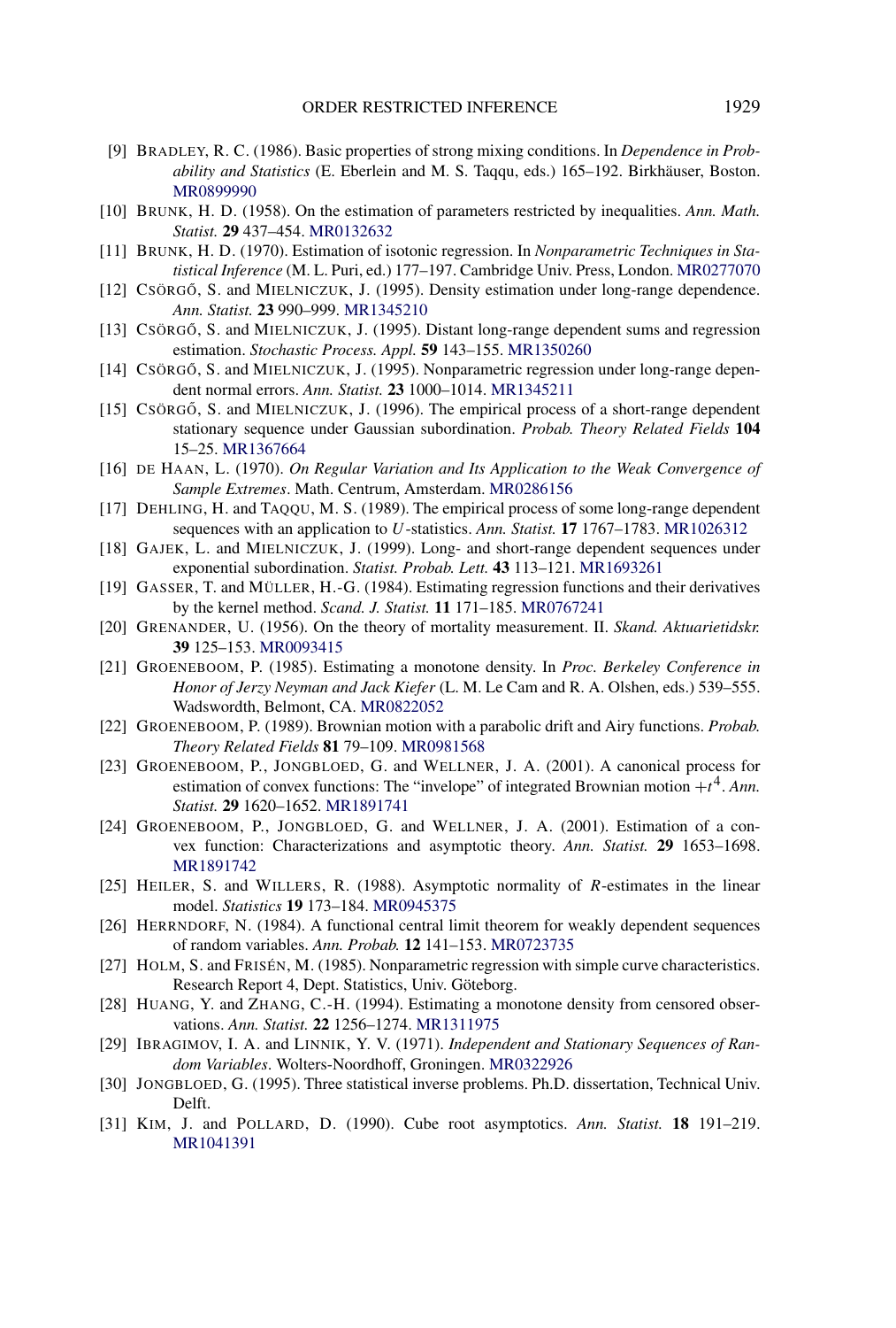[9] BRADLEY, R. C. (1986). Basic properties of strong mixing conditions. In *Dependence in Probability and Statistics* (E. Eberlein and M. S. Taqqu, eds.) 165–192. Birkhäuser, Boston. MR0899990

[10] BRUNK, H. D. (1958). On the estimation of parameters restricted by inequalities. *Ann. Math. Statist.* **29** 437–454. MR0132632

[11] BRUNK, H. D. (1970). Estimation of isotonic regression. In *Nonparametric Techniques in Statistical Inference* (M. L. Puri, ed.) 177–197. Cambridge Univ. Press, London. MR0277070

[12] CSÖRGŐ, S. and MIELNICZUK, J. (1995). Density estimation under long-range dependence. *Ann. Statist.* **23** 990–999. MR1345210

[13] CSÖRGŐ, S. and MIELNICZUK, J. (1995). Distant long-range dependent sums and regression estimation. *Stochastic Process. Appl.* **59** 143–155. MR1350260

[14] CSÖRGŐ, S. and MIELNICZUK, J. (1995). Nonparametric regression under long-range dependent normal errors. *Ann. Statist.* **23** 1000–1014. MR1345211

[15] CSÖRGŐ, S. and MIELNICZUK, J. (1996). The empirical process of a short-range dependent stationary sequence under Gaussian subordination. *Probab. Theory Related Fields* **104** 15–25. MR1367664

[16] DE HAAN, L. (1970). *On Regular Variation and Its Application to the Weak Convergence of Sample Extremes*. Math. Centrum, Amsterdam. MR0286156

[17] DEHLING, H. and TAQQU, M. S. (1989). The empirical process of some long-range dependent sequences with an application to $U$-statistics. *Ann. Statist.* **17** 1767–1783. MR1026312

[18] GAJEK, L. and MIELNICZUK, J. (1999). Long- and short-range dependent sequences under exponential subordination. *Statist. Probab. Lett.* **43** 113–121. MR1693261

[19] GASSER, T. and MÜLLER, H.-G. (1984). Estimating regression functions and their derivatives by the kernel method. *Scand. J. Statist.* **11** 171–185. MR0767241

[20] GRENANDER, U. (1956). On the theory of mortality measurement. II. *Skand. Aktuarietidskr.* **39** 125–153. MR0093415

[21] GROENEBOOM, P. (1985). Estimating a monotone density. In *Proc. Berkeley Conference in Honor of Jerzy Neyman and Jack Kiefer* (L. M. Le Cam and R. A. Olshen, eds.) 539–555. Wadsworth, Belmont, CA. MR0822052

[22] GROENEBOOM, P. (1989). Brownian motion with a parabolic drift and Airy functions. *Probab. Theory Related Fields* **81** 79–109. MR0981568

[23] GROENEBOOM, P., JONGBLOED, G. and WELLNER, J. A. (2001). A canonical process for estimation of convex functions: The "invelope" of integrated Brownian motion $+t^4$. *Ann. Statist.* **29** 1620–1652. MR1891741

[24] GROENEBOOM, P., JONGBLOED, G. and WELLNER, J. A. (2001). Estimation of a convex function: Characterizations and asymptotic theory. *Ann. Statist.* **29** 1653–1698. MR1891742

[25] HEILER, S. and WILLERS, R. (1988). Asymptotic normality of $R$-estimates in the linear model. *Statistics* **19** 173–184. MR0945375

[26] HERRNDORF, N. (1984). A functional central limit theorem for weakly dependent sequences of random variables. *Ann. Probab.* **12** 141–153. MR0723735

[27] HOLM, S. and FRISÉN, M. (1985). Nonparametric regression with simple curve characteristics. Research Report 4, Dept. Statistics, Univ. Göteborg.

[28] HUANG, Y. and ZHANG, C.-H. (1994). Estimating a monotone density from censored observations. *Ann. Statist.* **22** 1256–1274. MR1311975

[29] IBRAGIMOV, I. A. and LINNIK, Y. V. (1971). *Independent and Stationary Sequences of Random Variables*. Wolters-Noordhoff, Groningen. MR0322926

[30] JONGBLOED, G. (1995). Three statistical inverse problems. Ph.D. dissertation, Technical Univ. Delft.

[31] KIM, J. and POLLARD, D. (1990). Cube root asymptotics. *Ann. Statist.* **18** 191–219. MR1041391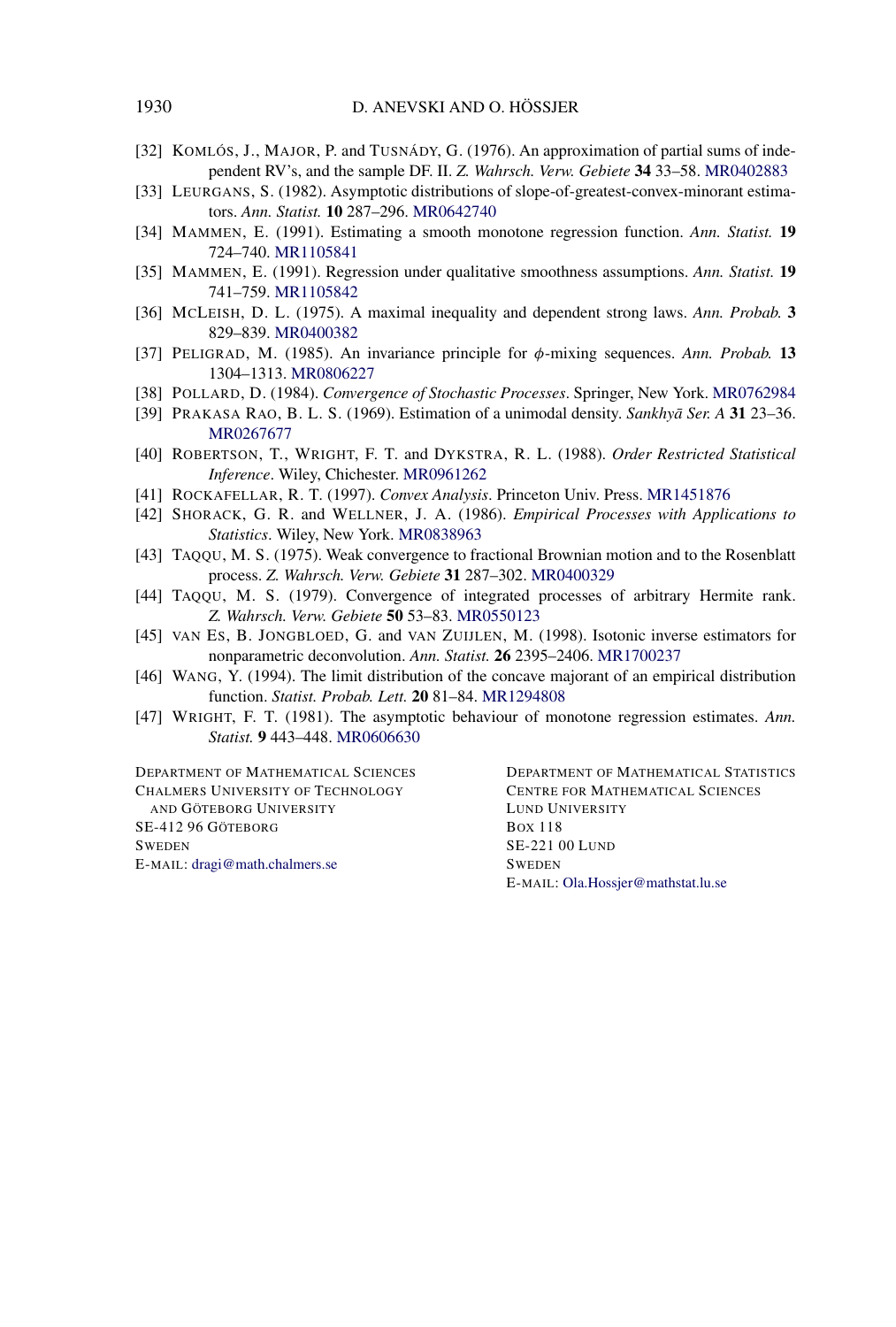[32] Komlós, J., Major, P. and Tusnády, G. (1976). An approximation of partial sums of independent RV's, and the sample DF. II. *Z. Wahrsch. Verw. Gebiete* **34** 33–58. MR0402883

[33] Leurgans, S. (1982). Asymptotic distributions of slope-of-greatest-convex-minorant estimators. *Ann. Statist.* **10** 287–296. MR0642740

[34] Mammen, E. (1991). Estimating a smooth monotone regression function. *Ann. Statist.* **19** 724–740. MR1105841

[35] Mammen, E. (1991). Regression under qualitative smoothness assumptions. *Ann. Statist.* **19** 741–759. MR1105842

[36] McLeish, D. L. (1975). A maximal inequality and dependent strong laws. *Ann. Probab.* **3** 829–839. MR0400382

[37] Peligrad, M. (1985). An invariance principle for $\phi$-mixing sequences. *Ann. Probab.* **13** 1304–1313. MR0806227

[38] Pollard, D. (1984). *Convergence of Stochastic Processes*. Springer, New York. MR0762984

[39] Prakasa Rao, B. L. S. (1969). Estimation of a unimodal density. *Sankhyā Ser. A* **31** 23–36. MR0267677

[40] Robertson, T., Wright, F. T. and Dykstra, R. L. (1988). *Order Restricted Statistical Inference*. Wiley, Chichester. MR0961262

[41] Rockafellar, R. T. (1997). *Convex Analysis*. Princeton Univ. Press. MR1451876

[42] Shorack, G. R. and Wellner, J. A. (1986). *Empirical Processes with Applications to Statistics*. Wiley, New York. MR0838963

[43] Taqqu, M. S. (1975). Weak convergence to fractional Brownian motion and to the Rosenblatt process. *Z. Wahrsch. Verw. Gebiete* **31** 287–302. MR0400329

[44] Taqqu, M. S. (1979). Convergence of integrated processes of arbitrary Hermite rank. *Z. Wahrsch. Verw. Gebiete* **50** 53–83. MR0550123

[45] van Es, B. Jongbloed, G. and van Zuijlen, M. (1998). Isotonic inverse estimators for nonparametric deconvolution. *Ann. Statist.* **26** 2395–2406. MR1700237

[46] Wang, Y. (1994). The limit distribution of the concave majorant of an empirical distribution function. *Statist. Probab. Lett.* **20** 81–84. MR1294808

[47] Wright, F. T. (1981). The asymptotic behaviour of monotone regression estimates. *Ann. Statist.* **9** 443–448. MR0606630

Department of Mathematical Sciences
Chalmers University of Technology
and Göteborg University
SE-412 96 Göteborg
Sweden
E-mail: dragi@math.chalmers.se

Department of Mathematical Statistics
Centre for Mathematical Sciences
Lund University
Box 118
SE-221 00 Lund
Sweden
E-mail: Ola.Hossjer@mathstat.lu.se